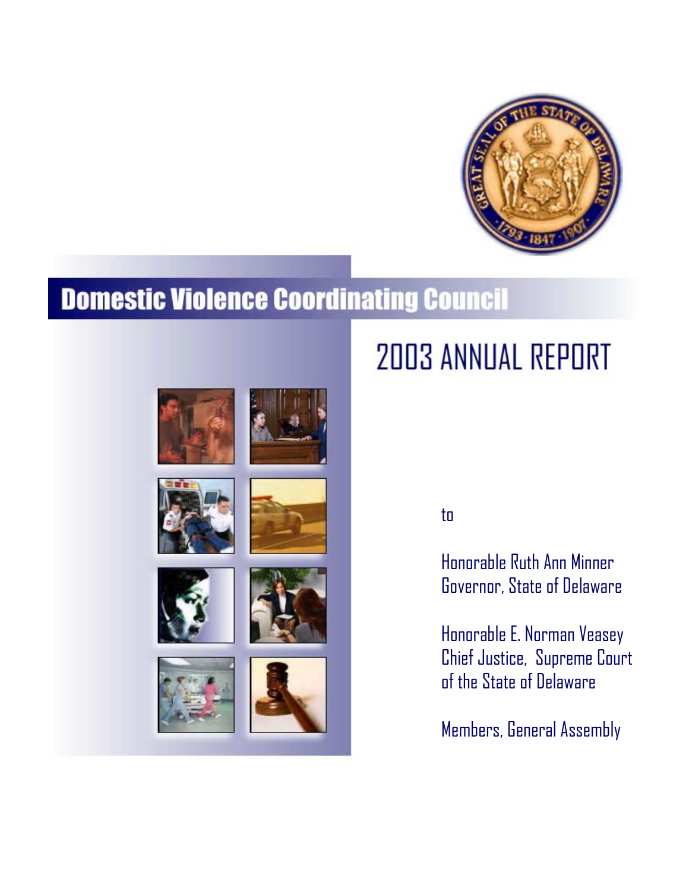# Domestic Violence Coordinating Council

## 2003 ANNUAL REPORT

to

Honorable Ruth Ann Minner
Governor, State of Delaware

Honorable E. Norman Veasey
Chief Justice, Supreme Court
of the State of Delaware

Members, General Assembly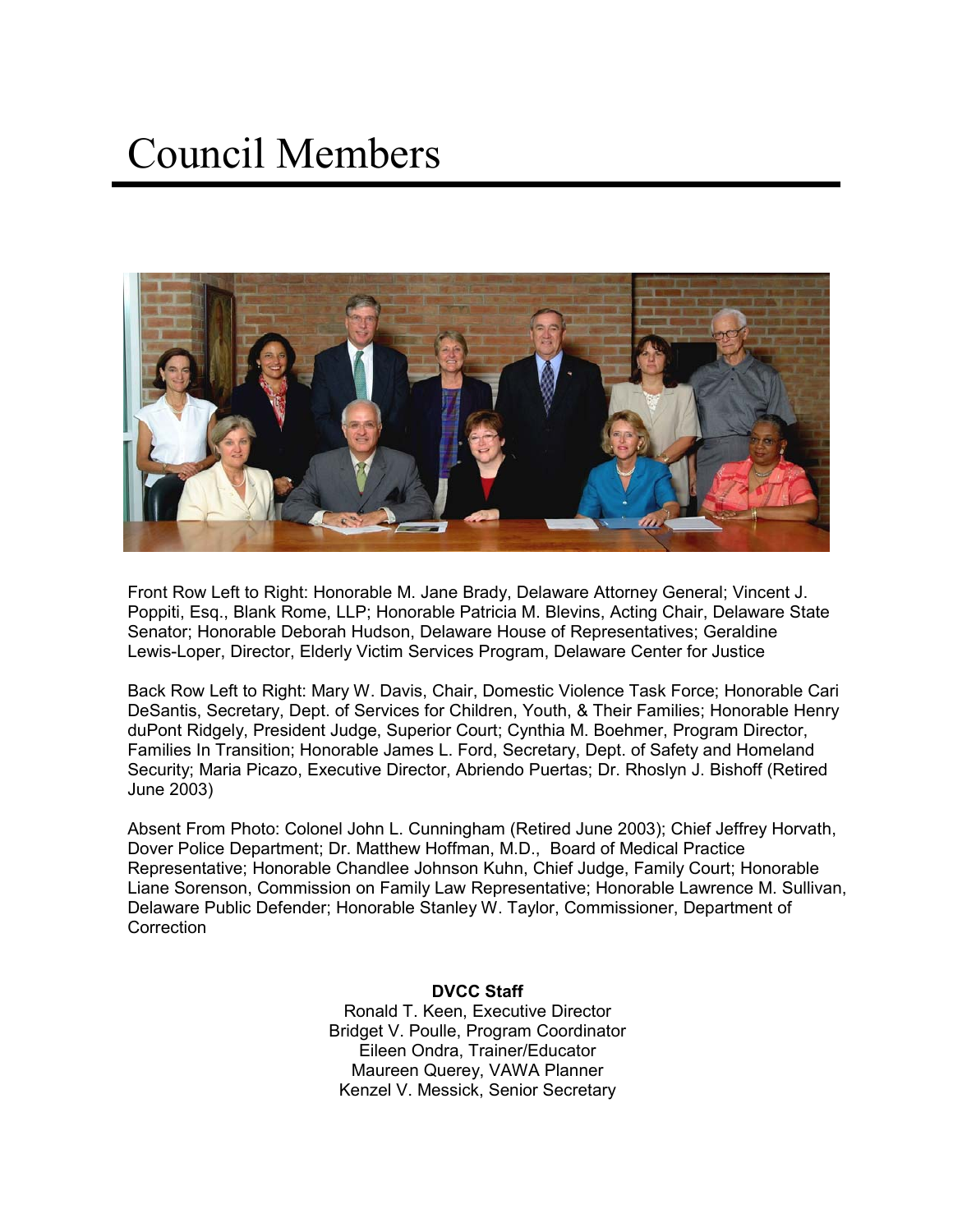# Council Members

Front Row Left to Right: Honorable M. Jane Brady, Delaware Attorney General; Vincent J. Poppiti, Esq., Blank Rome, LLP; Honorable Patricia M. Blevins, Acting Chair, Delaware State Senator; Honorable Deborah Hudson, Delaware House of Representatives; Geraldine Lewis-Loper, Director, Elderly Victim Services Program, Delaware Center for Justice

Back Row Left to Right: Mary W. Davis, Chair, Domestic Violence Task Force; Honorable Cari DeSantis, Secretary, Dept. of Services for Children, Youth, & Their Families; Honorable Henry duPont Ridgely, President Judge, Superior Court; Cynthia M. Boehmer, Program Director, Families In Transition; Honorable James L. Ford, Secretary, Dept. of Safety and Homeland Security; Maria Picazo, Executive Director, Abriendo Puertas; Dr. Rhoslyn J. Bishoff (Retired June 2003)

Absent From Photo: Colonel John L. Cunningham (Retired June 2003); Chief Jeffrey Horvath, Dover Police Department; Dr. Matthew Hoffman, M.D., Board of Medical Practice Representative; Honorable Chandlee Johnson Kuhn, Chief Judge, Family Court; Honorable Liane Sorenson, Commission on Family Law Representative; Honorable Lawrence M. Sullivan, Delaware Public Defender; Honorable Stanley W. Taylor, Commissioner, Department of Correction

**DVCC Staff**

Ronald T. Keen, Executive Director
Bridget V. Poulle, Program Coordinator
Eileen Ondra, Trainer/Educator
Maureen Querey, VAWA Planner
Kenzel V. Messick, Senior Secretary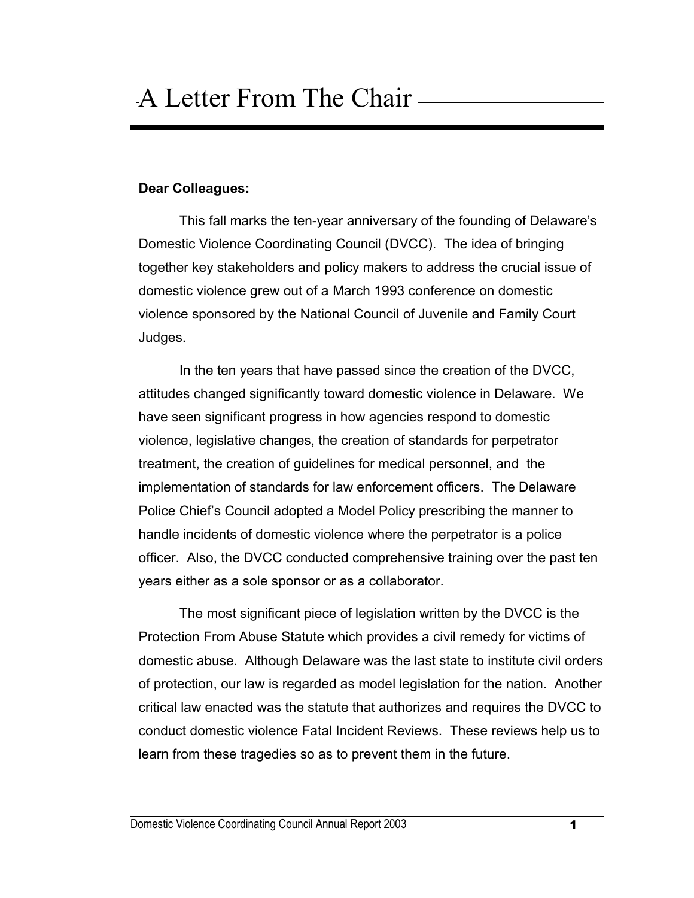# A Letter From The Chair

**Dear Colleagues:**

This fall marks the ten-year anniversary of the founding of Delaware's Domestic Violence Coordinating Council (DVCC). The idea of bringing together key stakeholders and policy makers to address the crucial issue of domestic violence grew out of a March 1993 conference on domestic violence sponsored by the National Council of Juvenile and Family Court Judges.

In the ten years that have passed since the creation of the DVCC, attitudes changed significantly toward domestic violence in Delaware. We have seen significant progress in how agencies respond to domestic violence, legislative changes, the creation of standards for perpetrator treatment, the creation of guidelines for medical personnel, and the implementation of standards for law enforcement officers. The Delaware Police Chief's Council adopted a Model Policy prescribing the manner to handle incidents of domestic violence where the perpetrator is a police officer. Also, the DVCC conducted comprehensive training over the past ten years either as a sole sponsor or as a collaborator.

The most significant piece of legislation written by the DVCC is the Protection From Abuse Statute which provides a civil remedy for victims of domestic abuse. Although Delaware was the last state to institute civil orders of protection, our law is regarded as model legislation for the nation. Another critical law enacted was the statute that authorizes and requires the DVCC to conduct domestic violence Fatal Incident Reviews. These reviews help us to learn from these tragedies so as to prevent them in the future.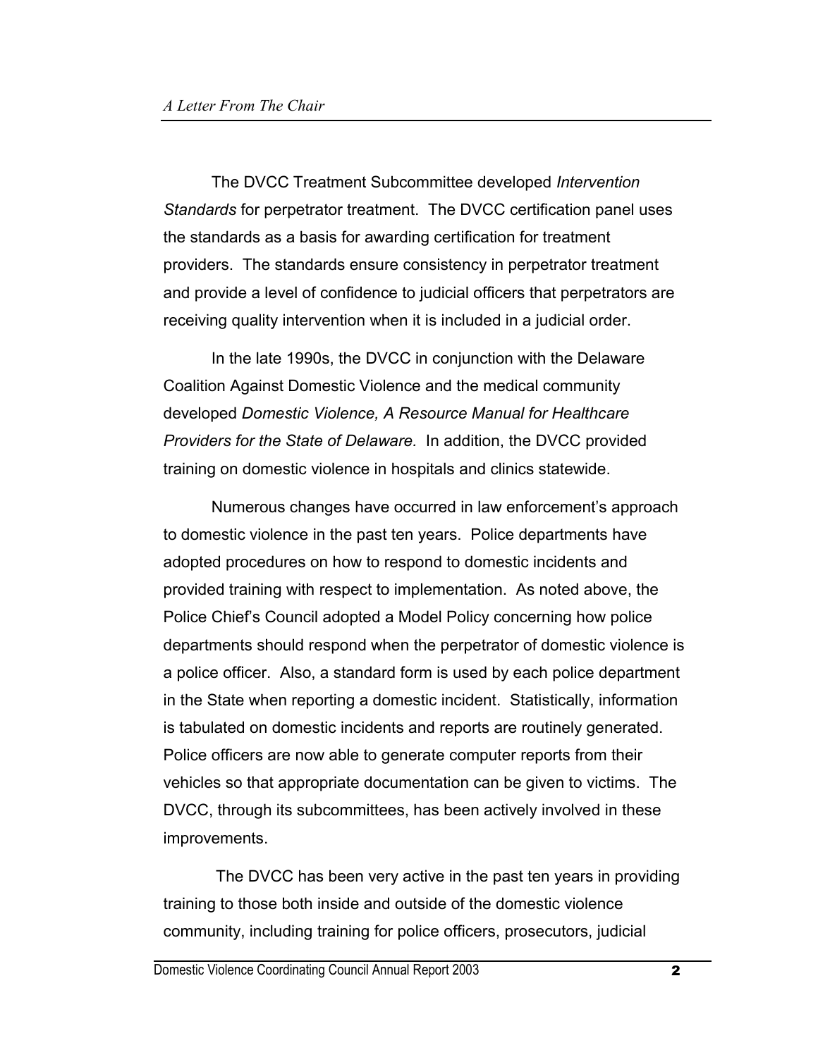The DVCC Treatment Subcommittee developed *Intervention Standards* for perpetrator treatment. The DVCC certification panel uses the standards as a basis for awarding certification for treatment providers. The standards ensure consistency in perpetrator treatment and provide a level of confidence to judicial officers that perpetrators are receiving quality intervention when it is included in a judicial order.

In the late 1990s, the DVCC in conjunction with the Delaware Coalition Against Domestic Violence and the medical community developed *Domestic Violence, A Resource Manual for Healthcare Providers for the State of Delaware.* In addition, the DVCC provided training on domestic violence in hospitals and clinics statewide.

Numerous changes have occurred in law enforcement's approach to domestic violence in the past ten years. Police departments have adopted procedures on how to respond to domestic incidents and provided training with respect to implementation. As noted above, the Police Chief's Council adopted a Model Policy concerning how police departments should respond when the perpetrator of domestic violence is a police officer. Also, a standard form is used by each police department in the State when reporting a domestic incident. Statistically, information is tabulated on domestic incidents and reports are routinely generated. Police officers are now able to generate computer reports from their vehicles so that appropriate documentation can be given to victims. The DVCC, through its subcommittees, has been actively involved in these improvements.

The DVCC has been very active in the past ten years in providing training to those both inside and outside of the domestic violence community, including training for police officers, prosecutors, judicial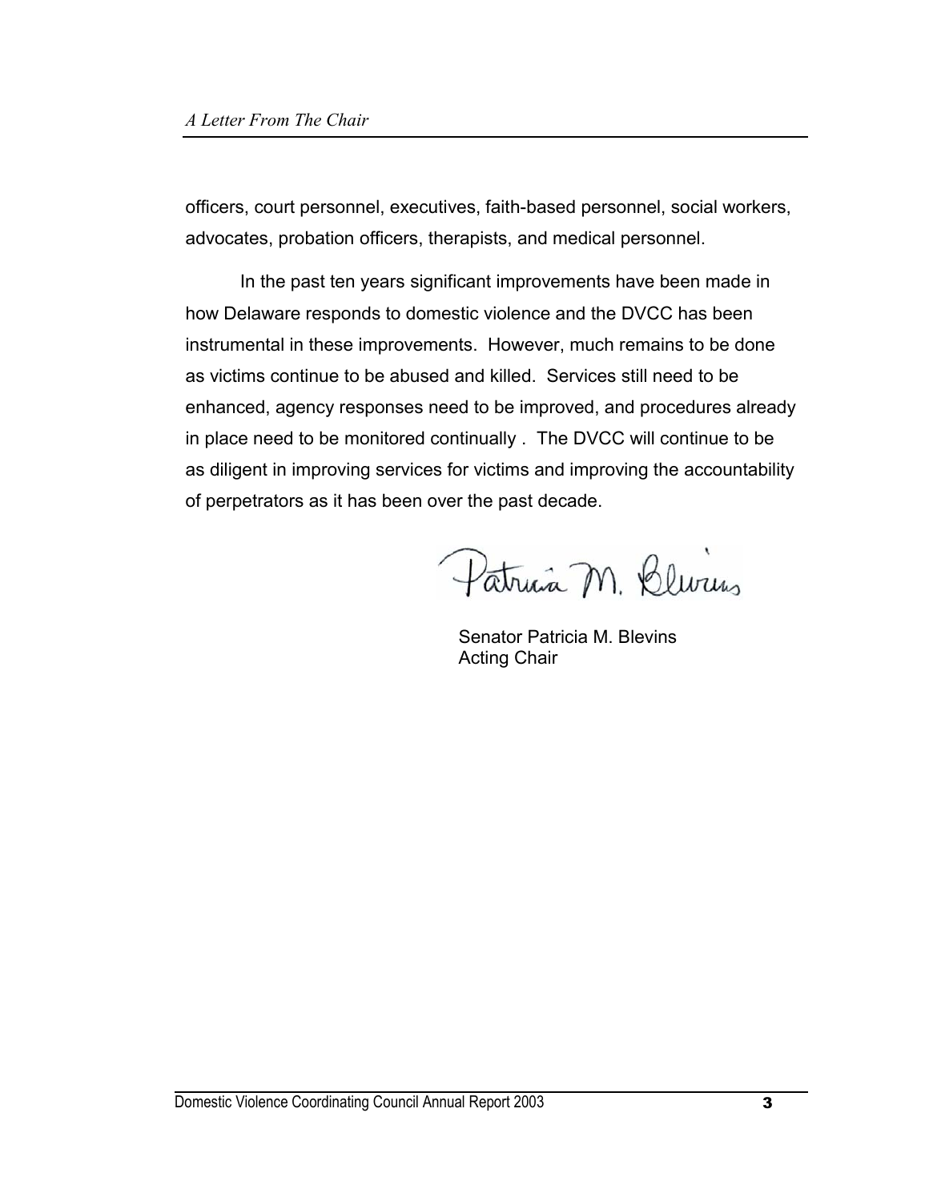officers, court personnel, executives, faith-based personnel, social workers, advocates, probation officers, therapists, and medical personnel.

In the past ten years significant improvements have been made in how Delaware responds to domestic violence and the DVCC has been instrumental in these improvements. However, much remains to be done as victims continue to be abused and killed. Services still need to be enhanced, agency responses need to be improved, and procedures already in place need to be monitored continually . The DVCC will continue to be as diligent in improving services for victims and improving the accountability of perpetrators as it has been over the past decade.

Patricia M. Blevins

Senator Patricia M. Blevins
Acting Chair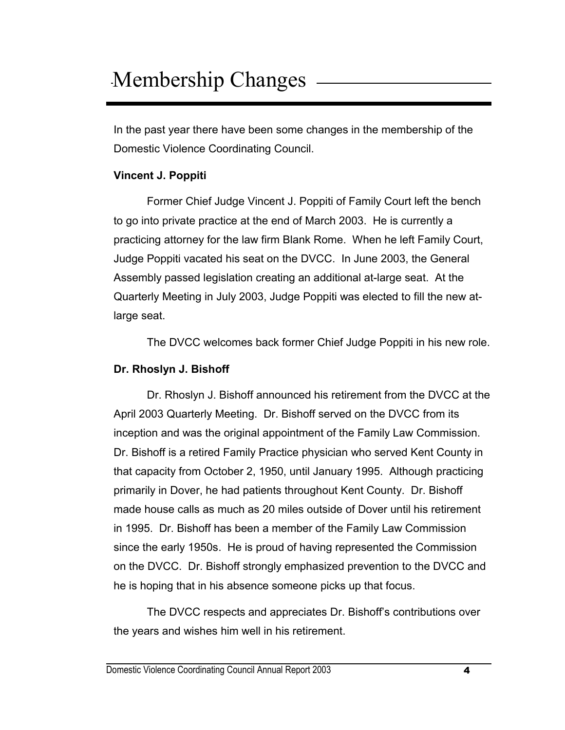# Membership Changes

In the past year there have been some changes in the membership of the Domestic Violence Coordinating Council.

**Vincent J. Poppiti**

Former Chief Judge Vincent J. Poppiti of Family Court left the bench to go into private practice at the end of March 2003. He is currently a practicing attorney for the law firm Blank Rome. When he left Family Court, Judge Poppiti vacated his seat on the DVCC. In June 2003, the General Assembly passed legislation creating an additional at-large seat. At the Quarterly Meeting in July 2003, Judge Poppiti was elected to fill the new at-large seat.

The DVCC welcomes back former Chief Judge Poppiti in his new role.

**Dr. Rhoslyn J. Bishoff**

Dr. Rhoslyn J. Bishoff announced his retirement from the DVCC at the April 2003 Quarterly Meeting. Dr. Bishoff served on the DVCC from its inception and was the original appointment of the Family Law Commission. Dr. Bishoff is a retired Family Practice physician who served Kent County in that capacity from October 2, 1950, until January 1995. Although practicing primarily in Dover, he had patients throughout Kent County. Dr. Bishoff made house calls as much as 20 miles outside of Dover until his retirement in 1995. Dr. Bishoff has been a member of the Family Law Commission since the early 1950s. He is proud of having represented the Commission on the DVCC. Dr. Bishoff strongly emphasized prevention to the DVCC and he is hoping that in his absence someone picks up that focus.

The DVCC respects and appreciates Dr. Bishoff's contributions over the years and wishes him well in his retirement.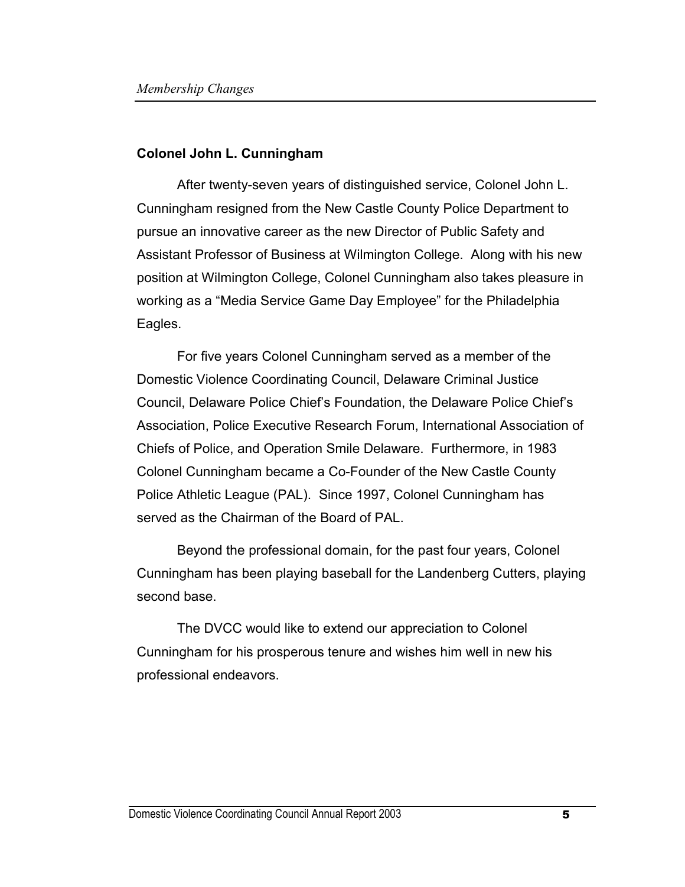## Colonel John L. Cunningham

After twenty-seven years of distinguished service, Colonel John L. Cunningham resigned from the New Castle County Police Department to pursue an innovative career as the new Director of Public Safety and Assistant Professor of Business at Wilmington College. Along with his new position at Wilmington College, Colonel Cunningham also takes pleasure in working as a "Media Service Game Day Employee" for the Philadelphia Eagles.

For five years Colonel Cunningham served as a member of the Domestic Violence Coordinating Council, Delaware Criminal Justice Council, Delaware Police Chief's Foundation, the Delaware Police Chief's Association, Police Executive Research Forum, International Association of Chiefs of Police, and Operation Smile Delaware. Furthermore, in 1983 Colonel Cunningham became a Co-Founder of the New Castle County Police Athletic League (PAL). Since 1997, Colonel Cunningham has served as the Chairman of the Board of PAL.

Beyond the professional domain, for the past four years, Colonel Cunningham has been playing baseball for the Landenberg Cutters, playing second base.

The DVCC would like to extend our appreciation to Colonel Cunningham for his prosperous tenure and wishes him well in new his professional endeavors.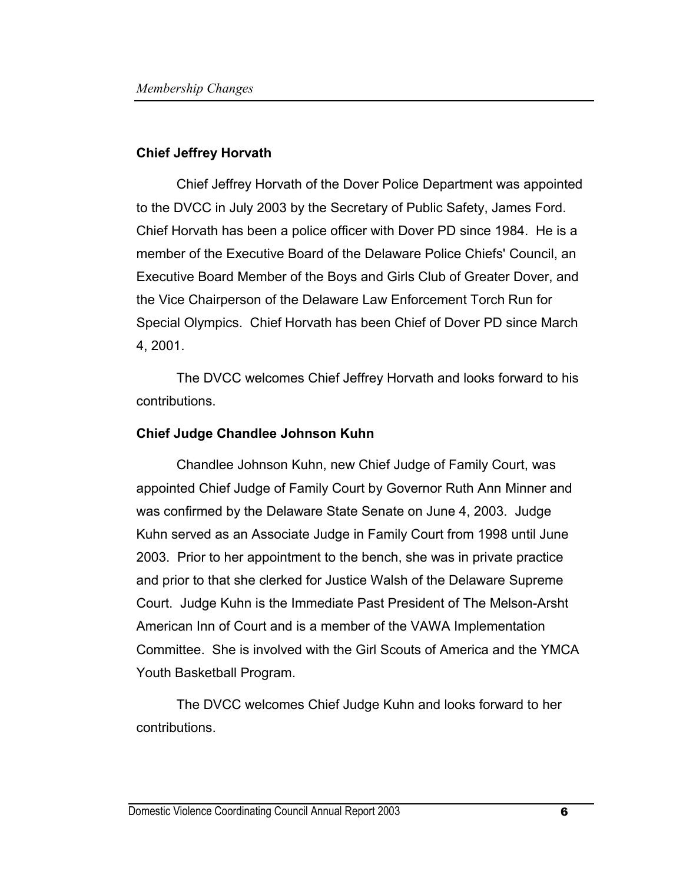### Chief Jeffrey Horvath

Chief Jeffrey Horvath of the Dover Police Department was appointed to the DVCC in July 2003 by the Secretary of Public Safety, James Ford. Chief Horvath has been a police officer with Dover PD since 1984. He is a member of the Executive Board of the Delaware Police Chiefs' Council, an Executive Board Member of the Boys and Girls Club of Greater Dover, and the Vice Chairperson of the Delaware Law Enforcement Torch Run for Special Olympics. Chief Horvath has been Chief of Dover PD since March 4, 2001.

The DVCC welcomes Chief Jeffrey Horvath and looks forward to his contributions.

### Chief Judge Chandlee Johnson Kuhn

Chandlee Johnson Kuhn, new Chief Judge of Family Court, was appointed Chief Judge of Family Court by Governor Ruth Ann Minner and was confirmed by the Delaware State Senate on June 4, 2003. Judge Kuhn served as an Associate Judge in Family Court from 1998 until June 2003. Prior to her appointment to the bench, she was in private practice and prior to that she clerked for Justice Walsh of the Delaware Supreme Court. Judge Kuhn is the Immediate Past President of The Melson-Arsht American Inn of Court and is a member of the VAWA Implementation Committee. She is involved with the Girl Scouts of America and the YMCA Youth Basketball Program.

The DVCC welcomes Chief Judge Kuhn and looks forward to her contributions.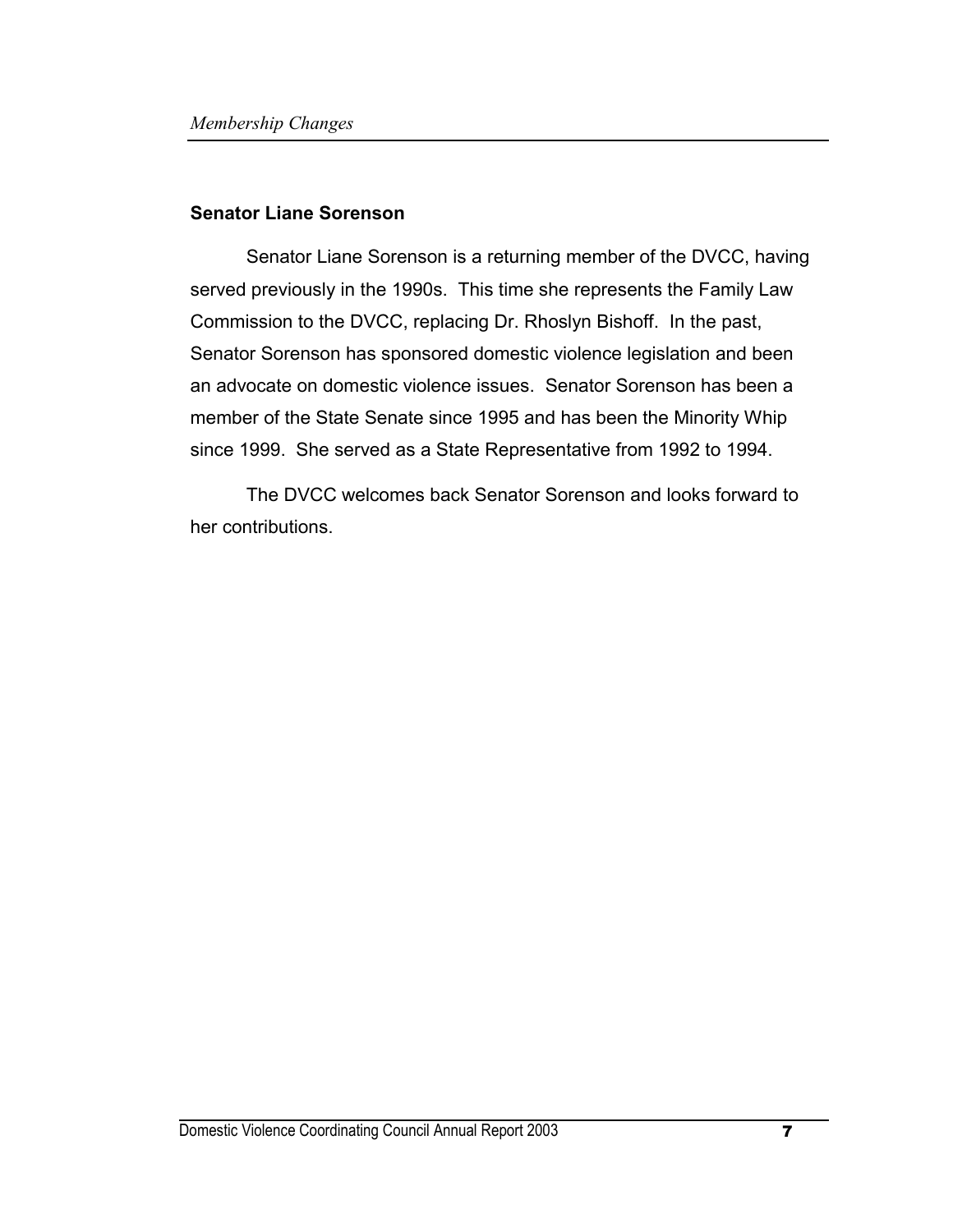### Senator Liane Sorenson

Senator Liane Sorenson is a returning member of the DVCC, having served previously in the 1990s. This time she represents the Family Law Commission to the DVCC, replacing Dr. Rhoslyn Bishoff. In the past, Senator Sorenson has sponsored domestic violence legislation and been an advocate on domestic violence issues. Senator Sorenson has been a member of the State Senate since 1995 and has been the Minority Whip since 1999. She served as a State Representative from 1992 to 1994.

The DVCC welcomes back Senator Sorenson and looks forward to her contributions.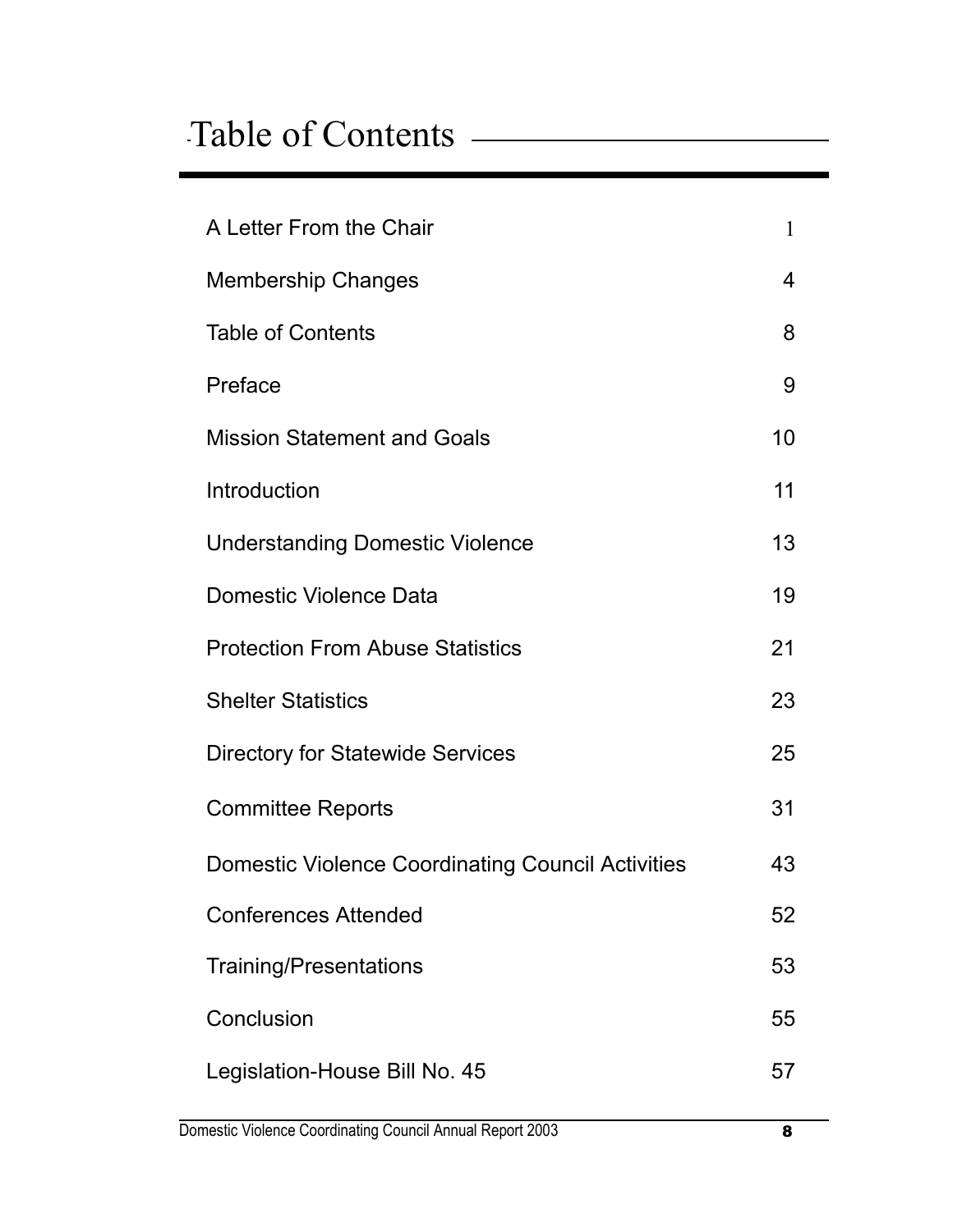# Table of Contents

| | |
|---|---|
| A Letter From the Chair | 1 |
| Membership Changes | 4 |
| Table of Contents | 8 |
| Preface | 9 |
| Mission Statement and Goals | 10 |
| Introduction | 11 |
| Understanding Domestic Violence | 13 |
| Domestic Violence Data | 19 |
| Protection From Abuse Statistics | 21 |
| Shelter Statistics | 23 |
| Directory for Statewide Services | 25 |
| Committee Reports | 31 |
| Domestic Violence Coordinating Council Activities | 43 |
| Conferences Attended | 52 |
| Training/Presentations | 53 |
| Conclusion | 55 |
| Legislation-House Bill No. 45 | 57 |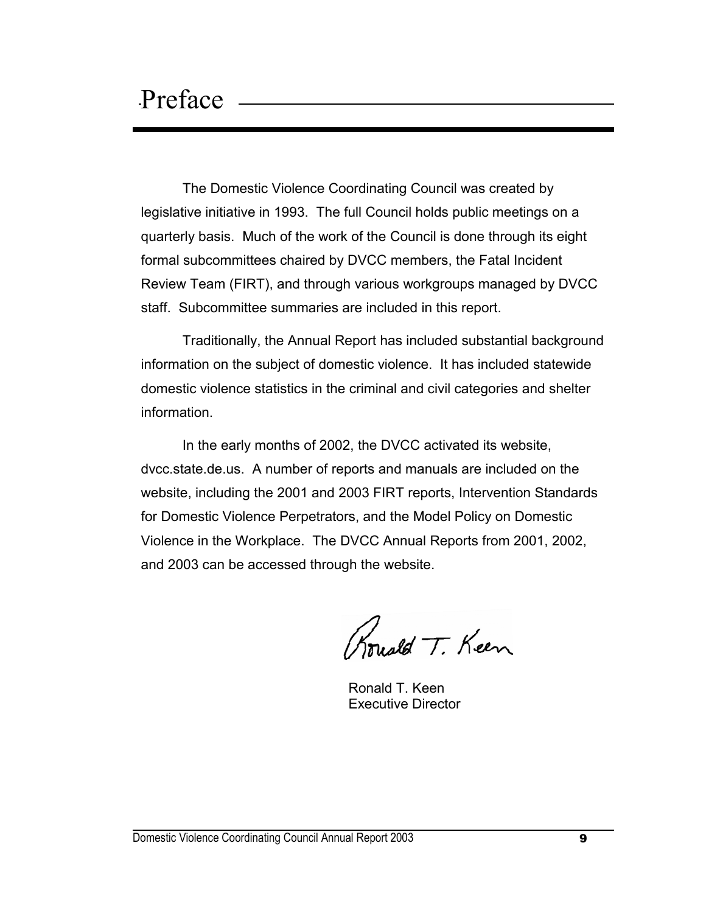# Preface

The Domestic Violence Coordinating Council was created by legislative initiative in 1993. The full Council holds public meetings on a quarterly basis. Much of the work of the Council is done through its eight formal subcommittees chaired by DVCC members, the Fatal Incident Review Team (FIRT), and through various workgroups managed by DVCC staff. Subcommittee summaries are included in this report.

Traditionally, the Annual Report has included substantial background information on the subject of domestic violence. It has included statewide domestic violence statistics in the criminal and civil categories and shelter information.

In the early months of 2002, the DVCC activated its website, dvcc.state.de.us. A number of reports and manuals are included on the website, including the 2001 and 2003 FIRT reports, Intervention Standards for Domestic Violence Perpetrators, and the Model Policy on Domestic Violence in the Workplace. The DVCC Annual Reports from 2001, 2002, and 2003 can be accessed through the website.

Ronald T. Keen
Executive Director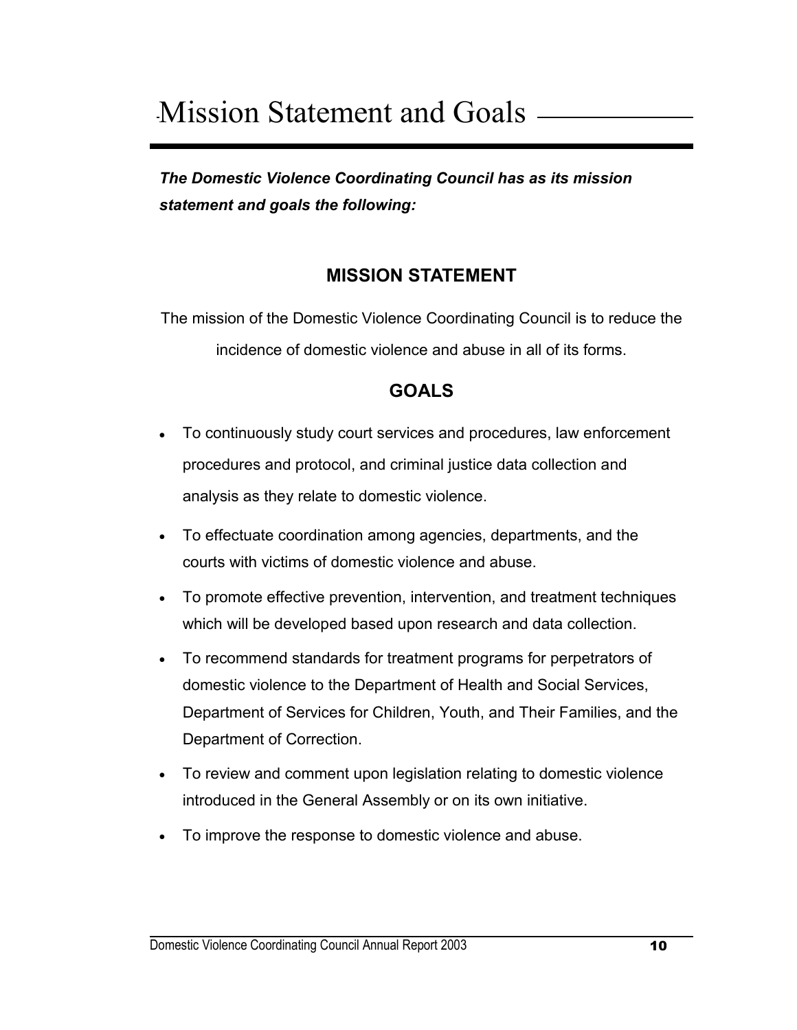# Mission Statement and Goals

***The Domestic Violence Coordinating Council has as its mission statement and goals the following:***

## MISSION STATEMENT

The mission of the Domestic Violence Coordinating Council is to reduce the incidence of domestic violence and abuse in all of its forms.

## GOALS

- To continuously study court services and procedures, law enforcement procedures and protocol, and criminal justice data collection and analysis as they relate to domestic violence.
- To effectuate coordination among agencies, departments, and the courts with victims of domestic violence and abuse.
- To promote effective prevention, intervention, and treatment techniques which will be developed based upon research and data collection.
- To recommend standards for treatment programs for perpetrators of domestic violence to the Department of Health and Social Services, Department of Services for Children, Youth, and Their Families, and the Department of Correction.
- To review and comment upon legislation relating to domestic violence introduced in the General Assembly or on its own initiative.
- To improve the response to domestic violence and abuse.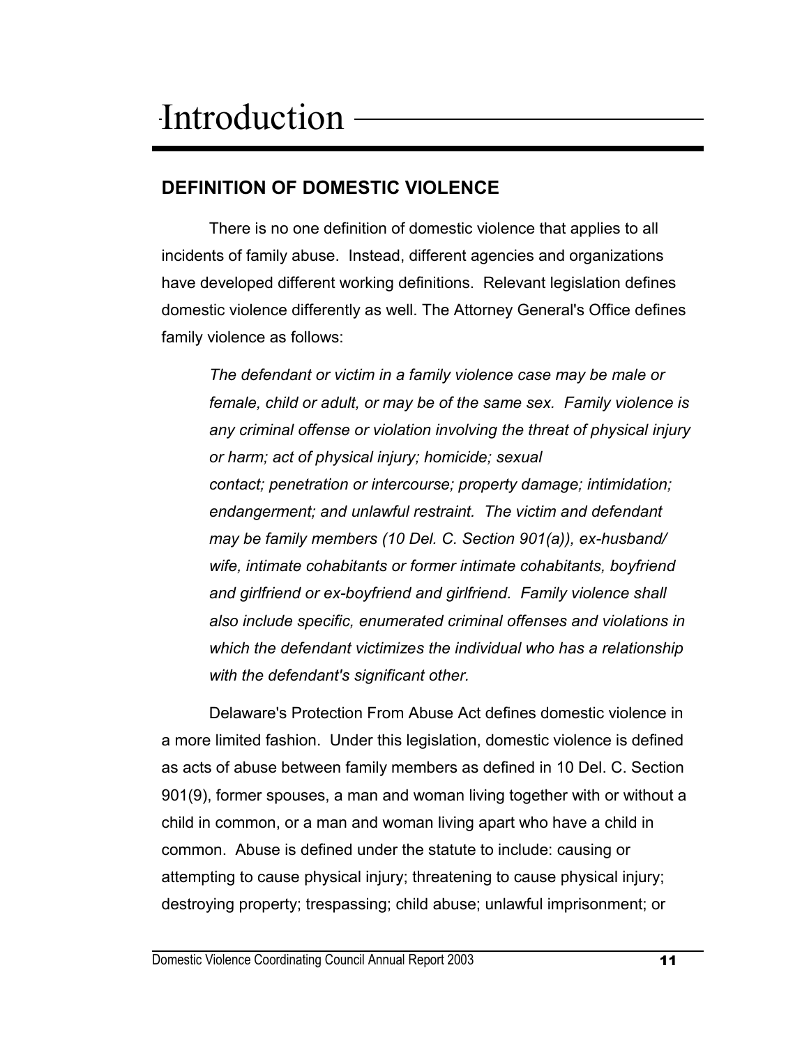# Introduction

## DEFINITION OF DOMESTIC VIOLENCE

There is no one definition of domestic violence that applies to all incidents of family abuse. Instead, different agencies and organizations have developed different working definitions. Relevant legislation defines domestic violence differently as well. The Attorney General's Office defines family violence as follows:

> *The defendant or victim in a family violence case may be male or female, child or adult, or may be of the same sex. Family violence is any criminal offense or violation involving the threat of physical injury or harm; act of physical injury; homicide; sexual contact; penetration or intercourse; property damage; intimidation; endangerment; and unlawful restraint. The victim and defendant may be family members (10 Del. C. Section 901(a)), ex-husband/ wife, intimate cohabitants or former intimate cohabitants, boyfriend and girlfriend or ex-boyfriend and girlfriend. Family violence shall also include specific, enumerated criminal offenses and violations in which the defendant victimizes the individual who has a relationship with the defendant's significant other.*

Delaware's Protection From Abuse Act defines domestic violence in a more limited fashion. Under this legislation, domestic violence is defined as acts of abuse between family members as defined in 10 Del. C. Section 901(9), former spouses, a man and woman living together with or without a child in common, or a man and woman living apart who have a child in common. Abuse is defined under the statute to include: causing or attempting to cause physical injury; threatening to cause physical injury; destroying property; trespassing; child abuse; unlawful imprisonment; or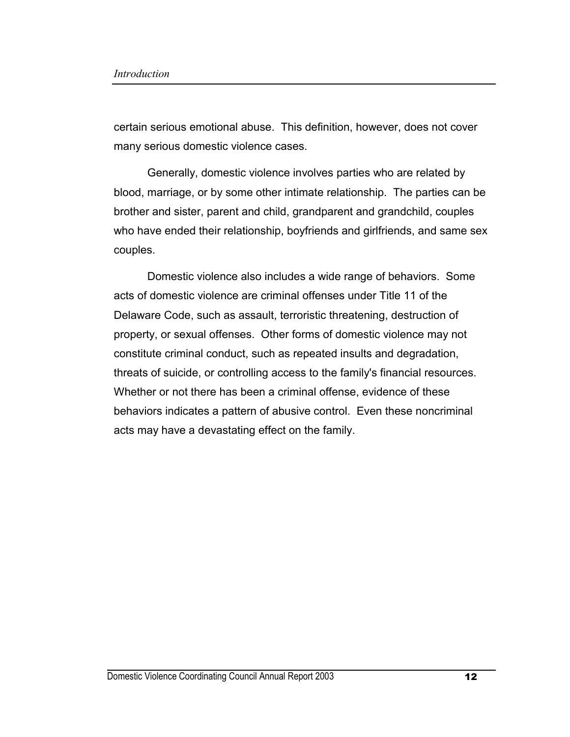certain serious emotional abuse. This definition, however, does not cover many serious domestic violence cases.

Generally, domestic violence involves parties who are related by blood, marriage, or by some other intimate relationship. The parties can be brother and sister, parent and child, grandparent and grandchild, couples who have ended their relationship, boyfriends and girlfriends, and same sex couples.

Domestic violence also includes a wide range of behaviors. Some acts of domestic violence are criminal offenses under Title 11 of the Delaware Code, such as assault, terroristic threatening, destruction of property, or sexual offenses. Other forms of domestic violence may not constitute criminal conduct, such as repeated insults and degradation, threats of suicide, or controlling access to the family's financial resources. Whether or not there has been a criminal offense, evidence of these behaviors indicates a pattern of abusive control. Even these noncriminal acts may have a devastating effect on the family.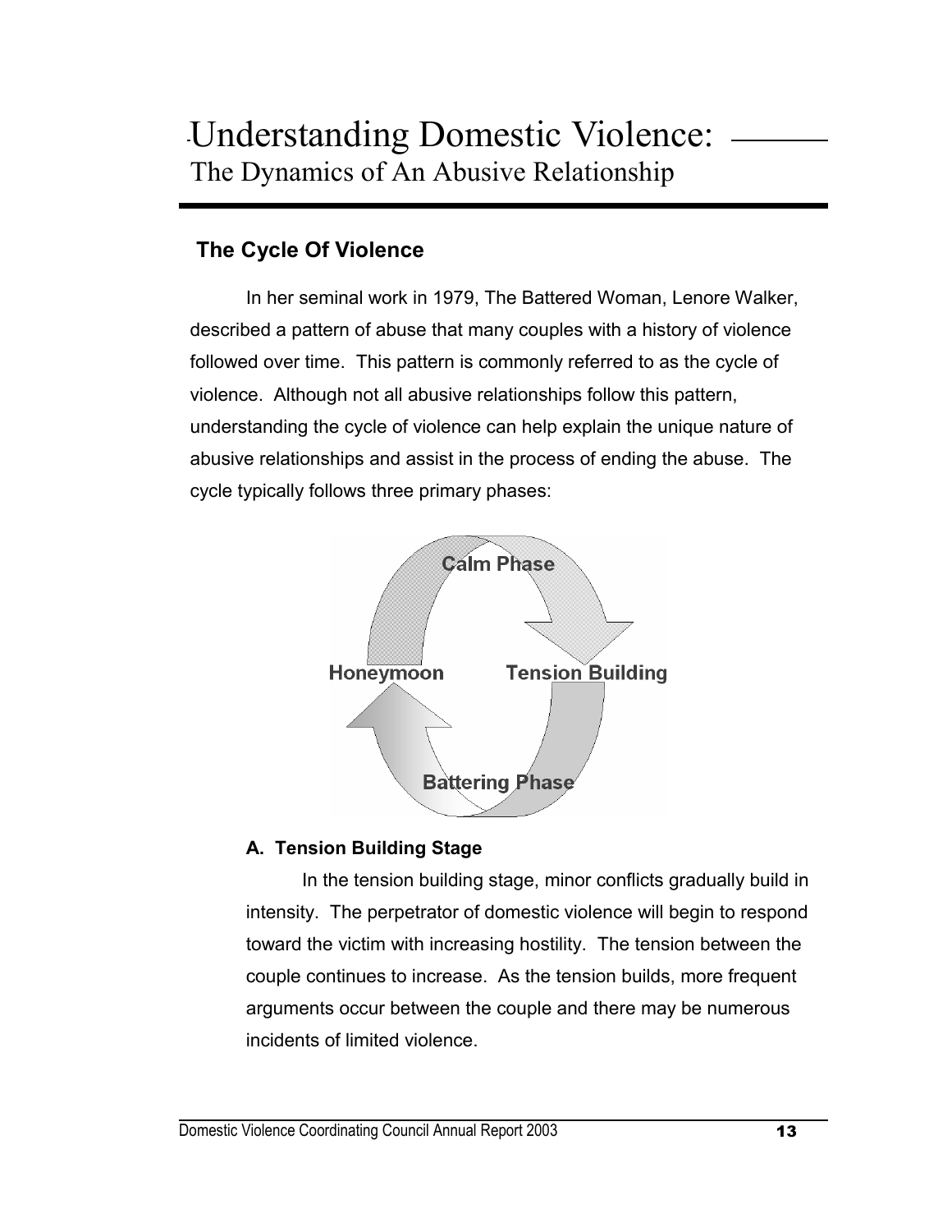# Understanding Domestic Violence:
## The Dynamics of An Abusive Relationship

### The Cycle Of Violence

In her seminal work in 1979, The Battered Woman, Lenore Walker, described a pattern of abuse that many couples with a history of violence followed over time. This pattern is commonly referred to as the cycle of violence. Although not all abusive relationships follow this pattern, understanding the cycle of violence can help explain the unique nature of abusive relationships and assist in the process of ending the abuse. The cycle typically follows three primary phases:

Calm Phase

Honeymoon

Tension Building

Battering Phase

#### A. Tension Building Stage

In the tension building stage, minor conflicts gradually build in intensity. The perpetrator of domestic violence will begin to respond toward the victim with increasing hostility. The tension between the couple continues to increase. As the tension builds, more frequent arguments occur between the couple and there may be numerous incidents of limited violence.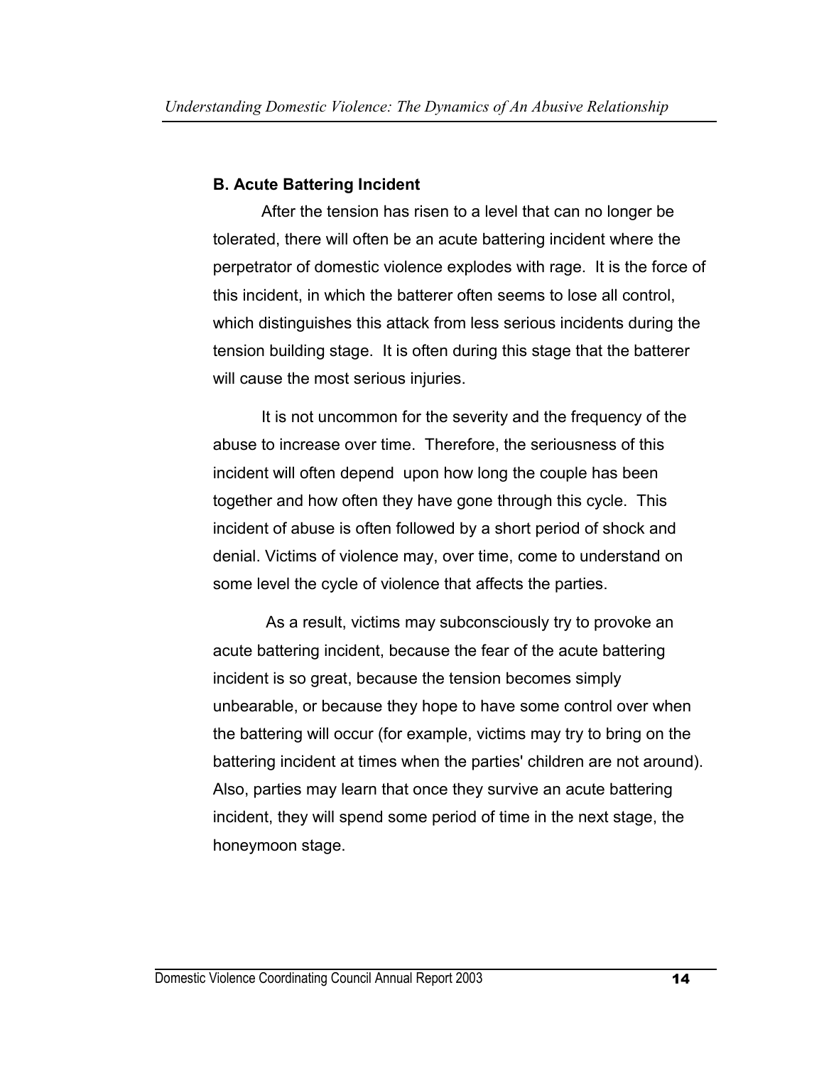### B. Acute Battering Incident

After the tension has risen to a level that can no longer be tolerated, there will often be an acute battering incident where the perpetrator of domestic violence explodes with rage. It is the force of this incident, in which the batterer often seems to lose all control, which distinguishes this attack from less serious incidents during the tension building stage. It is often during this stage that the batterer will cause the most serious injuries.

It is not uncommon for the severity and the frequency of the abuse to increase over time. Therefore, the seriousness of this incident will often depend upon how long the couple has been together and how often they have gone through this cycle. This incident of abuse is often followed by a short period of shock and denial. Victims of violence may, over time, come to understand on some level the cycle of violence that affects the parties.

As a result, victims may subconsciously try to provoke an acute battering incident, because the fear of the acute battering incident is so great, because the tension becomes simply unbearable, or because they hope to have some control over when the battering will occur (for example, victims may try to bring on the battering incident at times when the parties' children are not around). Also, parties may learn that once they survive an acute battering incident, they will spend some period of time in the next stage, the honeymoon stage.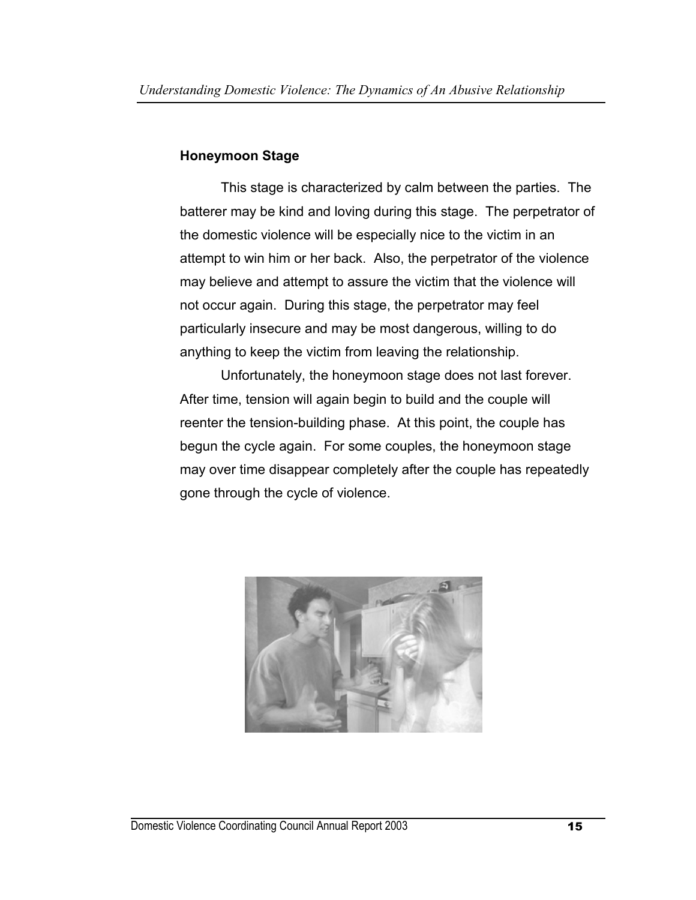### Honeymoon Stage

This stage is characterized by calm between the parties. The batterer may be kind and loving during this stage. The perpetrator of the domestic violence will be especially nice to the victim in an attempt to win him or her back. Also, the perpetrator of the violence may believe and attempt to assure the victim that the violence will not occur again. During this stage, the perpetrator may feel particularly insecure and may be most dangerous, willing to do anything to keep the victim from leaving the relationship.

Unfortunately, the honeymoon stage does not last forever. After time, tension will again begin to build and the couple will reenter the tension-building phase. At this point, the couple has begun the cycle again. For some couples, the honeymoon stage may over time disappear completely after the couple has repeatedly gone through the cycle of violence.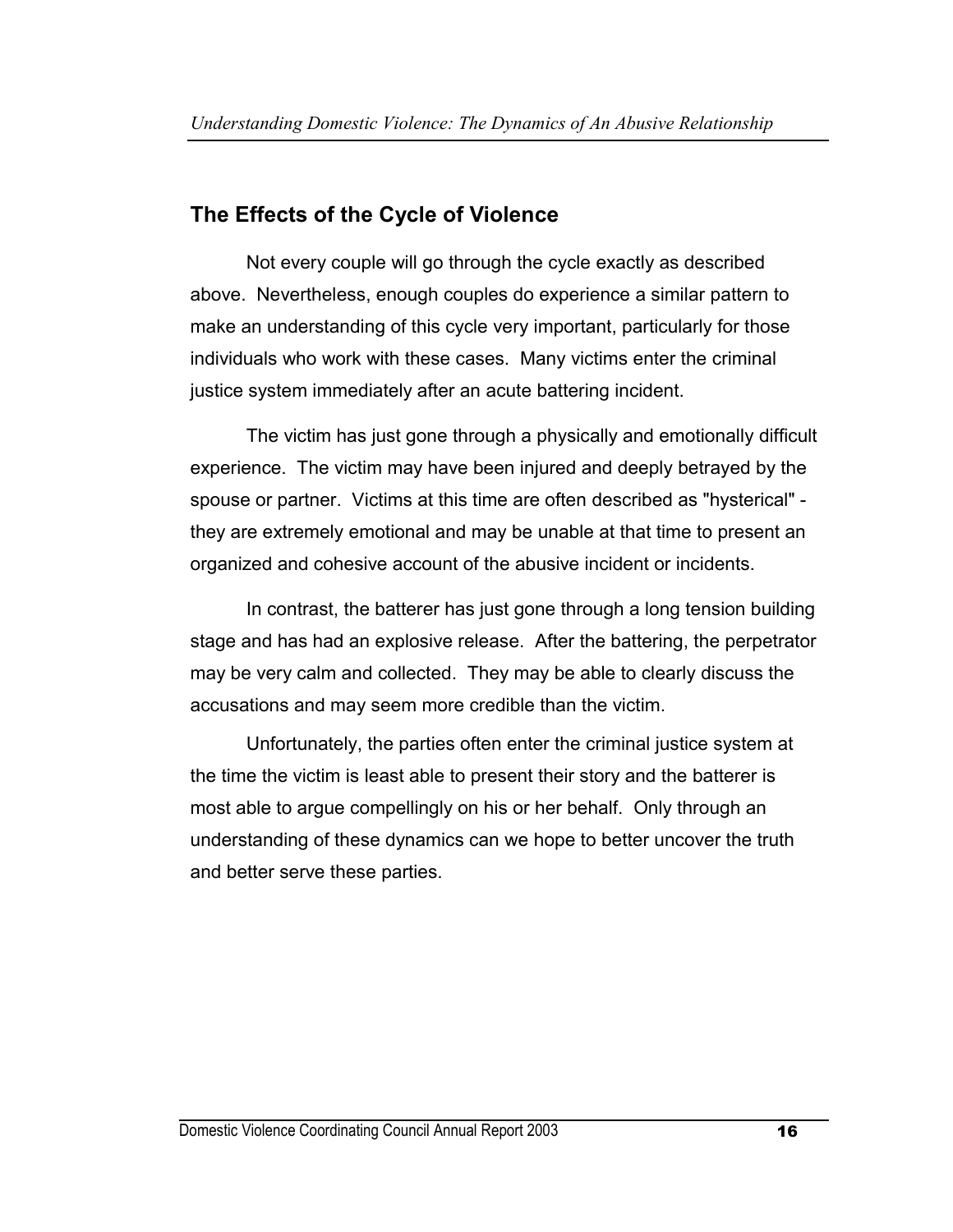## The Effects of the Cycle of Violence

Not every couple will go through the cycle exactly as described above. Nevertheless, enough couples do experience a similar pattern to make an understanding of this cycle very important, particularly for those individuals who work with these cases. Many victims enter the criminal justice system immediately after an acute battering incident.

The victim has just gone through a physically and emotionally difficult experience. The victim may have been injured and deeply betrayed by the spouse or partner. Victims at this time are often described as "hysterical" - they are extremely emotional and may be unable at that time to present an organized and cohesive account of the abusive incident or incidents.

In contrast, the batterer has just gone through a long tension building stage and has had an explosive release. After the battering, the perpetrator may be very calm and collected. They may be able to clearly discuss the accusations and may seem more credible than the victim.

Unfortunately, the parties often enter the criminal justice system at the time the victim is least able to present their story and the batterer is most able to argue compellingly on his or her behalf. Only through an understanding of these dynamics can we hope to better uncover the truth and better serve these parties.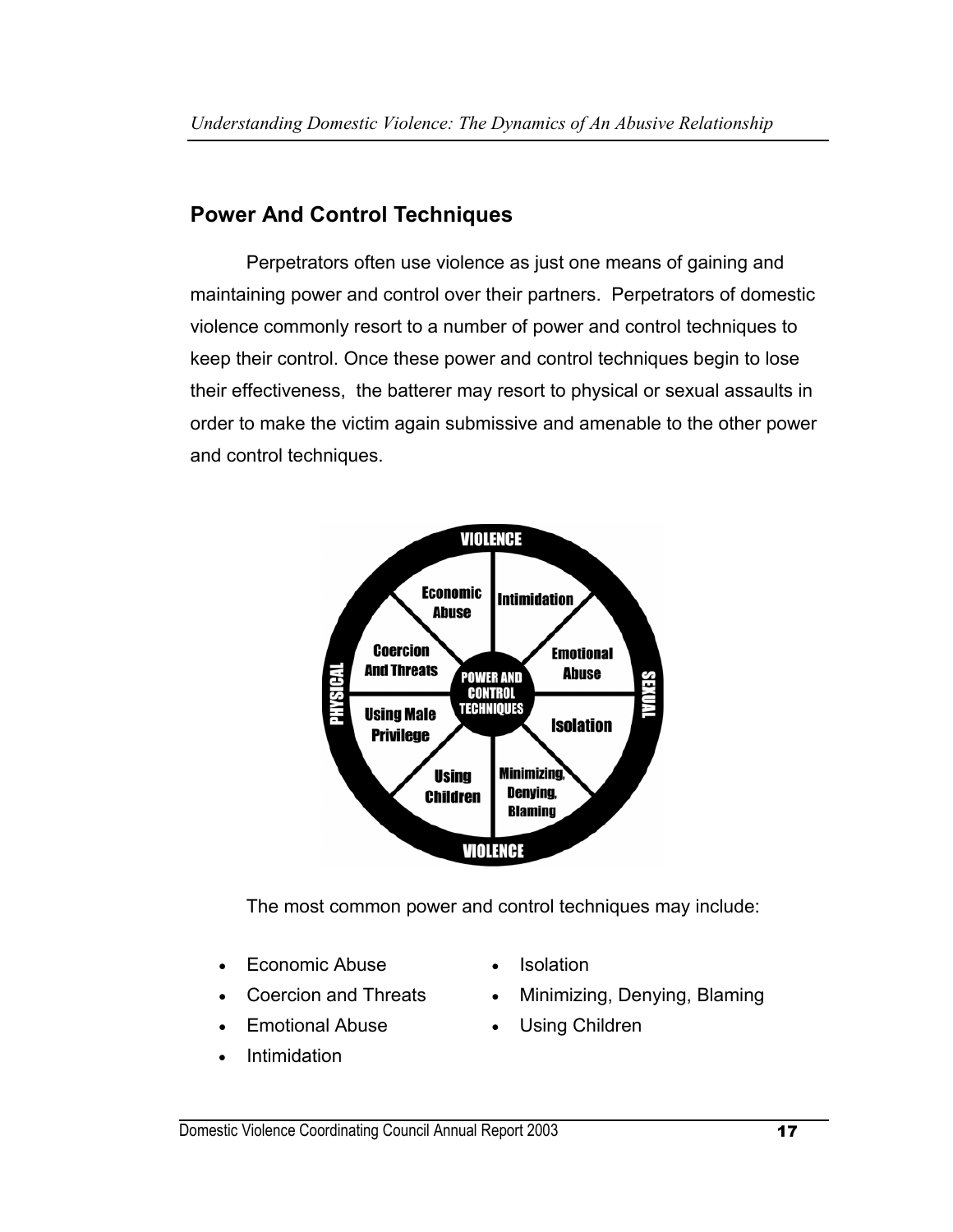## Power And Control Techniques

Perpetrators often use violence as just one means of gaining and maintaining power and control over their partners. Perpetrators of domestic violence commonly resort to a number of power and control techniques to keep their control. Once these power and control techniques begin to lose their effectiveness, the batterer may resort to physical or sexual assaults in order to make the victim again submissive and amenable to the other power and control techniques.

VIOLENCE

PHYSICAL — POWER AND CONTROL TECHNIQUES — SEXUAL

Economic Abuse | Intimidation | Emotional Abuse | Isolation | Minimizing, Denying, Blaming | Using Children | Using Male Privilege | Coercion And Threats

VIOLENCE

The most common power and control techniques may include:

- Economic Abuse
- Coercion and Threats
- Emotional Abuse
- Intimidation
- Isolation
- Minimizing, Denying, Blaming
- Using Children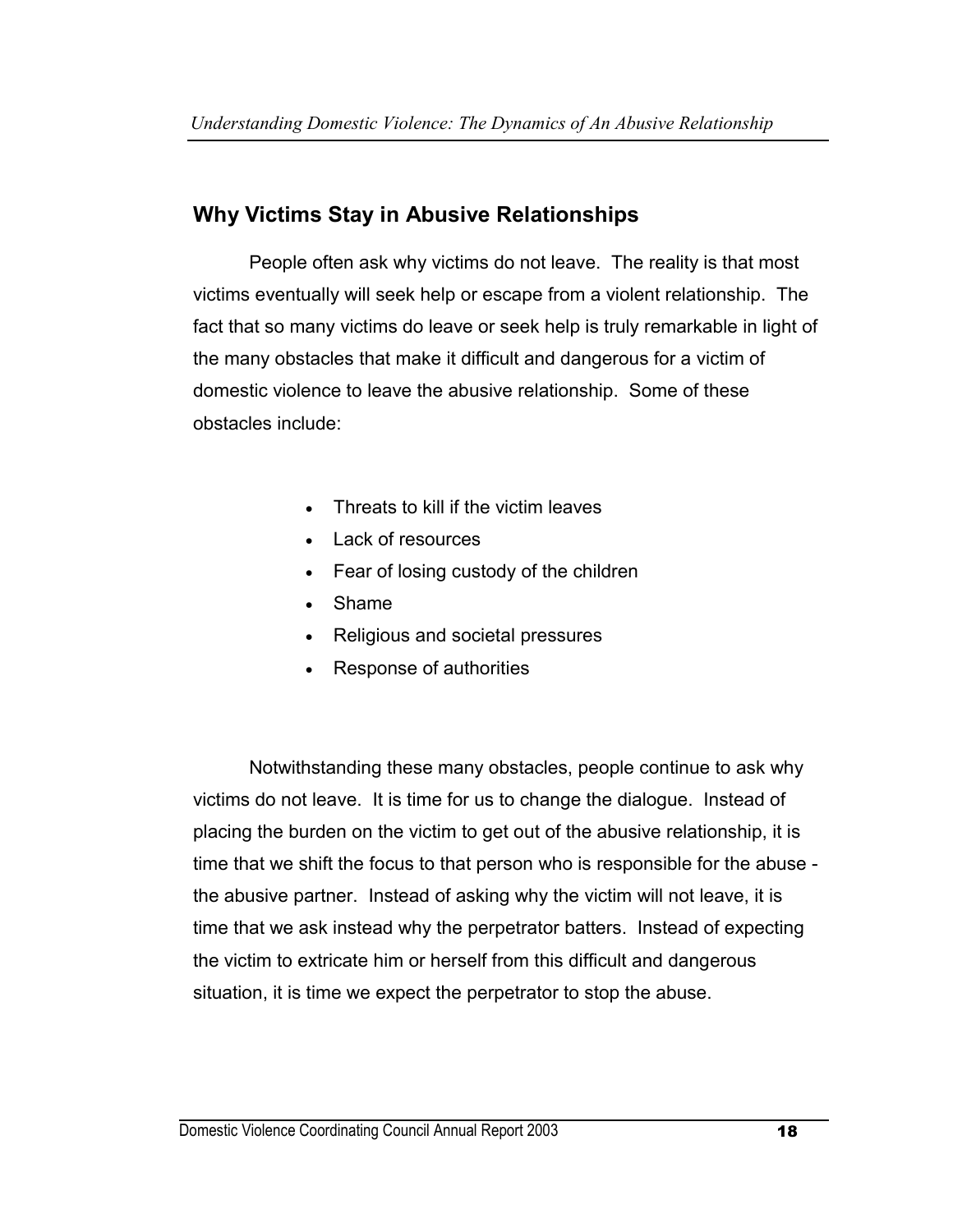## Why Victims Stay in Abusive Relationships

People often ask why victims do not leave. The reality is that most victims eventually will seek help or escape from a violent relationship. The fact that so many victims do leave or seek help is truly remarkable in light of the many obstacles that make it difficult and dangerous for a victim of domestic violence to leave the abusive relationship. Some of these obstacles include:

- Threats to kill if the victim leaves
- Lack of resources
- Fear of losing custody of the children
- Shame
- Religious and societal pressures
- Response of authorities

Notwithstanding these many obstacles, people continue to ask why victims do not leave. It is time for us to change the dialogue. Instead of placing the burden on the victim to get out of the abusive relationship, it is time that we shift the focus to that person who is responsible for the abuse - the abusive partner. Instead of asking why the victim will not leave, it is time that we ask instead why the perpetrator batters. Instead of expecting the victim to extricate him or herself from this difficult and dangerous situation, it is time we expect the perpetrator to stop the abuse.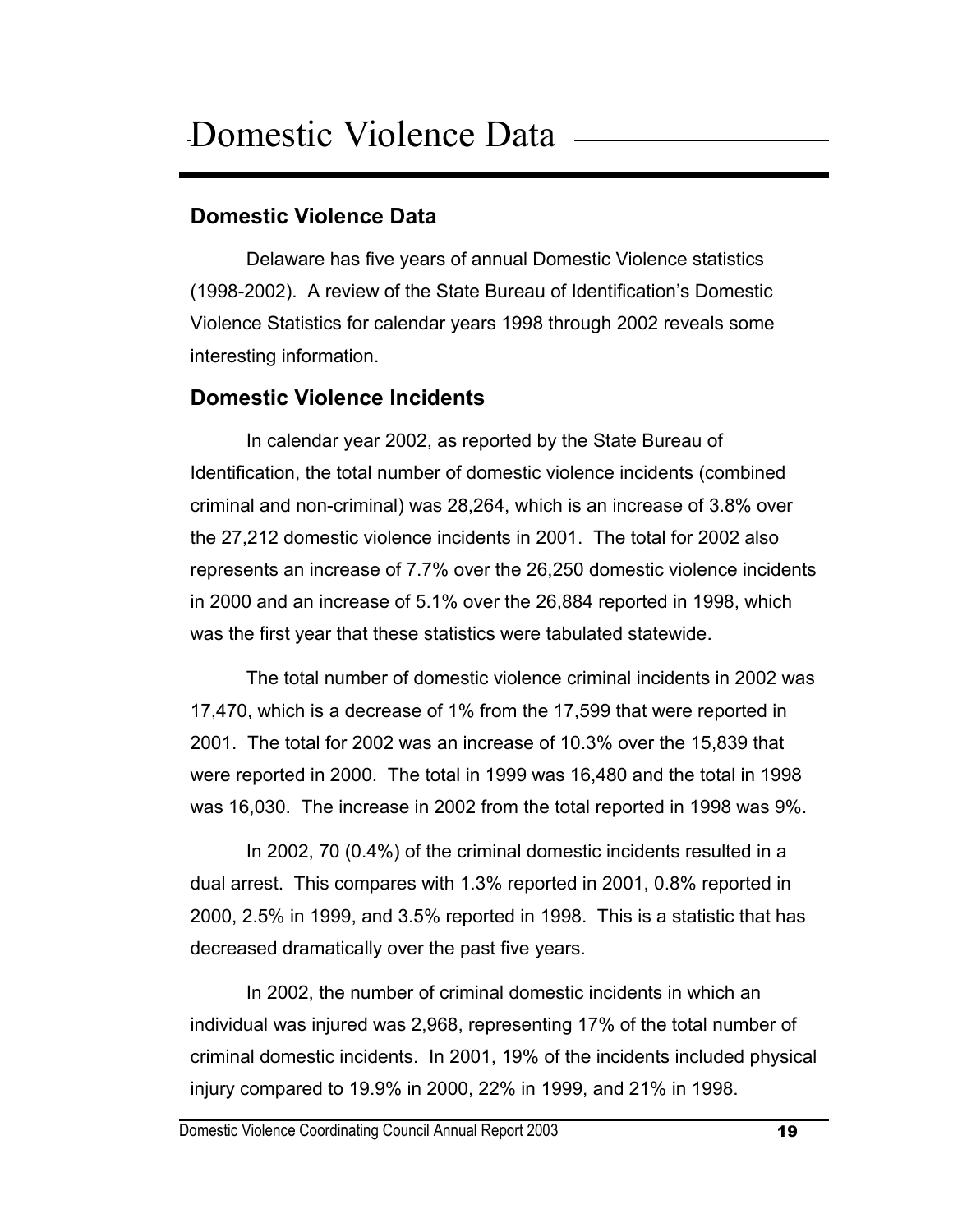# Domestic Violence Data

## Domestic Violence Data

Delaware has five years of annual Domestic Violence statistics (1998-2002). A review of the State Bureau of Identification's Domestic Violence Statistics for calendar years 1998 through 2002 reveals some interesting information.

## Domestic Violence Incidents

In calendar year 2002, as reported by the State Bureau of Identification, the total number of domestic violence incidents (combined criminal and non-criminal) was 28,264, which is an increase of 3.8% over the 27,212 domestic violence incidents in 2001. The total for 2002 also represents an increase of 7.7% over the 26,250 domestic violence incidents in 2000 and an increase of 5.1% over the 26,884 reported in 1998, which was the first year that these statistics were tabulated statewide.

The total number of domestic violence criminal incidents in 2002 was 17,470, which is a decrease of 1% from the 17,599 that were reported in 2001. The total for 2002 was an increase of 10.3% over the 15,839 that were reported in 2000. The total in 1999 was 16,480 and the total in 1998 was 16,030. The increase in 2002 from the total reported in 1998 was 9%.

In 2002, 70 (0.4%) of the criminal domestic incidents resulted in a dual arrest. This compares with 1.3% reported in 2001, 0.8% reported in 2000, 2.5% in 1999, and 3.5% reported in 1998. This is a statistic that has decreased dramatically over the past five years.

In 2002, the number of criminal domestic incidents in which an individual was injured was 2,968, representing 17% of the total number of criminal domestic incidents. In 2001, 19% of the incidents included physical injury compared to 19.9% in 2000, 22% in 1999, and 21% in 1998.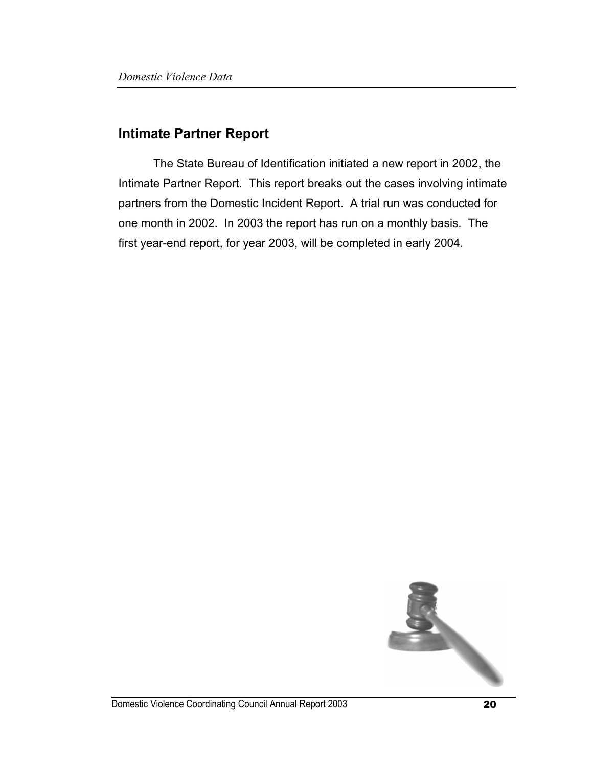## Intimate Partner Report

The State Bureau of Identification initiated a new report in 2002, the Intimate Partner Report. This report breaks out the cases involving intimate partners from the Domestic Incident Report. A trial run was conducted for one month in 2002. In 2003 the report has run on a monthly basis. The first year-end report, for year 2003, will be completed in early 2004.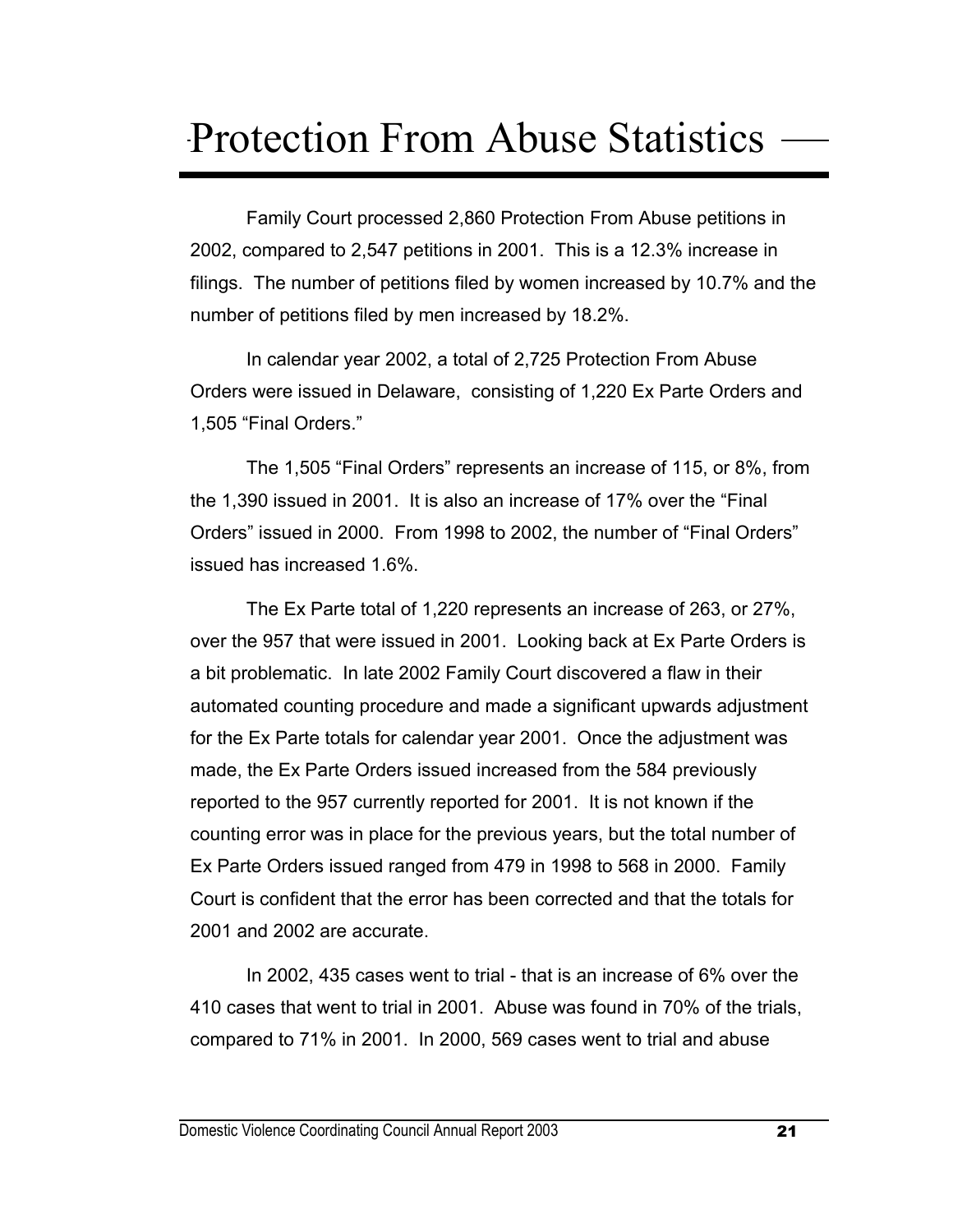# Protection From Abuse Statistics

Family Court processed 2,860 Protection From Abuse petitions in 2002, compared to 2,547 petitions in 2001. This is a 12.3% increase in filings. The number of petitions filed by women increased by 10.7% and the number of petitions filed by men increased by 18.2%.

In calendar year 2002, a total of 2,725 Protection From Abuse Orders were issued in Delaware, consisting of 1,220 Ex Parte Orders and 1,505 "Final Orders."

The 1,505 "Final Orders" represents an increase of 115, or 8%, from the 1,390 issued in 2001. It is also an increase of 17% over the "Final Orders" issued in 2000. From 1998 to 2002, the number of "Final Orders" issued has increased 1.6%.

The Ex Parte total of 1,220 represents an increase of 263, or 27%, over the 957 that were issued in 2001. Looking back at Ex Parte Orders is a bit problematic. In late 2002 Family Court discovered a flaw in their automated counting procedure and made a significant upwards adjustment for the Ex Parte totals for calendar year 2001. Once the adjustment was made, the Ex Parte Orders issued increased from the 584 previously reported to the 957 currently reported for 2001. It is not known if the counting error was in place for the previous years, but the total number of Ex Parte Orders issued ranged from 479 in 1998 to 568 in 2000. Family Court is confident that the error has been corrected and that the totals for 2001 and 2002 are accurate.

In 2002, 435 cases went to trial - that is an increase of 6% over the 410 cases that went to trial in 2001. Abuse was found in 70% of the trials, compared to 71% in 2001. In 2000, 569 cases went to trial and abuse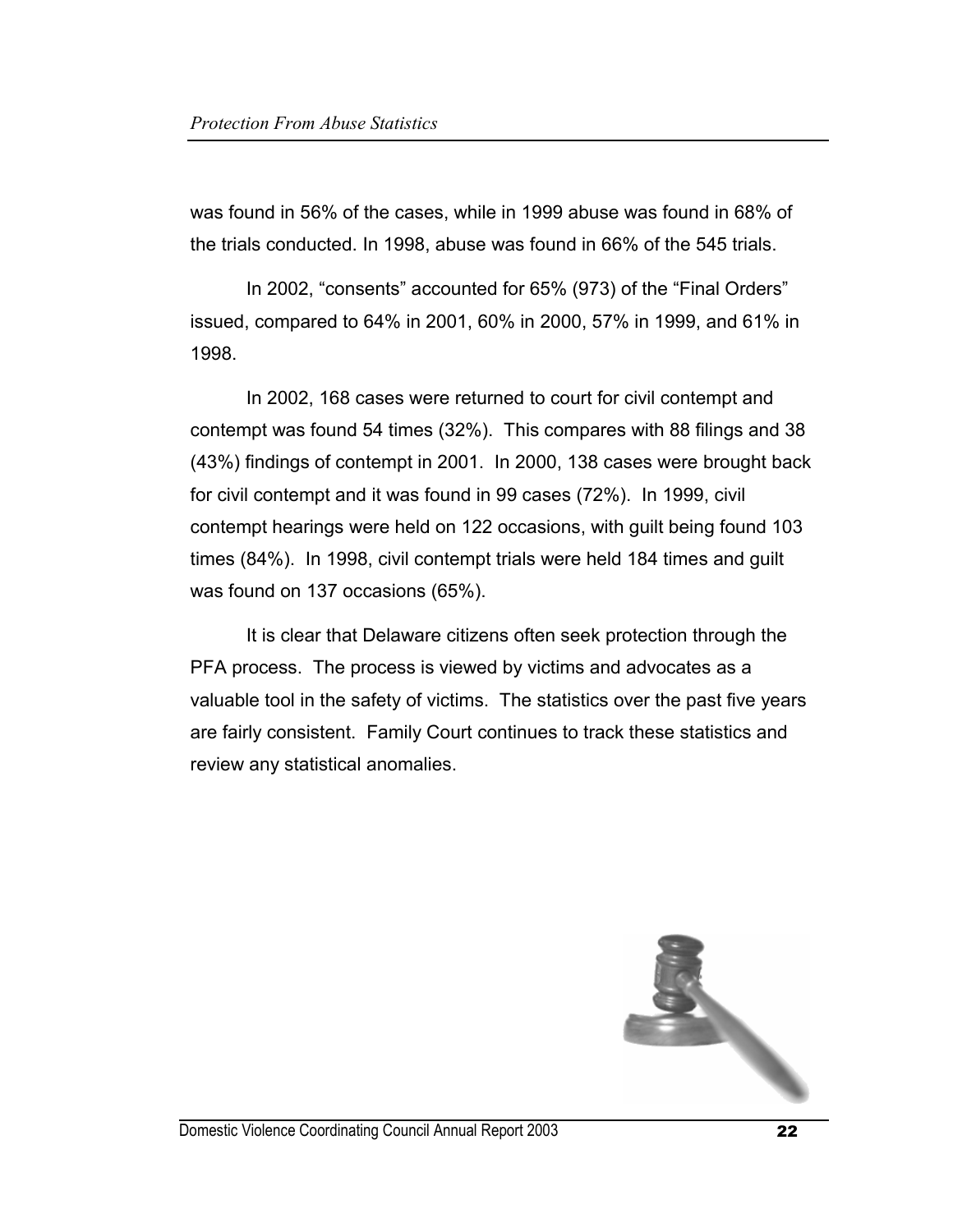was found in 56% of the cases, while in 1999 abuse was found in 68% of the trials conducted. In 1998, abuse was found in 66% of the 545 trials.

In 2002, "consents" accounted for 65% (973) of the "Final Orders" issued, compared to 64% in 2001, 60% in 2000, 57% in 1999, and 61% in 1998.

In 2002, 168 cases were returned to court for civil contempt and contempt was found 54 times (32%). This compares with 88 filings and 38 (43%) findings of contempt in 2001. In 2000, 138 cases were brought back for civil contempt and it was found in 99 cases (72%). In 1999, civil contempt hearings were held on 122 occasions, with guilt being found 103 times (84%). In 1998, civil contempt trials were held 184 times and guilt was found on 137 occasions (65%).

It is clear that Delaware citizens often seek protection through the PFA process. The process is viewed by victims and advocates as a valuable tool in the safety of victims. The statistics over the past five years are fairly consistent. Family Court continues to track these statistics and review any statistical anomalies.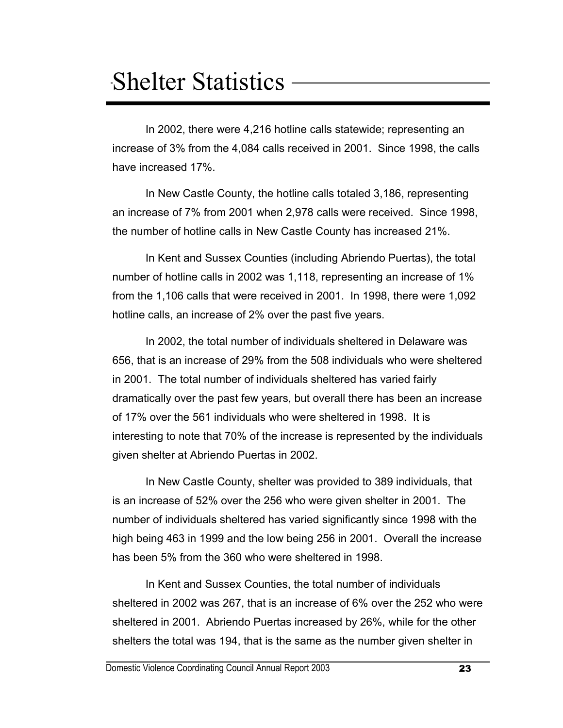# Shelter Statistics

In 2002, there were 4,216 hotline calls statewide; representing an increase of 3% from the 4,084 calls received in 2001. Since 1998, the calls have increased 17%.

In New Castle County, the hotline calls totaled 3,186, representing an increase of 7% from 2001 when 2,978 calls were received. Since 1998, the number of hotline calls in New Castle County has increased 21%.

In Kent and Sussex Counties (including Abriendo Puertas), the total number of hotline calls in 2002 was 1,118, representing an increase of 1% from the 1,106 calls that were received in 2001. In 1998, there were 1,092 hotline calls, an increase of 2% over the past five years.

In 2002, the total number of individuals sheltered in Delaware was 656, that is an increase of 29% from the 508 individuals who were sheltered in 2001. The total number of individuals sheltered has varied fairly dramatically over the past few years, but overall there has been an increase of 17% over the 561 individuals who were sheltered in 1998. It is interesting to note that 70% of the increase is represented by the individuals given shelter at Abriendo Puertas in 2002.

In New Castle County, shelter was provided to 389 individuals, that is an increase of 52% over the 256 who were given shelter in 2001. The number of individuals sheltered has varied significantly since 1998 with the high being 463 in 1999 and the low being 256 in 2001. Overall the increase has been 5% from the 360 who were sheltered in 1998.

In Kent and Sussex Counties, the total number of individuals sheltered in 2002 was 267, that is an increase of 6% over the 252 who were sheltered in 2001. Abriendo Puertas increased by 26%, while for the other shelters the total was 194, that is the same as the number given shelter in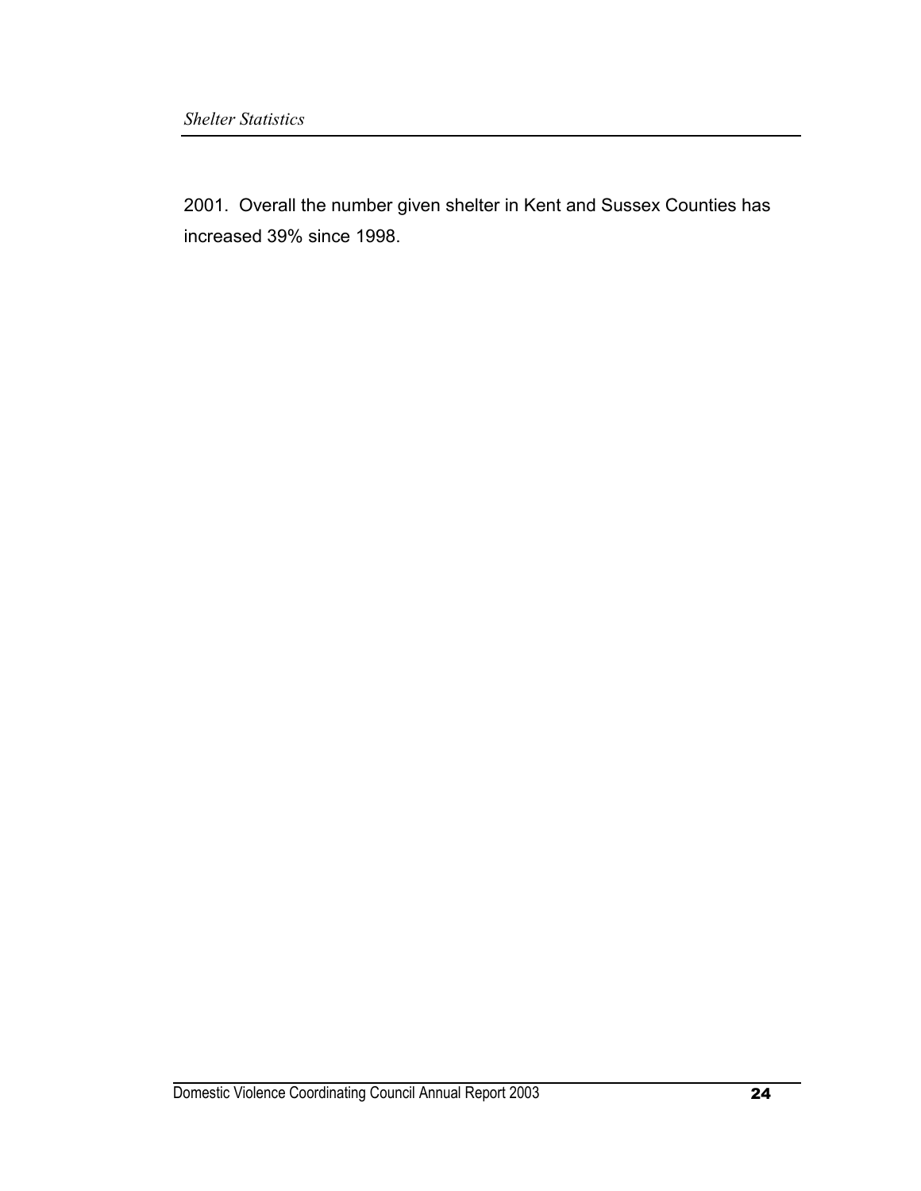2001. Overall the number given shelter in Kent and Sussex Counties has increased 39% since 1998.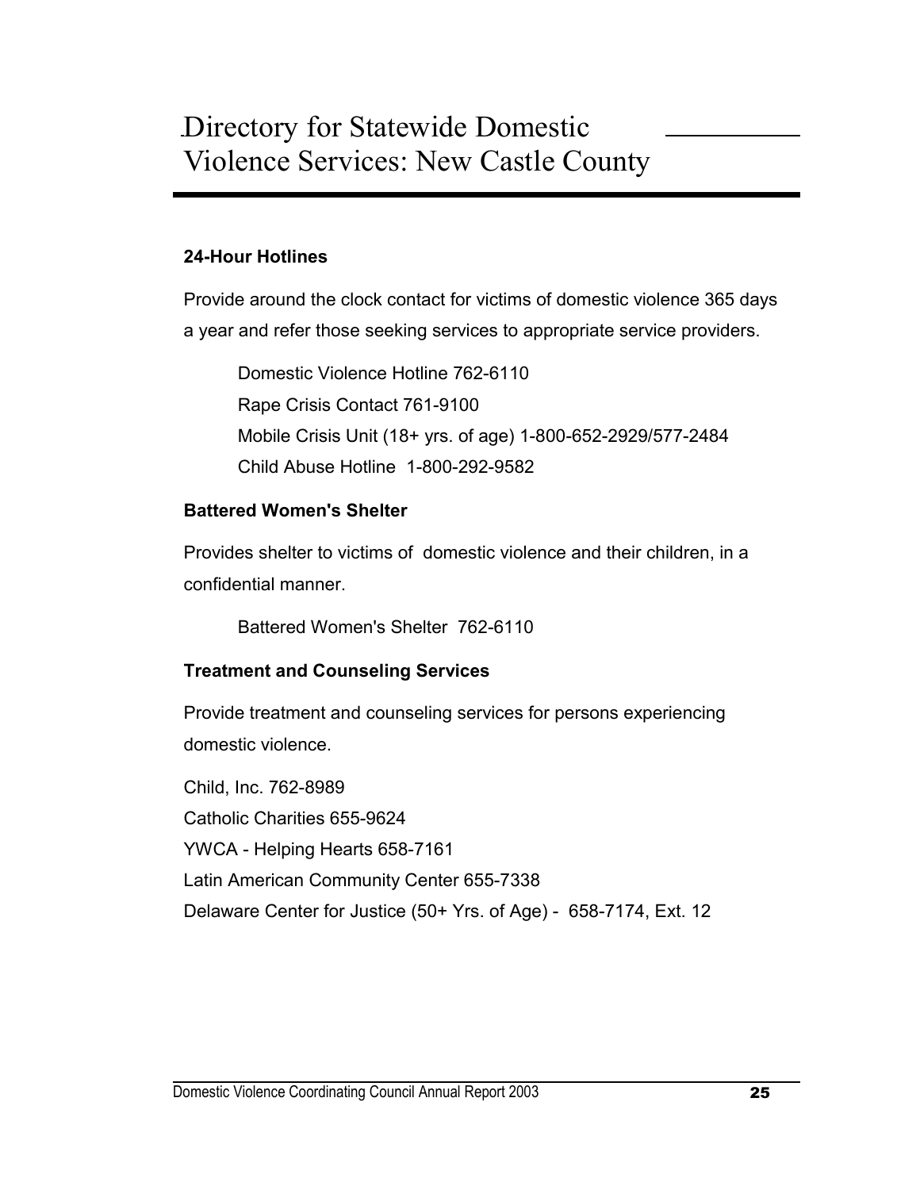# Directory for Statewide Domestic Violence Services: New Castle County

**24-Hour Hotlines**

Provide around the clock contact for victims of domestic violence 365 days a year and refer those seeking services to appropriate service providers.

Domestic Violence Hotline 762-6110
Rape Crisis Contact 761-9100
Mobile Crisis Unit (18+ yrs. of age) 1-800-652-2929/577-2484
Child Abuse Hotline 1-800-292-9582

**Battered Women's Shelter**

Provides shelter to victims of domestic violence and their children, in a confidential manner.

Battered Women's Shelter 762-6110

**Treatment and Counseling Services**

Provide treatment and counseling services for persons experiencing domestic violence.

Child, Inc. 762-8989
Catholic Charities 655-9624
YWCA - Helping Hearts 658-7161
Latin American Community Center 655-7338
Delaware Center for Justice (50+ Yrs. of Age) - 658-7174, Ext. 12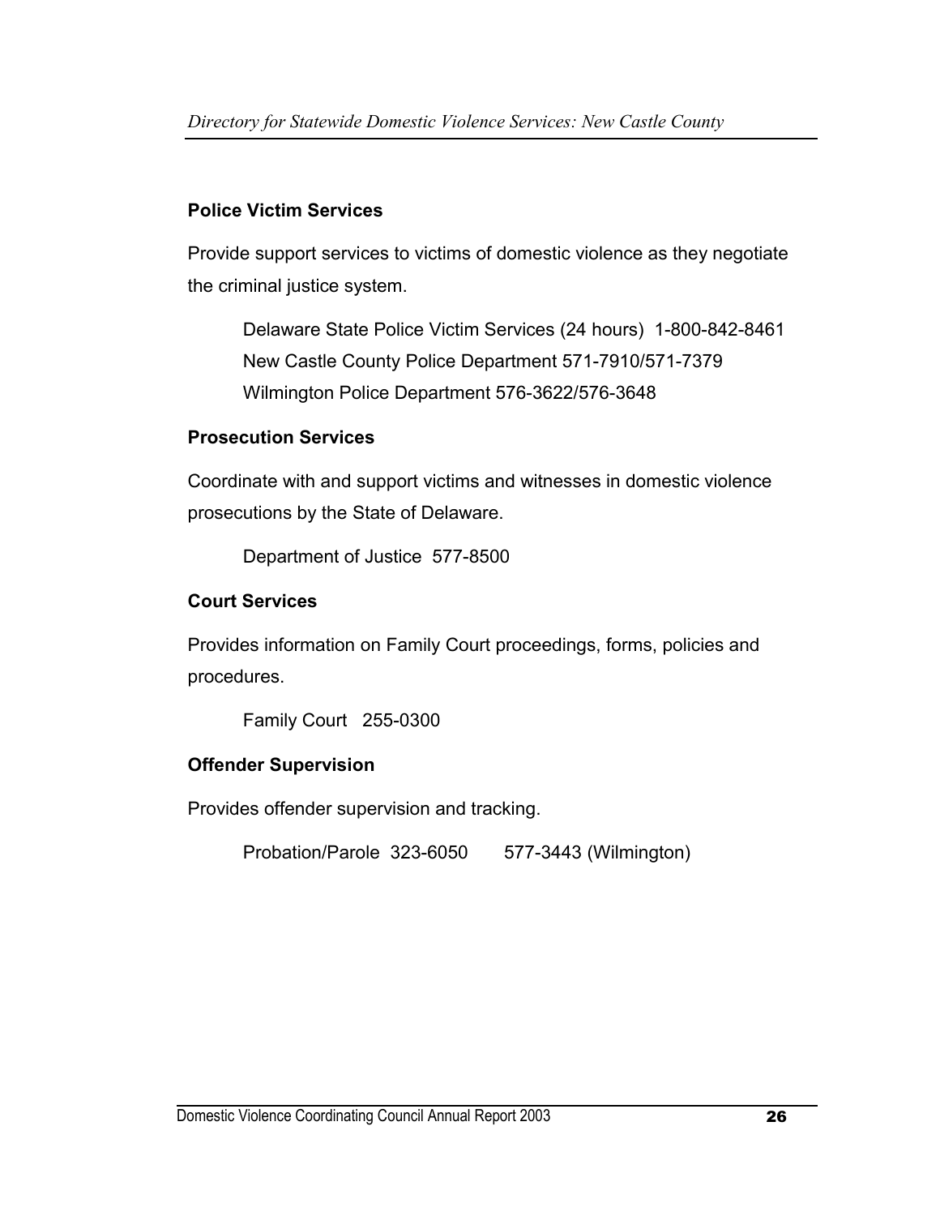### Police Victim Services

Provide support services to victims of domestic violence as they negotiate the criminal justice system.

Delaware State Police Victim Services (24 hours) 1-800-842-8461
New Castle County Police Department 571-7910/571-7379
Wilmington Police Department 576-3622/576-3648

### Prosecution Services

Coordinate with and support victims and witnesses in domestic violence prosecutions by the State of Delaware.

Department of Justice 577-8500

### Court Services

Provides information on Family Court proceedings, forms, policies and procedures.

Family Court 255-0300

### Offender Supervision

Provides offender supervision and tracking.

Probation/Parole 323-6050 577-3443 (Wilmington)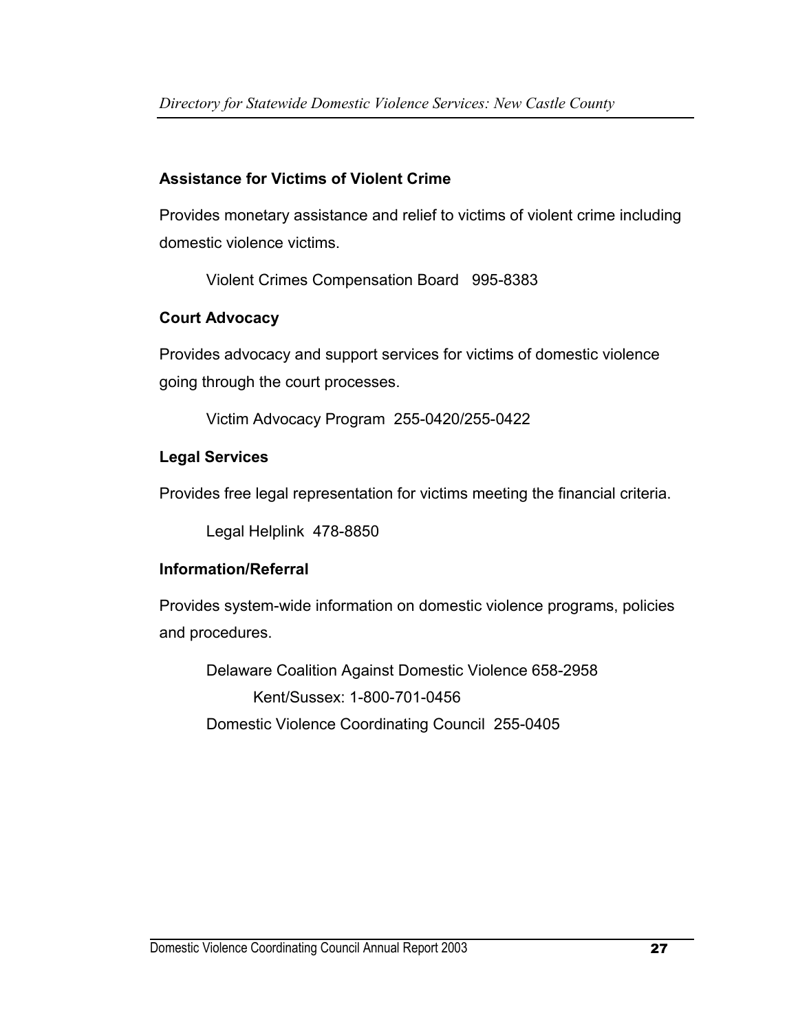**Assistance for Victims of Violent Crime**

Provides monetary assistance and relief to victims of violent crime including domestic violence victims.

Violent Crimes Compensation Board 995-8383

**Court Advocacy**

Provides advocacy and support services for victims of domestic violence going through the court processes.

Victim Advocacy Program 255-0420/255-0422

**Legal Services**

Provides free legal representation for victims meeting the financial criteria.

Legal Helplink 478-8850

**Information/Referral**

Provides system-wide information on domestic violence programs, policies and procedures.

Delaware Coalition Against Domestic Violence 658-2958
Kent/Sussex: 1-800-701-0456
Domestic Violence Coordinating Council 255-0405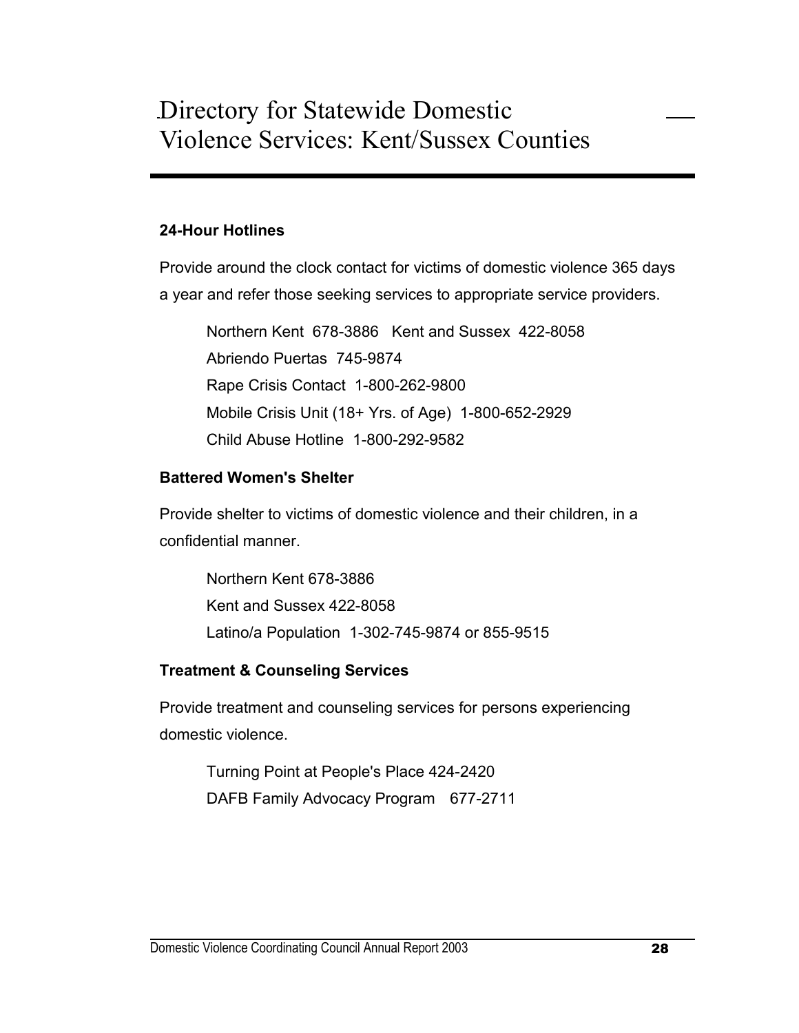# Directory for Statewide Domestic Violence Services: Kent/Sussex Counties

**24-Hour Hotlines**

Provide around the clock contact for victims of domestic violence 365 days a year and refer those seeking services to appropriate service providers.

Northern Kent 678-3886 Kent and Sussex 422-8058
Abriendo Puertas 745-9874
Rape Crisis Contact 1-800-262-9800
Mobile Crisis Unit (18+ Yrs. of Age) 1-800-652-2929
Child Abuse Hotline 1-800-292-9582

**Battered Women's Shelter**

Provide shelter to victims of domestic violence and their children, in a confidential manner.

Northern Kent 678-3886
Kent and Sussex 422-8058
Latino/a Population 1-302-745-9874 or 855-9515

**Treatment & Counseling Services**

Provide treatment and counseling services for persons experiencing domestic violence.

Turning Point at People's Place 424-2420
DAFB Family Advocacy Program 677-2711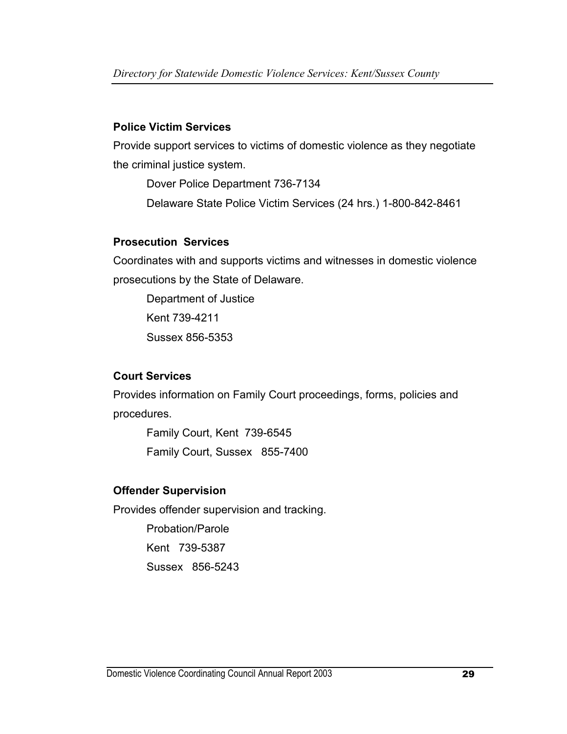**Police Victim Services**

Provide support services to victims of domestic violence as they negotiate the criminal justice system.

Dover Police Department 736-7134

Delaware State Police Victim Services (24 hrs.) 1-800-842-8461

**Prosecution Services**

Coordinates with and supports victims and witnesses in domestic violence prosecutions by the State of Delaware.

Department of Justice

Kent 739-4211

Sussex 856-5353

**Court Services**

Provides information on Family Court proceedings, forms, policies and procedures.

Family Court, Kent 739-6545

Family Court, Sussex 855-7400

**Offender Supervision**

Provides offender supervision and tracking.

Probation/Parole

Kent 739-5387

Sussex 856-5243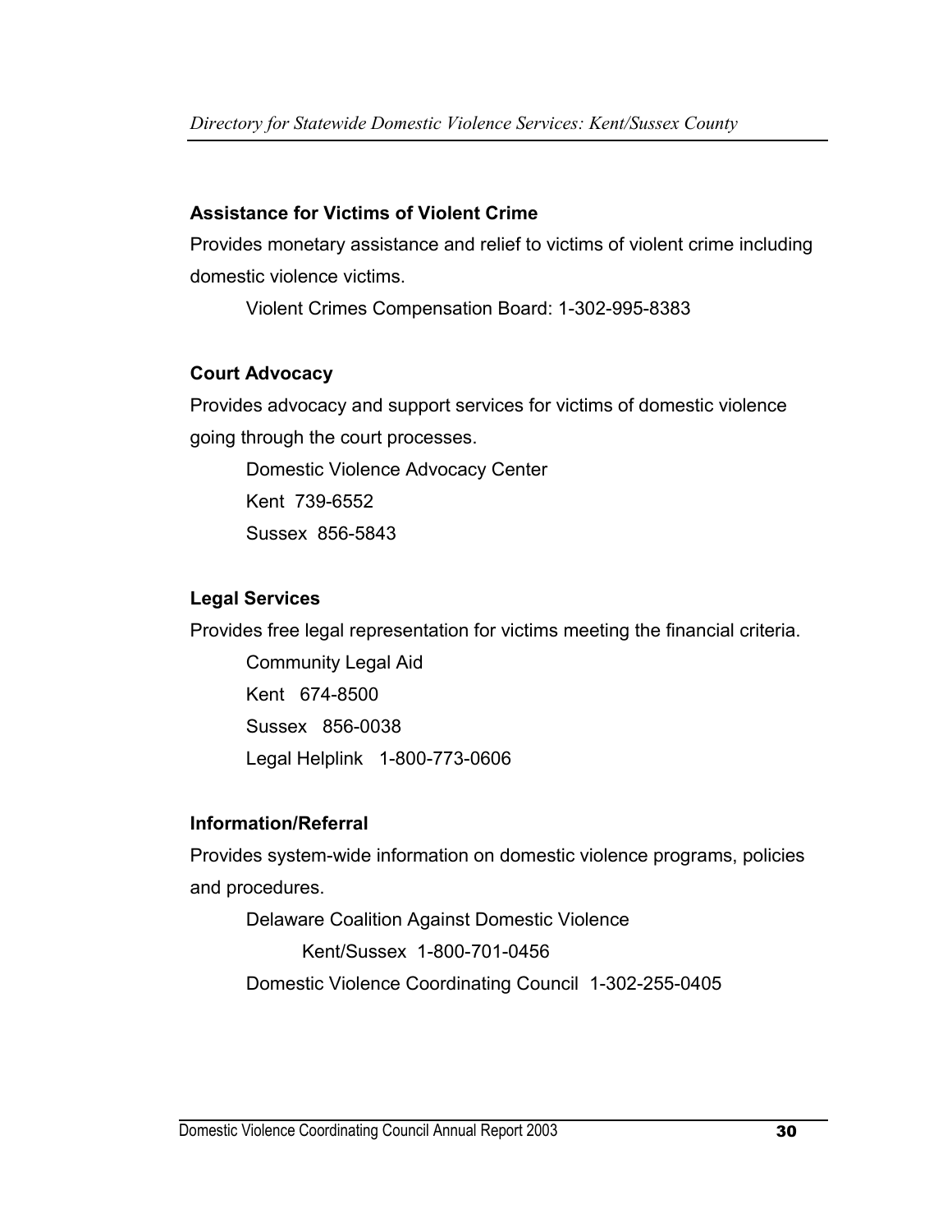### Assistance for Victims of Violent Crime

Provides monetary assistance and relief to victims of violent crime including domestic violence victims.

Violent Crimes Compensation Board: 1-302-995-8383

### Court Advocacy

Provides advocacy and support services for victims of domestic violence going through the court processes.

Domestic Violence Advocacy Center
Kent 739-6552
Sussex 856-5843

### Legal Services

Provides free legal representation for victims meeting the financial criteria.

Community Legal Aid
Kent 674-8500
Sussex 856-0038
Legal Helplink 1-800-773-0606

### Information/Referral

Provides system-wide information on domestic violence programs, policies and procedures.

Delaware Coalition Against Domestic Violence
Kent/Sussex 1-800-701-0456
Domestic Violence Coordinating Council 1-302-255-0405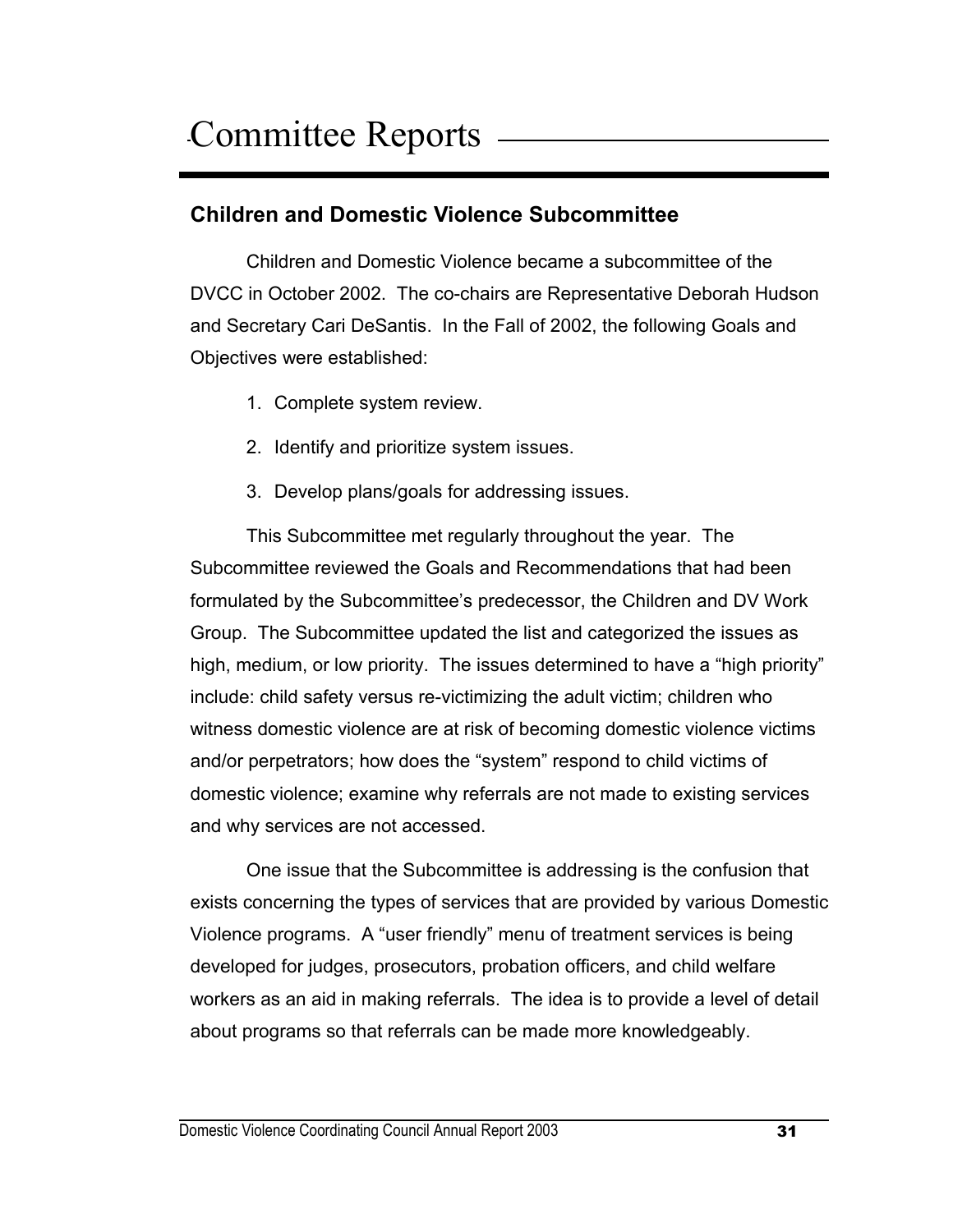# Committee Reports

## Children and Domestic Violence Subcommittee

Children and Domestic Violence became a subcommittee of the DVCC in October 2002. The co-chairs are Representative Deborah Hudson and Secretary Cari DeSantis. In the Fall of 2002, the following Goals and Objectives were established:

1. Complete system review.
2. Identify and prioritize system issues.
3. Develop plans/goals for addressing issues.

This Subcommittee met regularly throughout the year. The Subcommittee reviewed the Goals and Recommendations that had been formulated by the Subcommittee's predecessor, the Children and DV Work Group. The Subcommittee updated the list and categorized the issues as high, medium, or low priority. The issues determined to have a "high priority" include: child safety versus re-victimizing the adult victim; children who witness domestic violence are at risk of becoming domestic violence victims and/or perpetrators; how does the "system" respond to child victims of domestic violence; examine why referrals are not made to existing services and why services are not accessed.

One issue that the Subcommittee is addressing is the confusion that exists concerning the types of services that are provided by various Domestic Violence programs. A "user friendly" menu of treatment services is being developed for judges, prosecutors, probation officers, and child welfare workers as an aid in making referrals. The idea is to provide a level of detail about programs so that referrals can be made more knowledgeably.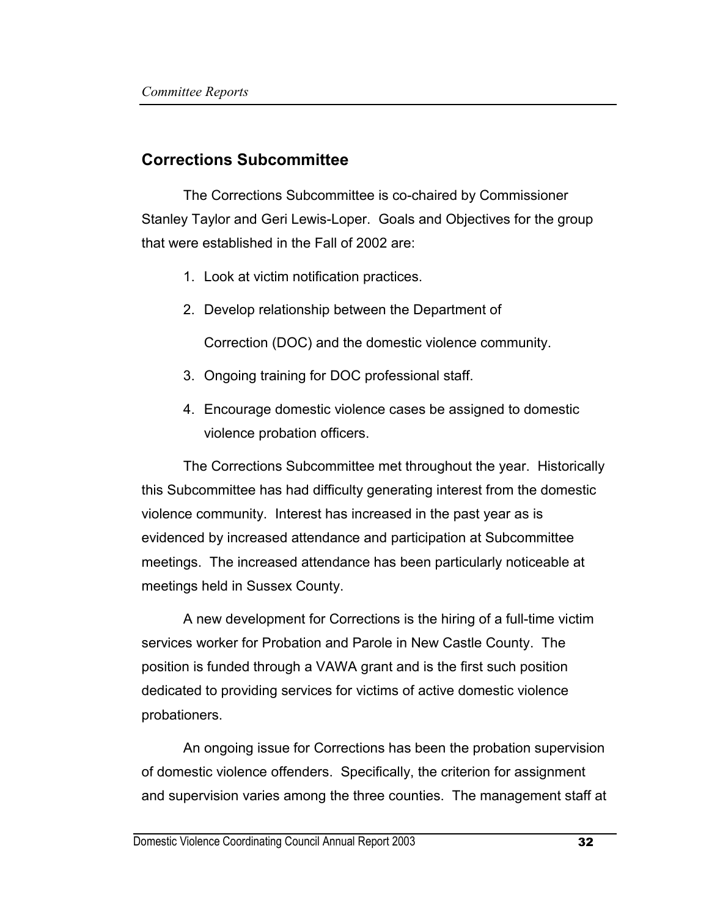## Corrections Subcommittee

The Corrections Subcommittee is co-chaired by Commissioner Stanley Taylor and Geri Lewis-Loper. Goals and Objectives for the group that were established in the Fall of 2002 are:

1. Look at victim notification practices.
2. Develop relationship between the Department of Correction (DOC) and the domestic violence community.
3. Ongoing training for DOC professional staff.
4. Encourage domestic violence cases be assigned to domestic violence probation officers.

The Corrections Subcommittee met throughout the year. Historically this Subcommittee has had difficulty generating interest from the domestic violence community. Interest has increased in the past year as is evidenced by increased attendance and participation at Subcommittee meetings. The increased attendance has been particularly noticeable at meetings held in Sussex County.

A new development for Corrections is the hiring of a full-time victim services worker for Probation and Parole in New Castle County. The position is funded through a VAWA grant and is the first such position dedicated to providing services for victims of active domestic violence probationers.

An ongoing issue for Corrections has been the probation supervision of domestic violence offenders. Specifically, the criterion for assignment and supervision varies among the three counties. The management staff at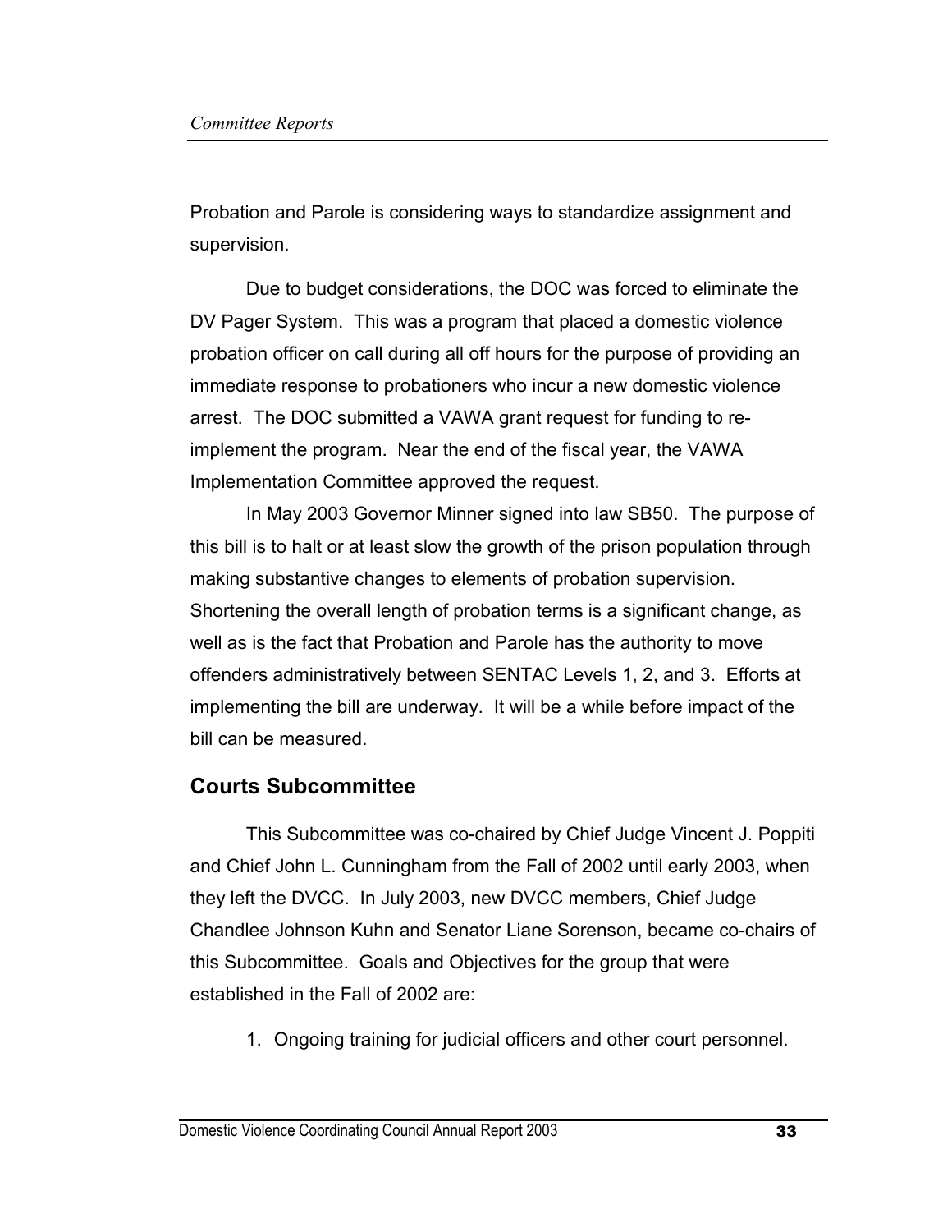Probation and Parole is considering ways to standardize assignment and supervision.

Due to budget considerations, the DOC was forced to eliminate the DV Pager System. This was a program that placed a domestic violence probation officer on call during all off hours for the purpose of providing an immediate response to probationers who incur a new domestic violence arrest. The DOC submitted a VAWA grant request for funding to re-implement the program. Near the end of the fiscal year, the VAWA Implementation Committee approved the request.

In May 2003 Governor Minner signed into law SB50. The purpose of this bill is to halt or at least slow the growth of the prison population through making substantive changes to elements of probation supervision. Shortening the overall length of probation terms is a significant change, as well as is the fact that Probation and Parole has the authority to move offenders administratively between SENTAC Levels 1, 2, and 3. Efforts at implementing the bill are underway. It will be a while before impact of the bill can be measured.

## Courts Subcommittee

This Subcommittee was co-chaired by Chief Judge Vincent J. Poppiti and Chief John L. Cunningham from the Fall of 2002 until early 2003, when they left the DVCC. In July 2003, new DVCC members, Chief Judge Chandlee Johnson Kuhn and Senator Liane Sorenson, became co-chairs of this Subcommittee. Goals and Objectives for the group that were established in the Fall of 2002 are:

1. Ongoing training for judicial officers and other court personnel.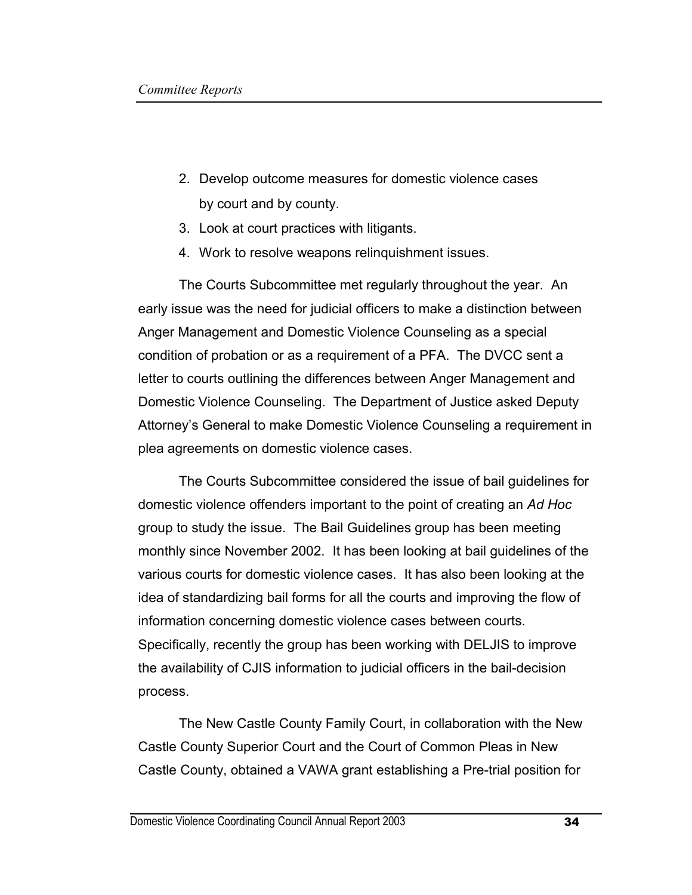2. Develop outcome measures for domestic violence cases by court and by county.
3. Look at court practices with litigants.
4. Work to resolve weapons relinquishment issues.

The Courts Subcommittee met regularly throughout the year. An early issue was the need for judicial officers to make a distinction between Anger Management and Domestic Violence Counseling as a special condition of probation or as a requirement of a PFA. The DVCC sent a letter to courts outlining the differences between Anger Management and Domestic Violence Counseling. The Department of Justice asked Deputy Attorney's General to make Domestic Violence Counseling a requirement in plea agreements on domestic violence cases.

The Courts Subcommittee considered the issue of bail guidelines for domestic violence offenders important to the point of creating an *Ad Hoc* group to study the issue. The Bail Guidelines group has been meeting monthly since November 2002. It has been looking at bail guidelines of the various courts for domestic violence cases. It has also been looking at the idea of standardizing bail forms for all the courts and improving the flow of information concerning domestic violence cases between courts. Specifically, recently the group has been working with DELJIS to improve the availability of CJIS information to judicial officers in the bail-decision process.

The New Castle County Family Court, in collaboration with the New Castle County Superior Court and the Court of Common Pleas in New Castle County, obtained a VAWA grant establishing a Pre-trial position for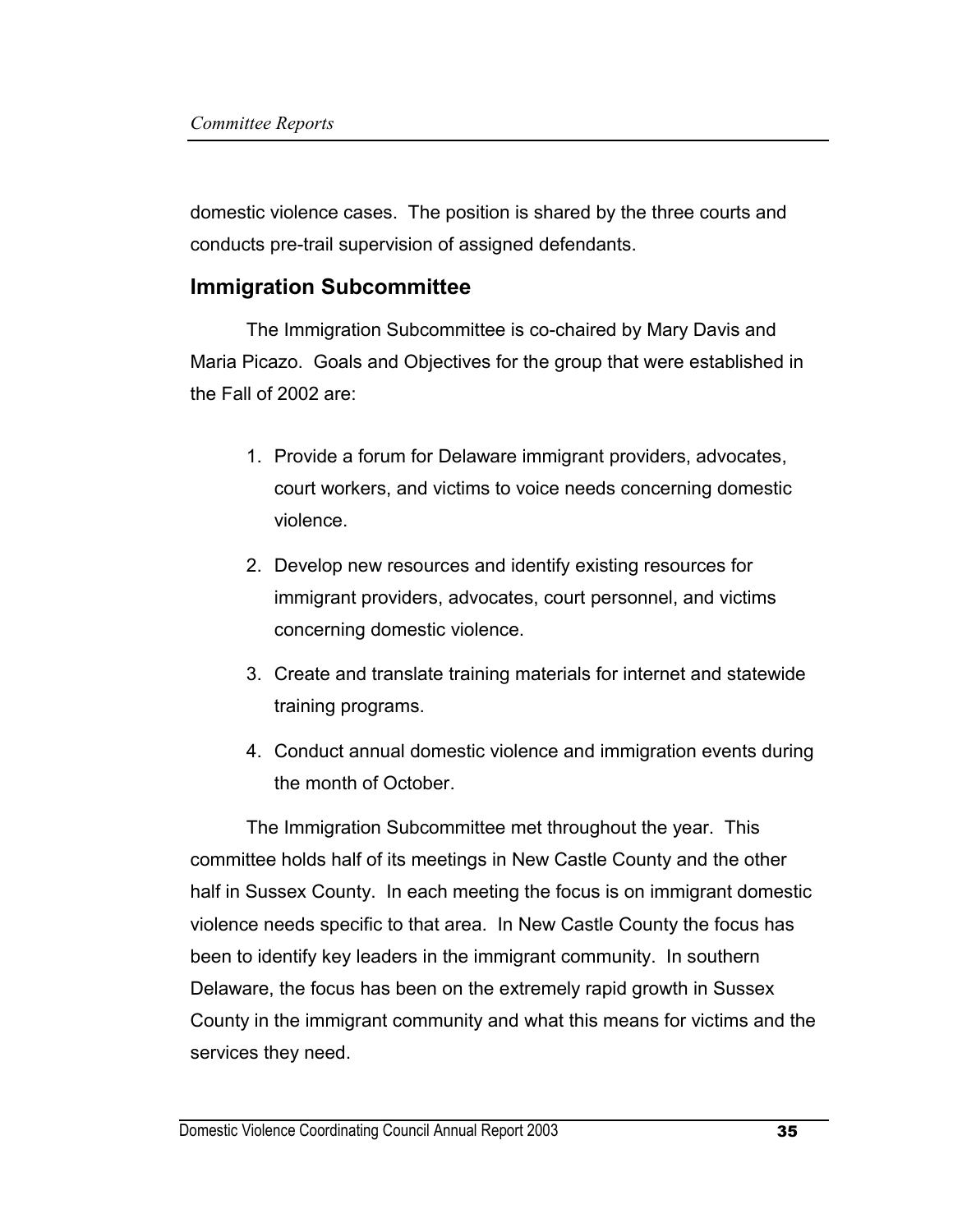domestic violence cases. The position is shared by the three courts and conducts pre-trail supervision of assigned defendants.

## Immigration Subcommittee

The Immigration Subcommittee is co-chaired by Mary Davis and Maria Picazo. Goals and Objectives for the group that were established in the Fall of 2002 are:

1. Provide a forum for Delaware immigrant providers, advocates, court workers, and victims to voice needs concerning domestic violence.
2. Develop new resources and identify existing resources for immigrant providers, advocates, court personnel, and victims concerning domestic violence.
3. Create and translate training materials for internet and statewide training programs.
4. Conduct annual domestic violence and immigration events during the month of October.

The Immigration Subcommittee met throughout the year. This committee holds half of its meetings in New Castle County and the other half in Sussex County. In each meeting the focus is on immigrant domestic violence needs specific to that area. In New Castle County the focus has been to identify key leaders in the immigrant community. In southern Delaware, the focus has been on the extremely rapid growth in Sussex County in the immigrant community and what this means for victims and the services they need.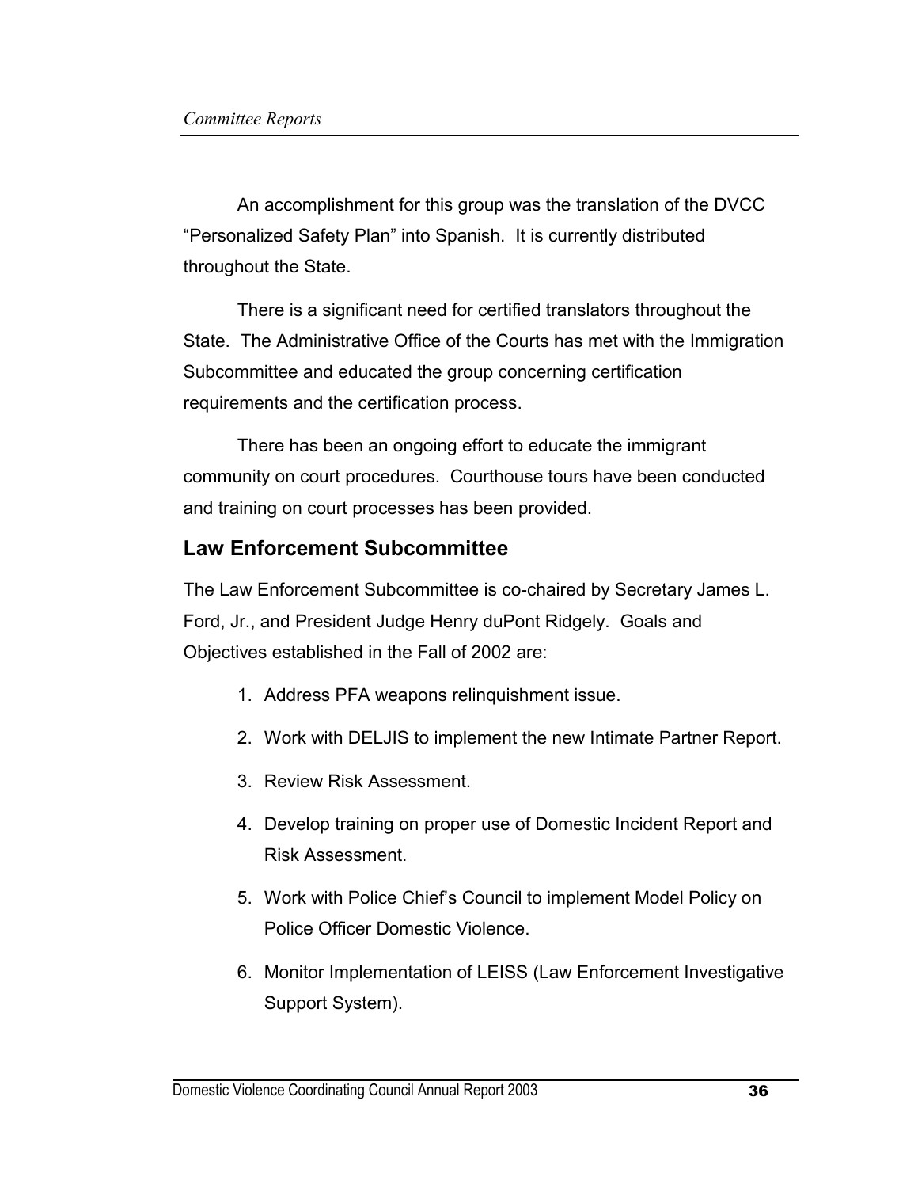An accomplishment for this group was the translation of the DVCC "Personalized Safety Plan" into Spanish. It is currently distributed throughout the State.

There is a significant need for certified translators throughout the State. The Administrative Office of the Courts has met with the Immigration Subcommittee and educated the group concerning certification requirements and the certification process.

There has been an ongoing effort to educate the immigrant community on court procedures. Courthouse tours have been conducted and training on court processes has been provided.

## Law Enforcement Subcommittee

The Law Enforcement Subcommittee is co-chaired by Secretary James L. Ford, Jr., and President Judge Henry duPont Ridgely. Goals and Objectives established in the Fall of 2002 are:

1. Address PFA weapons relinquishment issue.
2. Work with DELJIS to implement the new Intimate Partner Report.
3. Review Risk Assessment.
4. Develop training on proper use of Domestic Incident Report and Risk Assessment.
5. Work with Police Chief's Council to implement Model Policy on Police Officer Domestic Violence.
6. Monitor Implementation of LEISS (Law Enforcement Investigative Support System).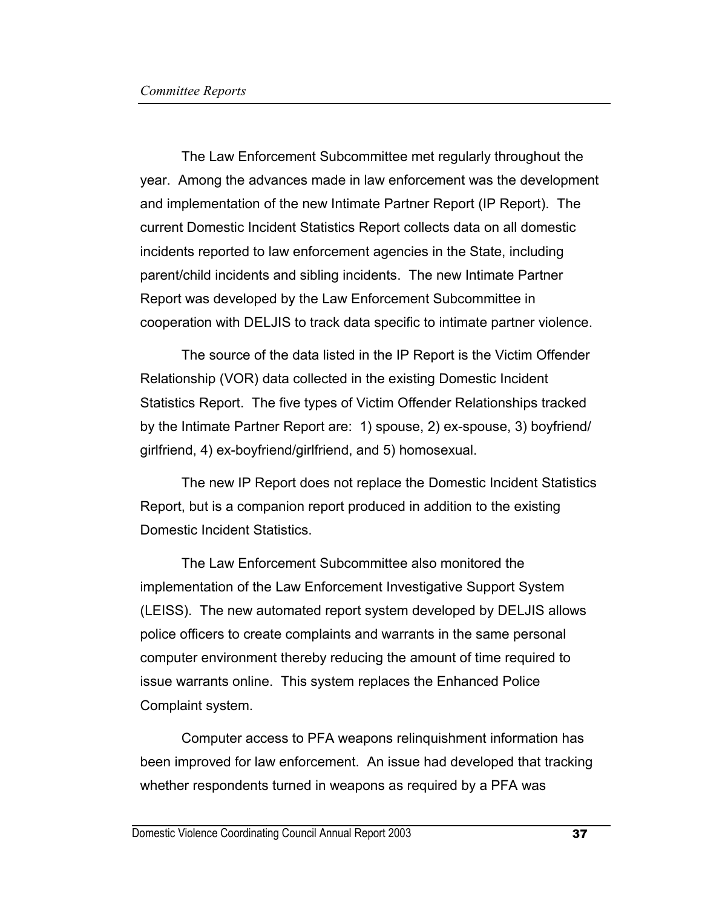The Law Enforcement Subcommittee met regularly throughout the year. Among the advances made in law enforcement was the development and implementation of the new Intimate Partner Report (IP Report). The current Domestic Incident Statistics Report collects data on all domestic incidents reported to law enforcement agencies in the State, including parent/child incidents and sibling incidents. The new Intimate Partner Report was developed by the Law Enforcement Subcommittee in cooperation with DELJIS to track data specific to intimate partner violence.

The source of the data listed in the IP Report is the Victim Offender Relationship (VOR) data collected in the existing Domestic Incident Statistics Report. The five types of Victim Offender Relationships tracked by the Intimate Partner Report are: 1) spouse, 2) ex-spouse, 3) boyfriend/girlfriend, 4) ex-boyfriend/girlfriend, and 5) homosexual.

The new IP Report does not replace the Domestic Incident Statistics Report, but is a companion report produced in addition to the existing Domestic Incident Statistics.

The Law Enforcement Subcommittee also monitored the implementation of the Law Enforcement Investigative Support System (LEISS). The new automated report system developed by DELJIS allows police officers to create complaints and warrants in the same personal computer environment thereby reducing the amount of time required to issue warrants online. This system replaces the Enhanced Police Complaint system.

Computer access to PFA weapons relinquishment information has been improved for law enforcement. An issue had developed that tracking whether respondents turned in weapons as required by a PFA was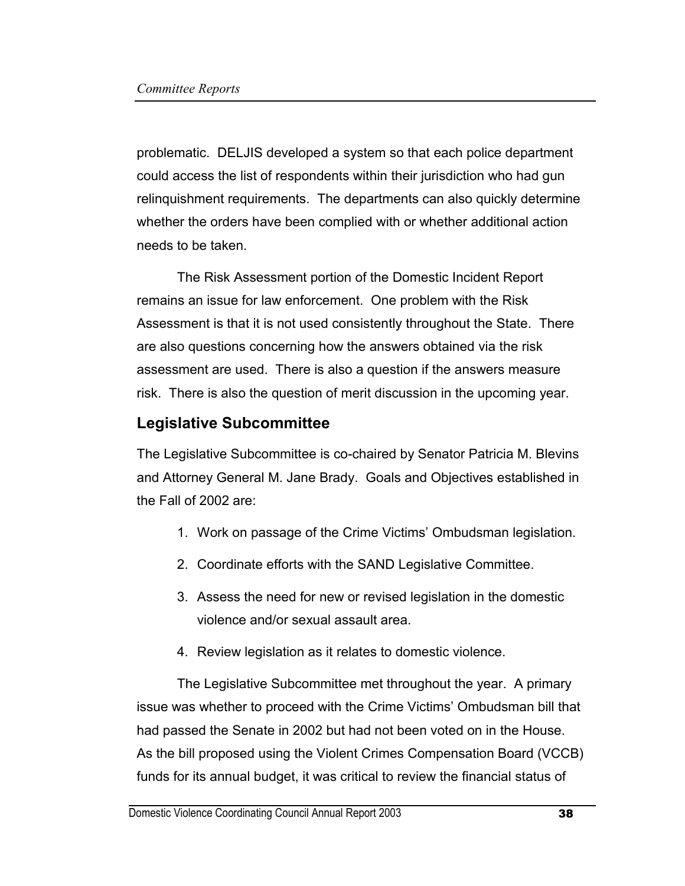problematic. DELJIS developed a system so that each police department could access the list of respondents within their jurisdiction who had gun relinquishment requirements. The departments can also quickly determine whether the orders have been complied with or whether additional action needs to be taken.

The Risk Assessment portion of the Domestic Incident Report remains an issue for law enforcement. One problem with the Risk Assessment is that it is not used consistently throughout the State. There are also questions concerning how the answers obtained via the risk assessment are used. There is also a question if the answers measure risk. There is also the question of merit discussion in the upcoming year.

## Legislative Subcommittee

The Legislative Subcommittee is co-chaired by Senator Patricia M. Blevins and Attorney General M. Jane Brady. Goals and Objectives established in the Fall of 2002 are:

1. Work on passage of the Crime Victims' Ombudsman legislation.
2. Coordinate efforts with the SAND Legislative Committee.
3. Assess the need for new or revised legislation in the domestic violence and/or sexual assault area.
4. Review legislation as it relates to domestic violence.

The Legislative Subcommittee met throughout the year. A primary issue was whether to proceed with the Crime Victims' Ombudsman bill that had passed the Senate in 2002 but had not been voted on in the House. As the bill proposed using the Violent Crimes Compensation Board (VCCB) funds for its annual budget, it was critical to review the financial status of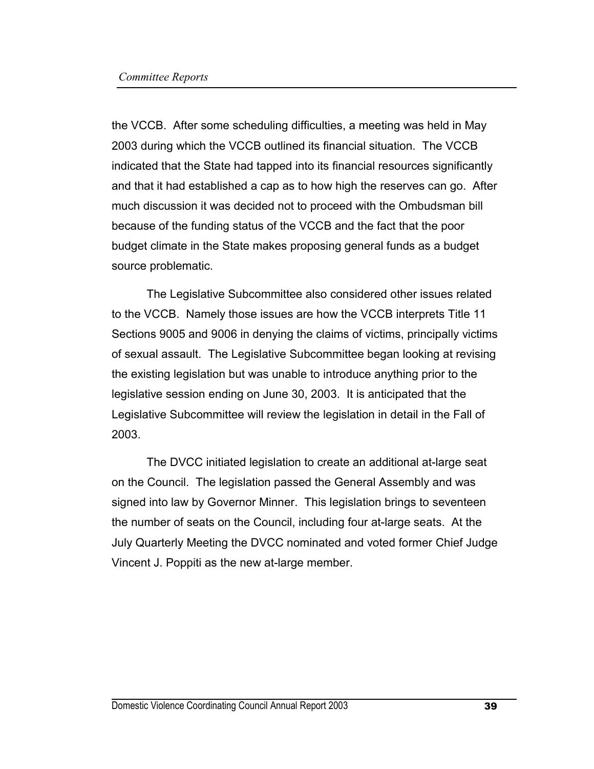the VCCB. After some scheduling difficulties, a meeting was held in May 2003 during which the VCCB outlined its financial situation. The VCCB indicated that the State had tapped into its financial resources significantly and that it had established a cap as to how high the reserves can go. After much discussion it was decided not to proceed with the Ombudsman bill because of the funding status of the VCCB and the fact that the poor budget climate in the State makes proposing general funds as a budget source problematic.

The Legislative Subcommittee also considered other issues related to the VCCB. Namely those issues are how the VCCB interprets Title 11 Sections 9005 and 9006 in denying the claims of victims, principally victims of sexual assault. The Legislative Subcommittee began looking at revising the existing legislation but was unable to introduce anything prior to the legislative session ending on June 30, 2003. It is anticipated that the Legislative Subcommittee will review the legislation in detail in the Fall of 2003.

The DVCC initiated legislation to create an additional at-large seat on the Council. The legislation passed the General Assembly and was signed into law by Governor Minner. This legislation brings to seventeen the number of seats on the Council, including four at-large seats. At the July Quarterly Meeting the DVCC nominated and voted former Chief Judge Vincent J. Poppiti as the new at-large member.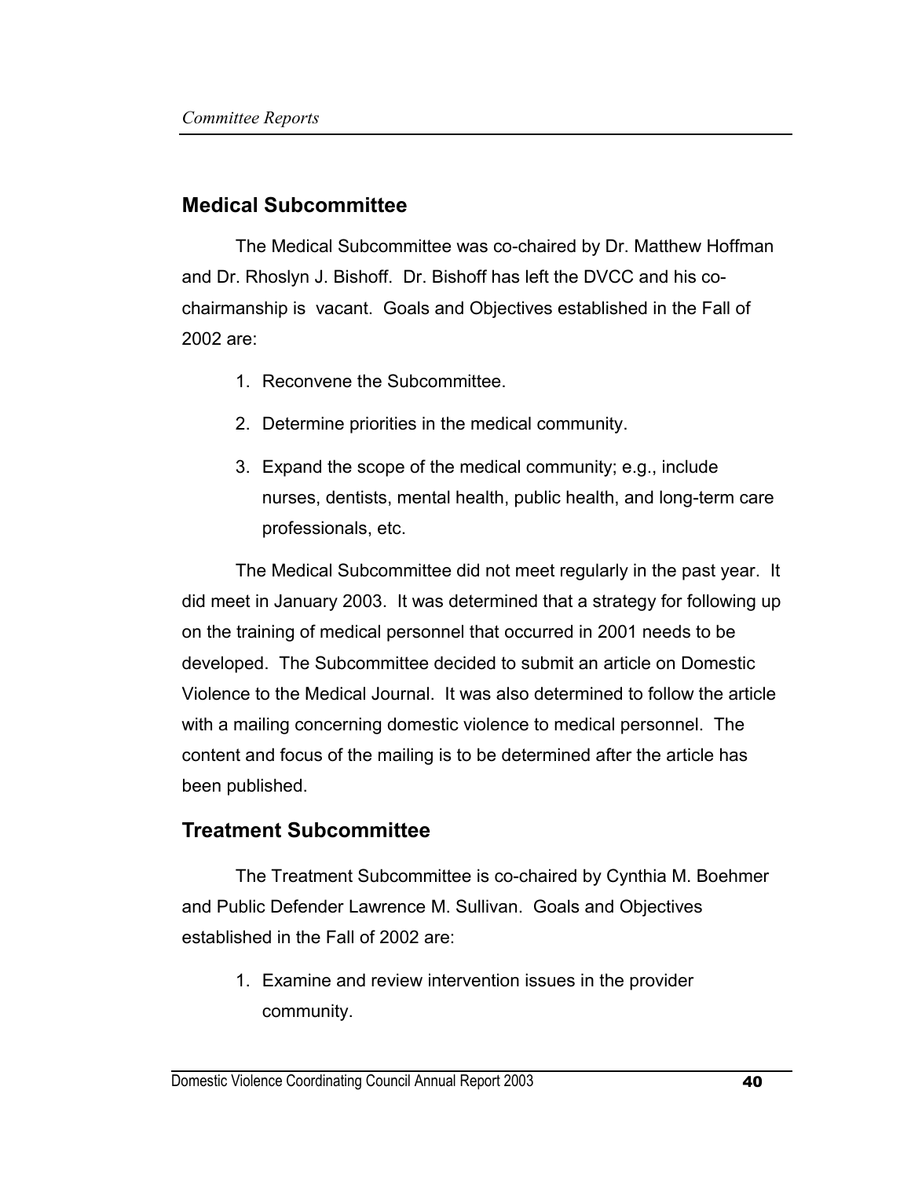## Medical Subcommittee

The Medical Subcommittee was co-chaired by Dr. Matthew Hoffman and Dr. Rhoslyn J. Bishoff. Dr. Bishoff has left the DVCC and his co-chairmanship is vacant. Goals and Objectives established in the Fall of 2002 are:

1. Reconvene the Subcommittee.
2. Determine priorities in the medical community.
3. Expand the scope of the medical community; e.g., include nurses, dentists, mental health, public health, and long-term care professionals, etc.

The Medical Subcommittee did not meet regularly in the past year. It did meet in January 2003. It was determined that a strategy for following up on the training of medical personnel that occurred in 2001 needs to be developed. The Subcommittee decided to submit an article on Domestic Violence to the Medical Journal. It was also determined to follow the article with a mailing concerning domestic violence to medical personnel. The content and focus of the mailing is to be determined after the article has been published.

## Treatment Subcommittee

The Treatment Subcommittee is co-chaired by Cynthia M. Boehmer and Public Defender Lawrence M. Sullivan. Goals and Objectives established in the Fall of 2002 are:

1. Examine and review intervention issues in the provider community.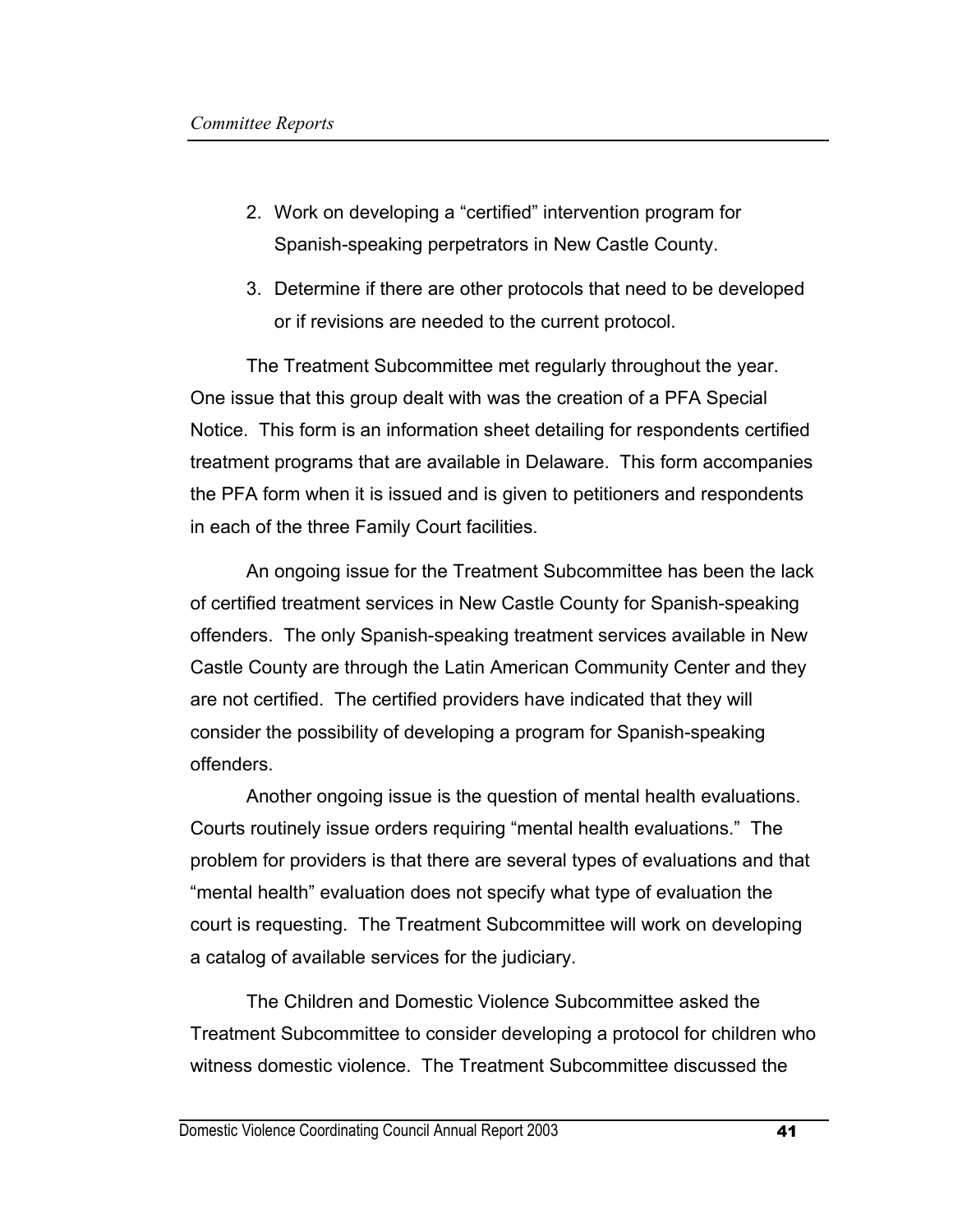2. Work on developing a “certified” intervention program for Spanish-speaking perpetrators in New Castle County.
3. Determine if there are other protocols that need to be developed or if revisions are needed to the current protocol.

The Treatment Subcommittee met regularly throughout the year. One issue that this group dealt with was the creation of a PFA Special Notice. This form is an information sheet detailing for respondents certified treatment programs that are available in Delaware. This form accompanies the PFA form when it is issued and is given to petitioners and respondents in each of the three Family Court facilities.

An ongoing issue for the Treatment Subcommittee has been the lack of certified treatment services in New Castle County for Spanish-speaking offenders. The only Spanish-speaking treatment services available in New Castle County are through the Latin American Community Center and they are not certified. The certified providers have indicated that they will consider the possibility of developing a program for Spanish-speaking offenders.

Another ongoing issue is the question of mental health evaluations. Courts routinely issue orders requiring “mental health evaluations.” The problem for providers is that there are several types of evaluations and that “mental health” evaluation does not specify what type of evaluation the court is requesting. The Treatment Subcommittee will work on developing a catalog of available services for the judiciary.

The Children and Domestic Violence Subcommittee asked the Treatment Subcommittee to consider developing a protocol for children who witness domestic violence. The Treatment Subcommittee discussed the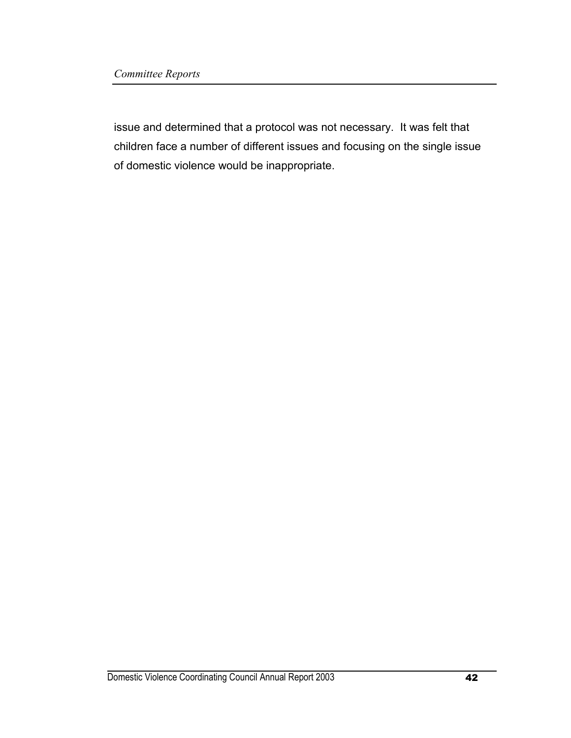issue and determined that a protocol was not necessary. It was felt that children face a number of different issues and focusing on the single issue of domestic violence would be inappropriate.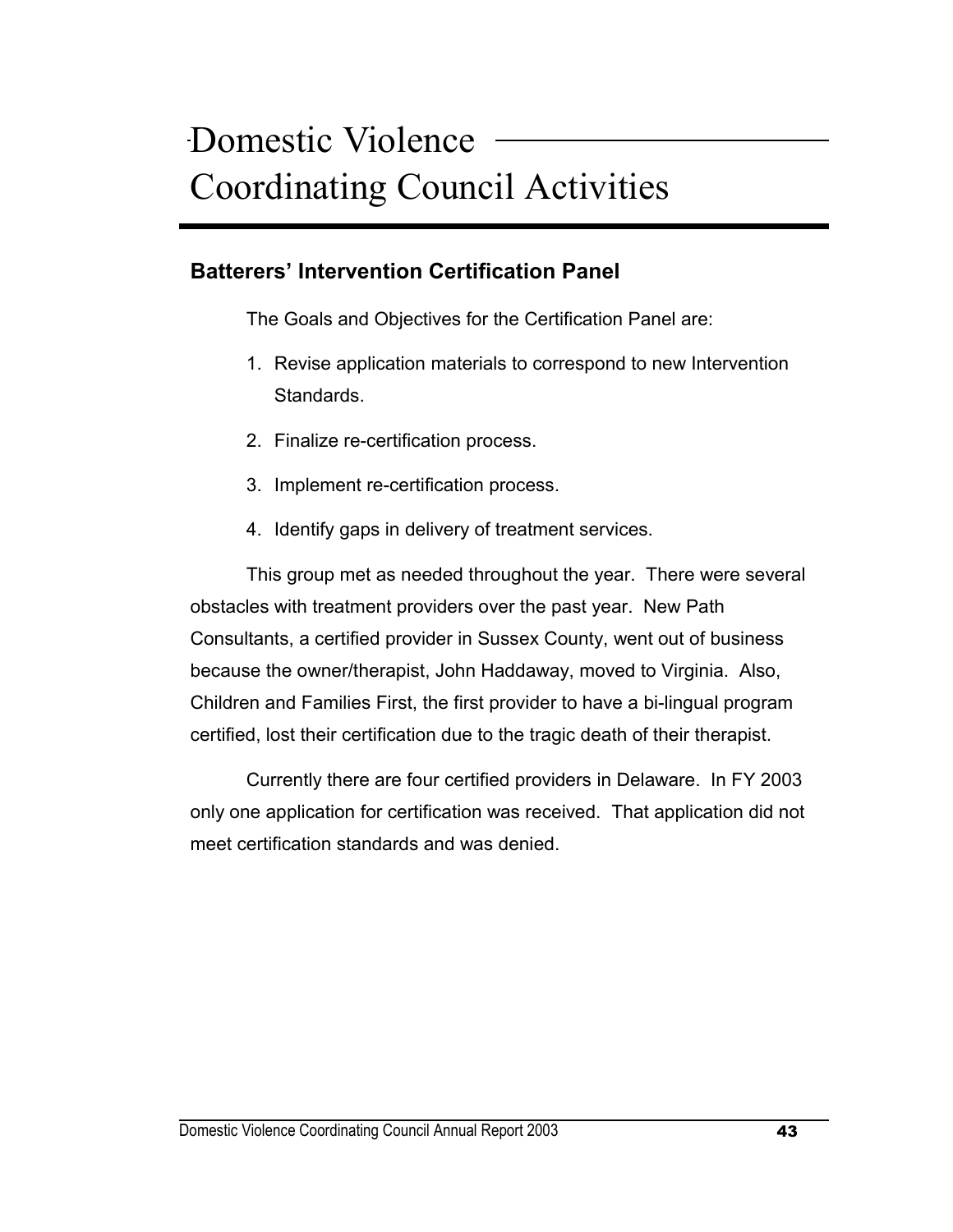# Domestic Violence Coordinating Council Activities

## Batterers' Intervention Certification Panel

The Goals and Objectives for the Certification Panel are:

1. Revise application materials to correspond to new Intervention Standards.
2. Finalize re-certification process.
3. Implement re-certification process.
4. Identify gaps in delivery of treatment services.

This group met as needed throughout the year. There were several obstacles with treatment providers over the past year. New Path Consultants, a certified provider in Sussex County, went out of business because the owner/therapist, John Haddaway, moved to Virginia. Also, Children and Families First, the first provider to have a bi-lingual program certified, lost their certification due to the tragic death of their therapist.

Currently there are four certified providers in Delaware. In FY 2003 only one application for certification was received. That application did not meet certification standards and was denied.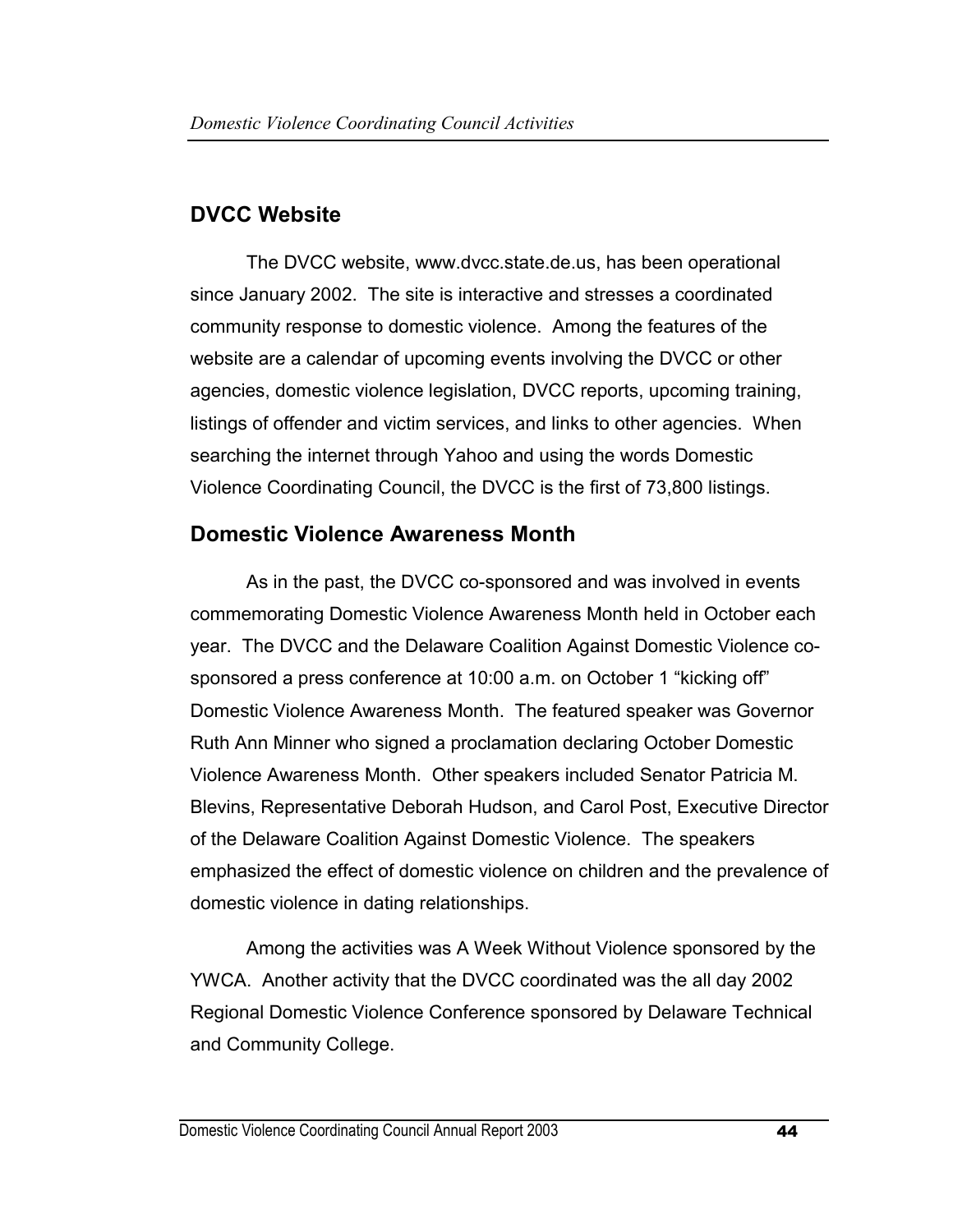## DVCC Website

The DVCC website, www.dvcc.state.de.us, has been operational since January 2002. The site is interactive and stresses a coordinated community response to domestic violence. Among the features of the website are a calendar of upcoming events involving the DVCC or other agencies, domestic violence legislation, DVCC reports, upcoming training, listings of offender and victim services, and links to other agencies. When searching the internet through Yahoo and using the words Domestic Violence Coordinating Council, the DVCC is the first of 73,800 listings.

## Domestic Violence Awareness Month

As in the past, the DVCC co-sponsored and was involved in events commemorating Domestic Violence Awareness Month held in October each year. The DVCC and the Delaware Coalition Against Domestic Violence co-sponsored a press conference at 10:00 a.m. on October 1 "kicking off" Domestic Violence Awareness Month. The featured speaker was Governor Ruth Ann Minner who signed a proclamation declaring October Domestic Violence Awareness Month. Other speakers included Senator Patricia M. Blevins, Representative Deborah Hudson, and Carol Post, Executive Director of the Delaware Coalition Against Domestic Violence. The speakers emphasized the effect of domestic violence on children and the prevalence of domestic violence in dating relationships.

Among the activities was A Week Without Violence sponsored by the YWCA. Another activity that the DVCC coordinated was the all day 2002 Regional Domestic Violence Conference sponsored by Delaware Technical and Community College.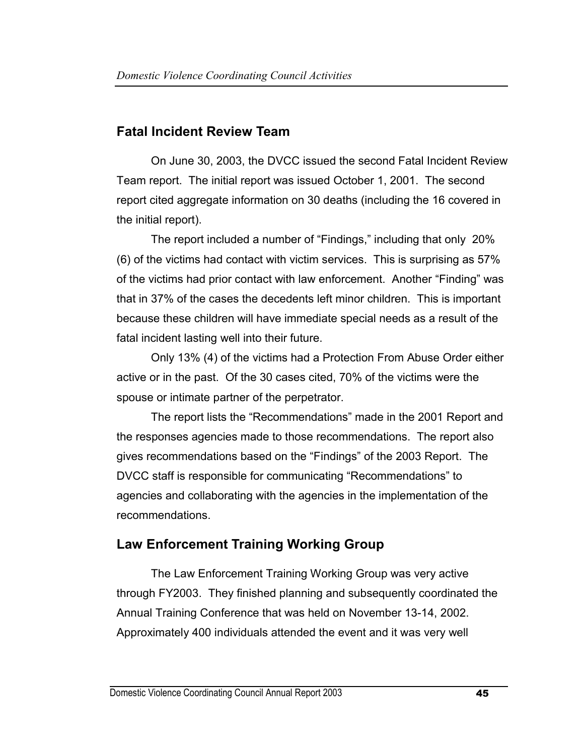## Fatal Incident Review Team

On June 30, 2003, the DVCC issued the second Fatal Incident Review Team report. The initial report was issued October 1, 2001. The second report cited aggregate information on 30 deaths (including the 16 covered in the initial report).

The report included a number of "Findings," including that only 20% (6) of the victims had contact with victim services. This is surprising as 57% of the victims had prior contact with law enforcement. Another "Finding" was that in 37% of the cases the decedents left minor children. This is important because these children will have immediate special needs as a result of the fatal incident lasting well into their future.

Only 13% (4) of the victims had a Protection From Abuse Order either active or in the past. Of the 30 cases cited, 70% of the victims were the spouse or intimate partner of the perpetrator.

The report lists the "Recommendations" made in the 2001 Report and the responses agencies made to those recommendations. The report also gives recommendations based on the "Findings" of the 2003 Report. The DVCC staff is responsible for communicating "Recommendations" to agencies and collaborating with the agencies in the implementation of the recommendations.

## Law Enforcement Training Working Group

The Law Enforcement Training Working Group was very active through FY2003. They finished planning and subsequently coordinated the Annual Training Conference that was held on November 13-14, 2002. Approximately 400 individuals attended the event and it was very well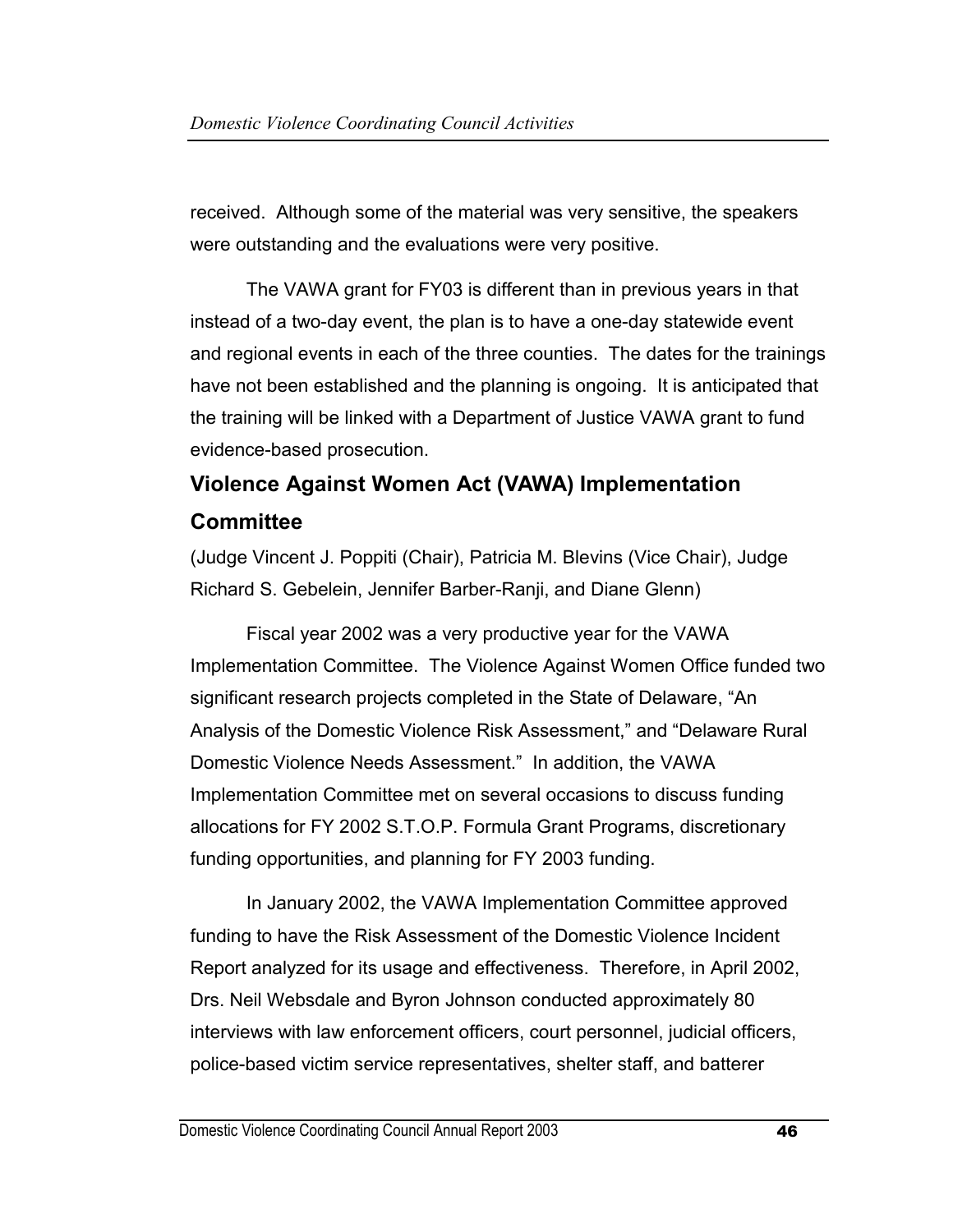received. Although some of the material was very sensitive, the speakers were outstanding and the evaluations were very positive.

The VAWA grant for FY03 is different than in previous years in that instead of a two-day event, the plan is to have a one-day statewide event and regional events in each of the three counties. The dates for the trainings have not been established and the planning is ongoing. It is anticipated that the training will be linked with a Department of Justice VAWA grant to fund evidence-based prosecution.

## Violence Against Women Act (VAWA) Implementation Committee

(Judge Vincent J. Poppiti (Chair), Patricia M. Blevins (Vice Chair), Judge Richard S. Gebelein, Jennifer Barber-Ranji, and Diane Glenn)

Fiscal year 2002 was a very productive year for the VAWA Implementation Committee. The Violence Against Women Office funded two significant research projects completed in the State of Delaware, "An Analysis of the Domestic Violence Risk Assessment," and "Delaware Rural Domestic Violence Needs Assessment." In addition, the VAWA Implementation Committee met on several occasions to discuss funding allocations for FY 2002 S.T.O.P. Formula Grant Programs, discretionary funding opportunities, and planning for FY 2003 funding.

In January 2002, the VAWA Implementation Committee approved funding to have the Risk Assessment of the Domestic Violence Incident Report analyzed for its usage and effectiveness. Therefore, in April 2002, Drs. Neil Websdale and Byron Johnson conducted approximately 80 interviews with law enforcement officers, court personnel, judicial officers, police-based victim service representatives, shelter staff, and batterer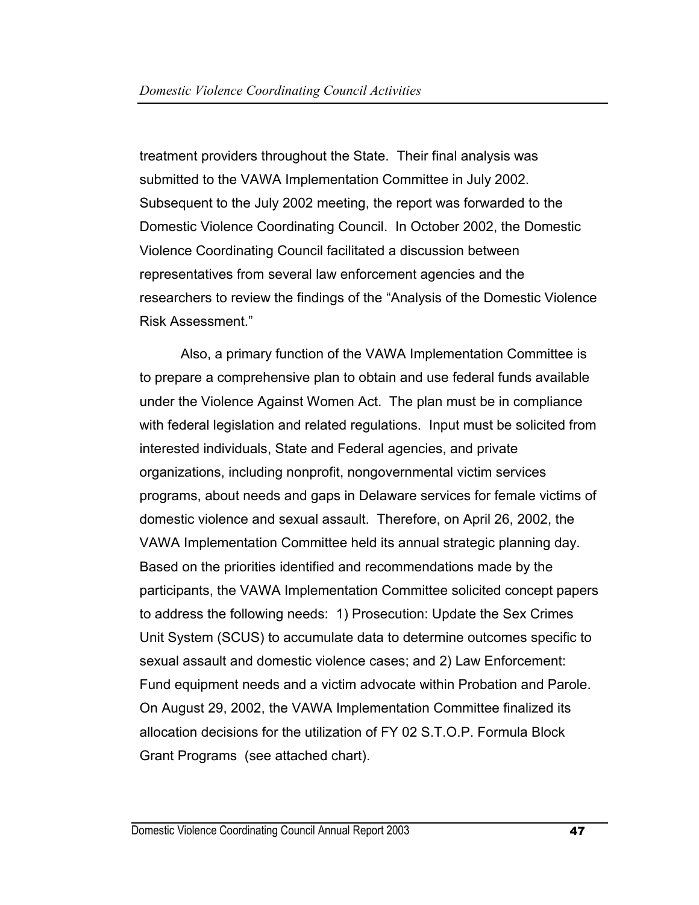treatment providers throughout the State. Their final analysis was submitted to the VAWA Implementation Committee in July 2002. Subsequent to the July 2002 meeting, the report was forwarded to the Domestic Violence Coordinating Council. In October 2002, the Domestic Violence Coordinating Council facilitated a discussion between representatives from several law enforcement agencies and the researchers to review the findings of the "Analysis of the Domestic Violence Risk Assessment."

Also, a primary function of the VAWA Implementation Committee is to prepare a comprehensive plan to obtain and use federal funds available under the Violence Against Women Act. The plan must be in compliance with federal legislation and related regulations. Input must be solicited from interested individuals, State and Federal agencies, and private organizations, including nonprofit, nongovernmental victim services programs, about needs and gaps in Delaware services for female victims of domestic violence and sexual assault. Therefore, on April 26, 2002, the VAWA Implementation Committee held its annual strategic planning day. Based on the priorities identified and recommendations made by the participants, the VAWA Implementation Committee solicited concept papers to address the following needs: 1) Prosecution: Update the Sex Crimes Unit System (SCUS) to accumulate data to determine outcomes specific to sexual assault and domestic violence cases; and 2) Law Enforcement: Fund equipment needs and a victim advocate within Probation and Parole. On August 29, 2002, the VAWA Implementation Committee finalized its allocation decisions for the utilization of FY 02 S.T.O.P. Formula Block Grant Programs (see attached chart).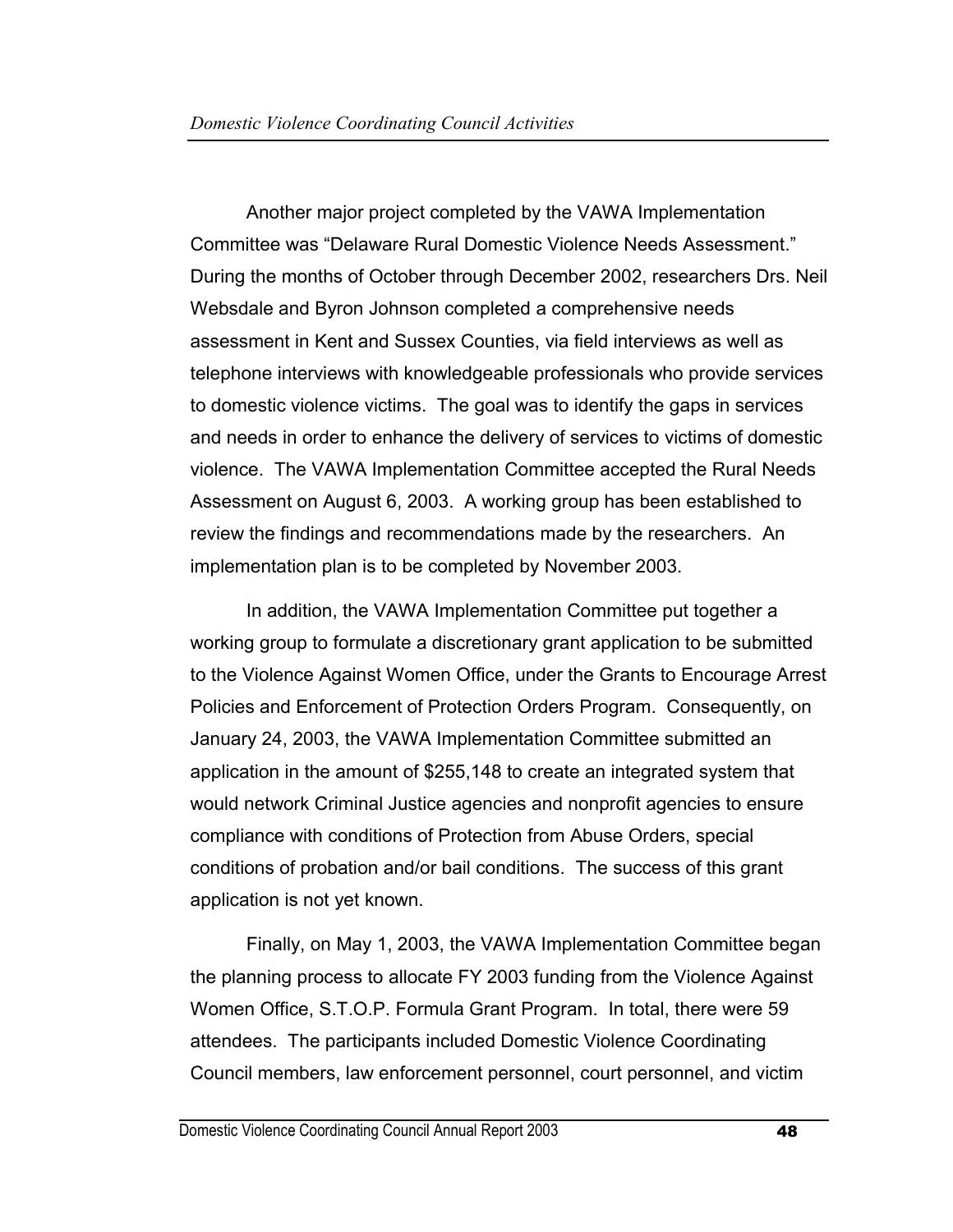Another major project completed by the VAWA Implementation Committee was "Delaware Rural Domestic Violence Needs Assessment." During the months of October through December 2002, researchers Drs. Neil Websdale and Byron Johnson completed a comprehensive needs assessment in Kent and Sussex Counties, via field interviews as well as telephone interviews with knowledgeable professionals who provide services to domestic violence victims. The goal was to identify the gaps in services and needs in order to enhance the delivery of services to victims of domestic violence. The VAWA Implementation Committee accepted the Rural Needs Assessment on August 6, 2003. A working group has been established to review the findings and recommendations made by the researchers. An implementation plan is to be completed by November 2003.

In addition, the VAWA Implementation Committee put together a working group to formulate a discretionary grant application to be submitted to the Violence Against Women Office, under the Grants to Encourage Arrest Policies and Enforcement of Protection Orders Program. Consequently, on January 24, 2003, the VAWA Implementation Committee submitted an application in the amount of $255,148 to create an integrated system that would network Criminal Justice agencies and nonprofit agencies to ensure compliance with conditions of Protection from Abuse Orders, special conditions of probation and/or bail conditions. The success of this grant application is not yet known.

Finally, on May 1, 2003, the VAWA Implementation Committee began the planning process to allocate FY 2003 funding from the Violence Against Women Office, S.T.O.P. Formula Grant Program. In total, there were 59 attendees. The participants included Domestic Violence Coordinating Council members, law enforcement personnel, court personnel, and victim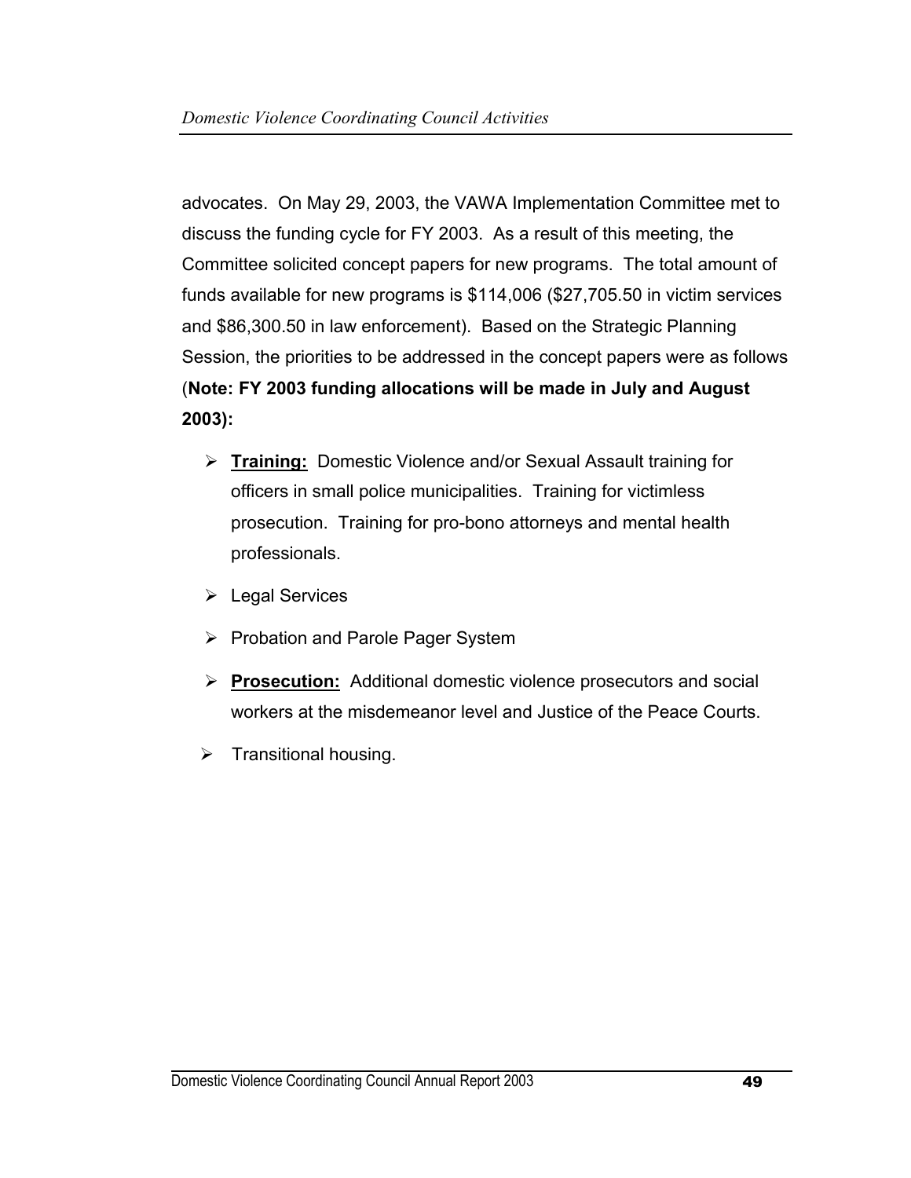advocates. On May 29, 2003, the VAWA Implementation Committee met to discuss the funding cycle for FY 2003. As a result of this meeting, the Committee solicited concept papers for new programs. The total amount of funds available for new programs is $114,006 ($27,705.50 in victim services and $86,300.50 in law enforcement). Based on the Strategic Planning Session, the priorities to be addressed in the concept papers were as follows (**Note: FY 2003 funding allocations will be made in July and August 2003):**

- **Training:** Domestic Violence and/or Sexual Assault training for officers in small police municipalities. Training for victimless prosecution. Training for pro-bono attorneys and mental health professionals.
- Legal Services
- Probation and Parole Pager System
- **Prosecution:** Additional domestic violence prosecutors and social workers at the misdemeanor level and Justice of the Peace Courts.
- Transitional housing.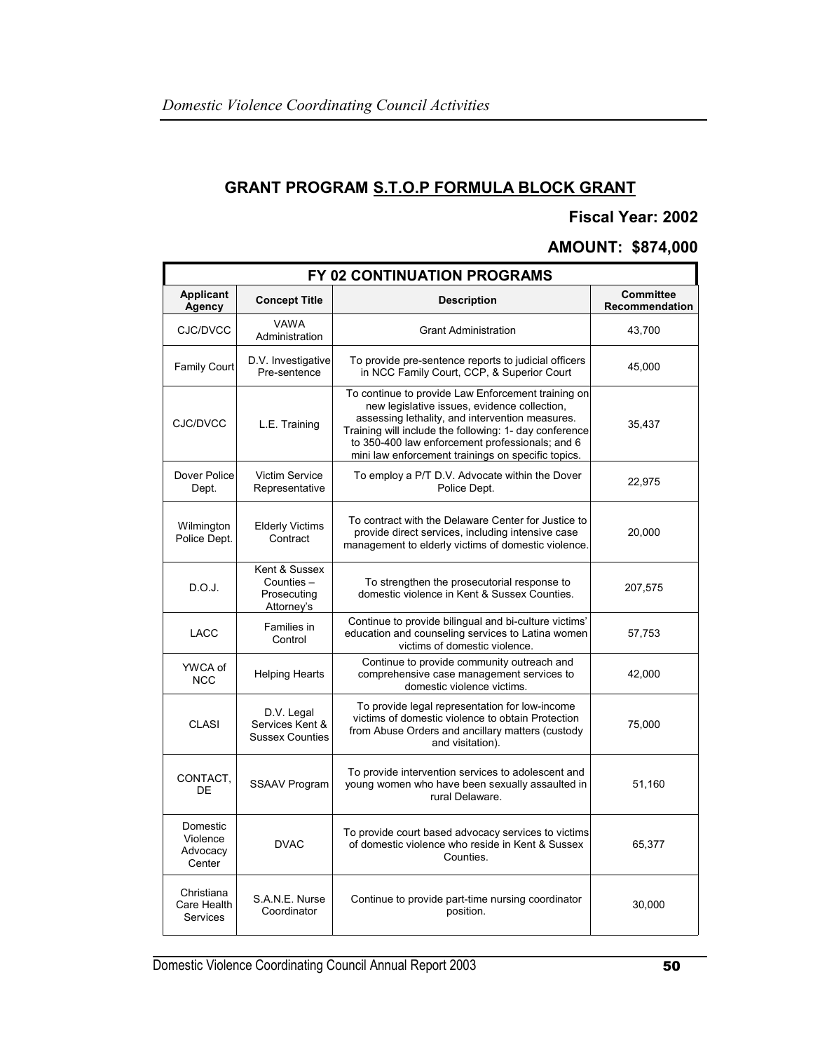## GRANT PROGRAM S.T.O.P FORMULA BLOCK GRANT

**Fiscal Year: 2002**

**AMOUNT: $874,000**

| FY 02 CONTINUATION PROGRAMS | | | |
|---|---|---|---|
| **Applicant Agency** | **Concept Title** | **Description** | **Committee Recommendation** |
| CJC/DVCC | VAWA Administration | Grant Administration | 43,700 |
| Family Court | D.V. Investigative Pre-sentence | To provide pre-sentence reports to judicial officers in NCC Family Court, CCP, & Superior Court | 45,000 |
| CJC/DVCC | L.E. Training | To continue to provide Law Enforcement training on new legislative issues, evidence collection, assessing lethality, and intervention measures. Training will include the following: 1- day conference to 350-400 law enforcement professionals; and 6 mini law enforcement trainings on specific topics. | 35,437 |
| Dover Police Dept. | Victim Service Representative | To employ a P/T D.V. Advocate within the Dover Police Dept. | 22,975 |
| Wilmington Police Dept. | Elderly Victims Contract | To contract with the Delaware Center for Justice to provide direct services, including intensive case management to elderly victims of domestic violence. | 20,000 |
| D.O.J. | Kent & Sussex Counties – Prosecuting Attorney's | To strengthen the prosecutorial response to domestic violence in Kent & Sussex Counties. | 207,575 |
| LACC | Families in Control | Continue to provide bilingual and bi-culture victims' education and counseling services to Latina women victims of domestic violence. | 57,753 |
| YWCA of NCC | Helping Hearts | Continue to provide community outreach and comprehensive case management services to domestic violence victims. | 42,000 |
| CLASI | D.V. Legal Services Kent & Sussex Counties | To provide legal representation for low-income victims of domestic violence to obtain Protection from Abuse Orders and ancillary matters (custody and visitation). | 75,000 |
| CONTACT, DE | SSAAV Program | To provide intervention services to adolescent and young women who have been sexually assaulted in rural Delaware. | 51,160 |
| Domestic Violence Advocacy Center | DVAC | To provide court based advocacy services to victims of domestic violence who reside in Kent & Sussex Counties. | 65,377 |
| Christiana Care Health Services | S.A.N.E. Nurse Coordinator | Continue to provide part-time nursing coordinator position. | 30,000 |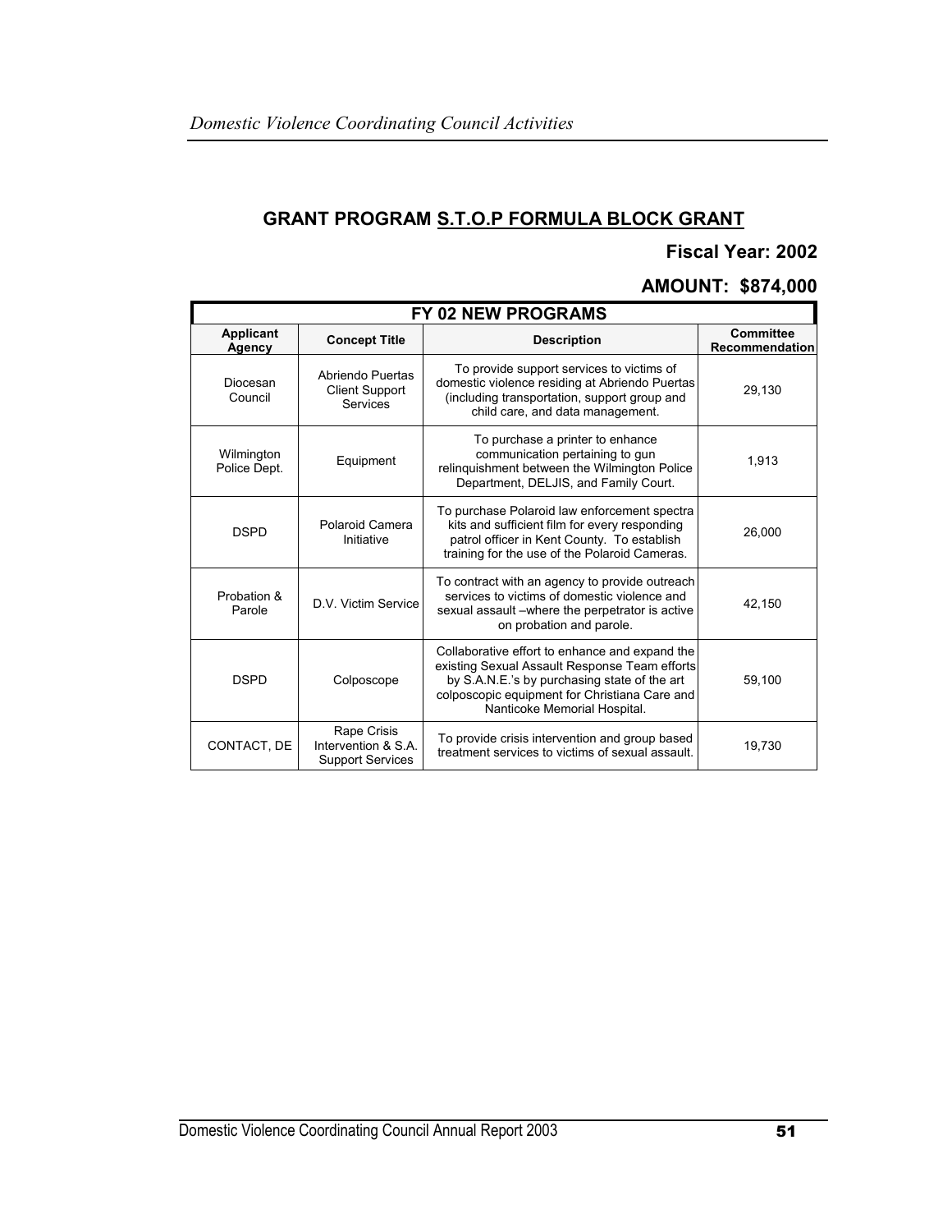## GRANT PROGRAM S.T.O.P FORMULA BLOCK GRANT

**Fiscal Year: 2002**

**AMOUNT: $874,000**

| FY 02 NEW PROGRAMS | | | |
|---|---|---|---|
| **Applicant Agency** | **Concept Title** | **Description** | **Committee Recommendation** |
| Diocesan Council | Abriendo Puertas Client Support Services | To provide support services to victims of domestic violence residing at Abriendo Puertas (including transportation, support group and child care, and data management. | 29,130 |
| Wilmington Police Dept. | Equipment | To purchase a printer to enhance communication pertaining to gun relinquishment between the Wilmington Police Department, DELJIS, and Family Court. | 1,913 |
| DSPD | Polaroid Camera Initiative | To purchase Polaroid law enforcement spectra kits and sufficient film for every responding patrol officer in Kent County. To establish training for the use of the Polaroid Cameras. | 26,000 |
| Probation & Parole | D.V. Victim Service | To contract with an agency to provide outreach services to victims of domestic violence and sexual assault –where the perpetrator is active on probation and parole. | 42,150 |
| DSPD | Colposcope | Collaborative effort to enhance and expand the existing Sexual Assault Response Team efforts by S.A.N.E.'s by purchasing state of the art colposcopic equipment for Christiana Care and Nanticoke Memorial Hospital. | 59,100 |
| CONTACT, DE | Rape Crisis Intervention & S.A. Support Services | To provide crisis intervention and group based treatment services to victims of sexual assault. | 19,730 |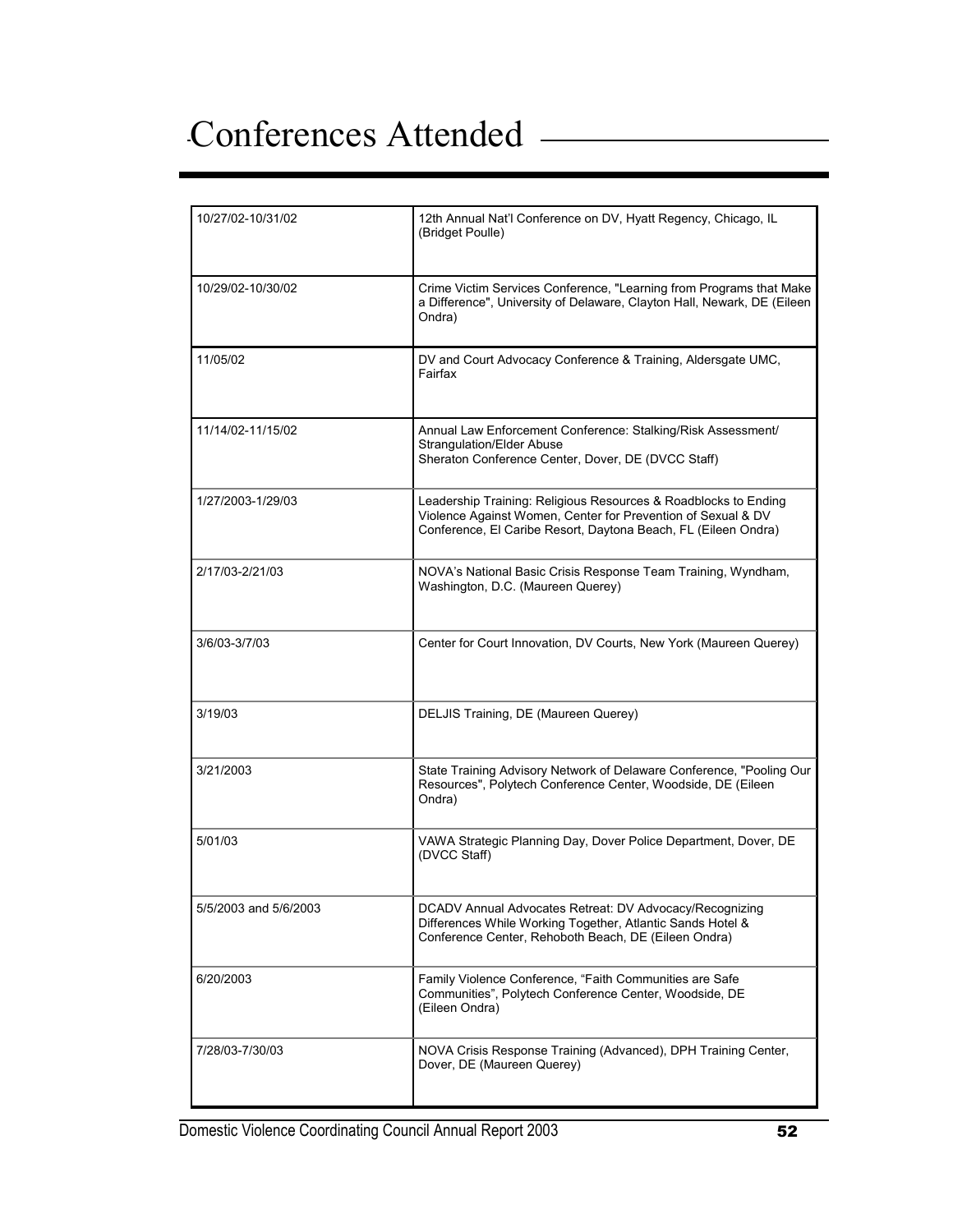# Conferences Attended

| | |
|---|---|
| 10/27/02-10/31/02 | 12th Annual Nat'l Conference on DV, Hyatt Regency, Chicago, IL (Bridget Poulle) |
| 10/29/02-10/30/02 | Crime Victim Services Conference, "Learning from Programs that Make a Difference", University of Delaware, Clayton Hall, Newark, DE (Eileen Ondra) |
| 11/05/02 | DV and Court Advocacy Conference & Training, Aldersgate UMC, Fairfax |
| 11/14/02-11/15/02 | Annual Law Enforcement Conference: Stalking/Risk Assessment/ Strangulation/Elder Abuse Sheraton Conference Center, Dover, DE (DVCC Staff) |
| 1/27/2003-1/29/03 | Leadership Training: Religious Resources & Roadblocks to Ending Violence Against Women, Center for Prevention of Sexual & DV Conference, El Caribe Resort, Daytona Beach, FL (Eileen Ondra) |
| 2/17/03-2/21/03 | NOVA's National Basic Crisis Response Team Training, Wyndham, Washington, D.C. (Maureen Querey) |
| 3/6/03-3/7/03 | Center for Court Innovation, DV Courts, New York (Maureen Querey) |
| 3/19/03 | DELJIS Training, DE (Maureen Querey) |
| 3/21/2003 | State Training Advisory Network of Delaware Conference, "Pooling Our Resources", Polytech Conference Center, Woodside, DE (Eileen Ondra) |
| 5/01/03 | VAWA Strategic Planning Day, Dover Police Department, Dover, DE (DVCC Staff) |
| 5/5/2003 and 5/6/2003 | DCADV Annual Advocates Retreat: DV Advocacy/Recognizing Differences While Working Together, Atlantic Sands Hotel & Conference Center, Rehoboth Beach, DE (Eileen Ondra) |
| 6/20/2003 | Family Violence Conference, "Faith Communities are Safe Communities", Polytech Conference Center, Woodside, DE (Eileen Ondra) |
| 7/28/03-7/30/03 | NOVA Crisis Response Training (Advanced), DPH Training Center, Dover, DE (Maureen Querey) |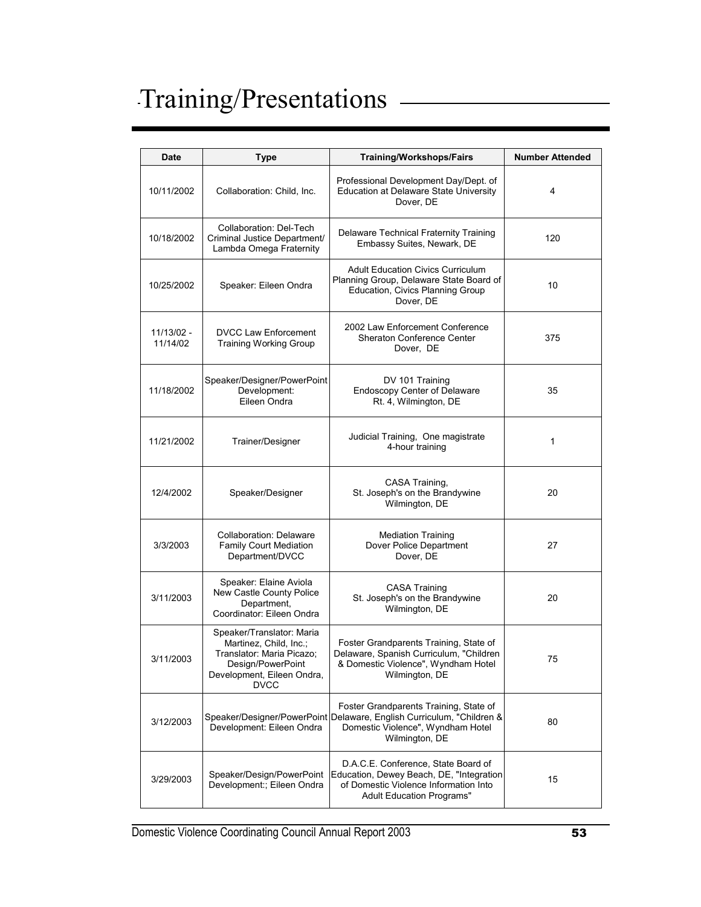# Training/Presentations

| Date | Type | Training/Workshops/Fairs | Number Attended |
|---|---|---|---|
| 10/11/2002 | Collaboration: Child, Inc. | Professional Development Day/Dept. of Education at Delaware State University Dover, DE | 4 |
| 10/18/2002 | Collaboration: Del-Tech Criminal Justice Department/ Lambda Omega Fraternity | Delaware Technical Fraternity Training Embassy Suites, Newark, DE | 120 |
| 10/25/2002 | Speaker: Eileen Ondra | Adult Education Civics Curriculum Planning Group, Delaware State Board of Education, Civics Planning Group Dover, DE | 10 |
| 11/13/02 - 11/14/02 | DVCC Law Enforcement Training Working Group | 2002 Law Enforcement Conference Sheraton Conference Center Dover, DE | 375 |
| 11/18/2002 | Speaker/Designer/PowerPoint Development: Eileen Ondra | DV 101 Training Endoscopy Center of Delaware Rt. 4, Wilmington, DE | 35 |
| 11/21/2002 | Trainer/Designer | Judicial Training, One magistrate 4-hour training | 1 |
| 12/4/2002 | Speaker/Designer | CASA Training, St. Joseph's on the Brandywine Wilmington, DE | 20 |
| 3/3/2003 | Collaboration: Delaware Family Court Mediation Department/DVCC | Mediation Training Dover Police Department Dover, DE | 27 |
| 3/11/2003 | Speaker: Elaine Aviola New Castle County Police Department, Coordinator: Eileen Ondra | CASA Training St. Joseph's on the Brandywine Wilmington, DE | 20 |
| 3/11/2003 | Speaker/Translator: Maria Martinez, Child, Inc.; Translator: Maria Picazo; Design/PowerPoint Development, Eileen Ondra, DVCC | Foster Grandparents Training, State of Delaware, Spanish Curriculum, "Children & Domestic Violence", Wyndham Hotel Wilmington, DE | 75 |
| 3/12/2003 | Speaker/Designer/PowerPoint Development: Eileen Ondra | Foster Grandparents Training, State of Delaware, English Curriculum, "Children & Domestic Violence", Wyndham Hotel Wilmington, DE | 80 |
| 3/29/2003 | Speaker/Design/PowerPoint Development:; Eileen Ondra | D.A.C.E. Conference, State Board of Education, Dewey Beach, DE, "Integration of Domestic Violence Information Into Adult Education Programs" | 15 |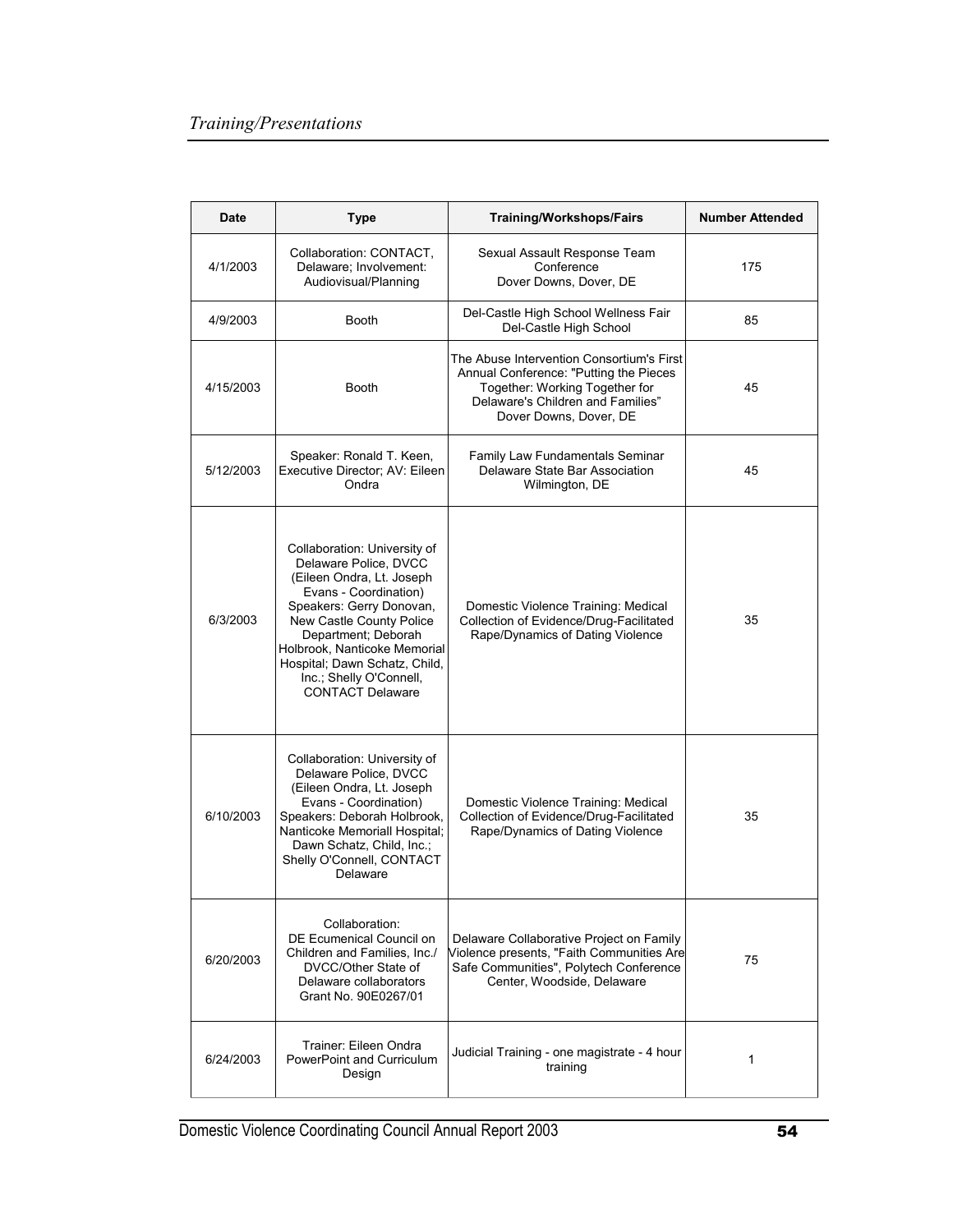*Training/Presentations*

| Date | Type | Training/Workshops/Fairs | Number Attended |
|---|---|---|---|
| 4/1/2003 | Collaboration: CONTACT, Delaware; Involvement: Audiovisual/Planning | Sexual Assault Response Team Conference Dover Downs, Dover, DE | 175 |
| 4/9/2003 | Booth | Del-Castle High School Wellness Fair Del-Castle High School | 85 |
| 4/15/2003 | Booth | The Abuse Intervention Consortium's First Annual Conference: "Putting the Pieces Together: Working Together for Delaware's Children and Families" Dover Downs, Dover, DE | 45 |
| 5/12/2003 | Speaker: Ronald T. Keen, Executive Director; AV: Eileen Ondra | Family Law Fundamentals Seminar Delaware State Bar Association Wilmington, DE | 45 |
| 6/3/2003 | Collaboration: University of Delaware Police, DVCC (Eileen Ondra, Lt. Joseph Evans - Coordination) Speakers: Gerry Donovan, New Castle County Police Department; Deborah Holbrook, Nanticoke Memorial Hospital; Dawn Schatz, Child, Inc.; Shelly O'Connell, CONTACT Delaware | Domestic Violence Training: Medical Collection of Evidence/Drug-Facilitated Rape/Dynamics of Dating Violence | 35 |
| 6/10/2003 | Collaboration: University of Delaware Police, DVCC (Eileen Ondra, Lt. Joseph Evans - Coordination) Speakers: Deborah Holbrook, Nanticoke Memoriall Hospital; Dawn Schatz, Child, Inc.; Shelly O'Connell, CONTACT Delaware | Domestic Violence Training: Medical Collection of Evidence/Drug-Facilitated Rape/Dynamics of Dating Violence | 35 |
| 6/20/2003 | Collaboration: DE Ecumenical Council on Children and Families, Inc./ DVCC/Other State of Delaware collaborators Grant No. 90E0267/01 | Delaware Collaborative Project on Family Violence presents, "Faith Communities Are Safe Communities", Polytech Conference Center, Woodside, Delaware | 75 |
| 6/24/2003 | Trainer: Eileen Ondra PowerPoint and Curriculum Design | Judicial Training - one magistrate - 4 hour training | 1 |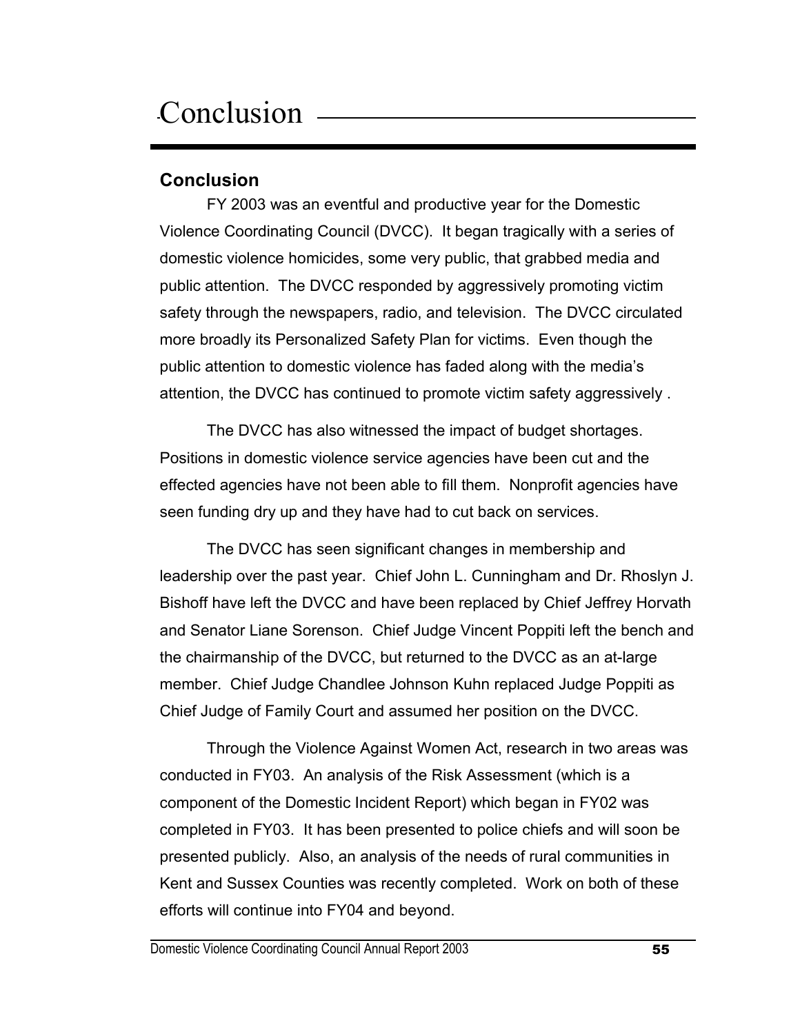# Conclusion

## Conclusion

FY 2003 was an eventful and productive year for the Domestic Violence Coordinating Council (DVCC). It began tragically with a series of domestic violence homicides, some very public, that grabbed media and public attention. The DVCC responded by aggressively promoting victim safety through the newspapers, radio, and television. The DVCC circulated more broadly its Personalized Safety Plan for victims. Even though the public attention to domestic violence has faded along with the media's attention, the DVCC has continued to promote victim safety aggressively .

The DVCC has also witnessed the impact of budget shortages. Positions in domestic violence service agencies have been cut and the effected agencies have not been able to fill them. Nonprofit agencies have seen funding dry up and they have had to cut back on services.

The DVCC has seen significant changes in membership and leadership over the past year. Chief John L. Cunningham and Dr. Rhoslyn J. Bishoff have left the DVCC and have been replaced by Chief Jeffrey Horvath and Senator Liane Sorenson. Chief Judge Vincent Poppiti left the bench and the chairmanship of the DVCC, but returned to the DVCC as an at-large member. Chief Judge Chandlee Johnson Kuhn replaced Judge Poppiti as Chief Judge of Family Court and assumed her position on the DVCC.

Through the Violence Against Women Act, research in two areas was conducted in FY03. An analysis of the Risk Assessment (which is a component of the Domestic Incident Report) which began in FY02 was completed in FY03. It has been presented to police chiefs and will soon be presented publicly. Also, an analysis of the needs of rural communities in Kent and Sussex Counties was recently completed. Work on both of these efforts will continue into FY04 and beyond.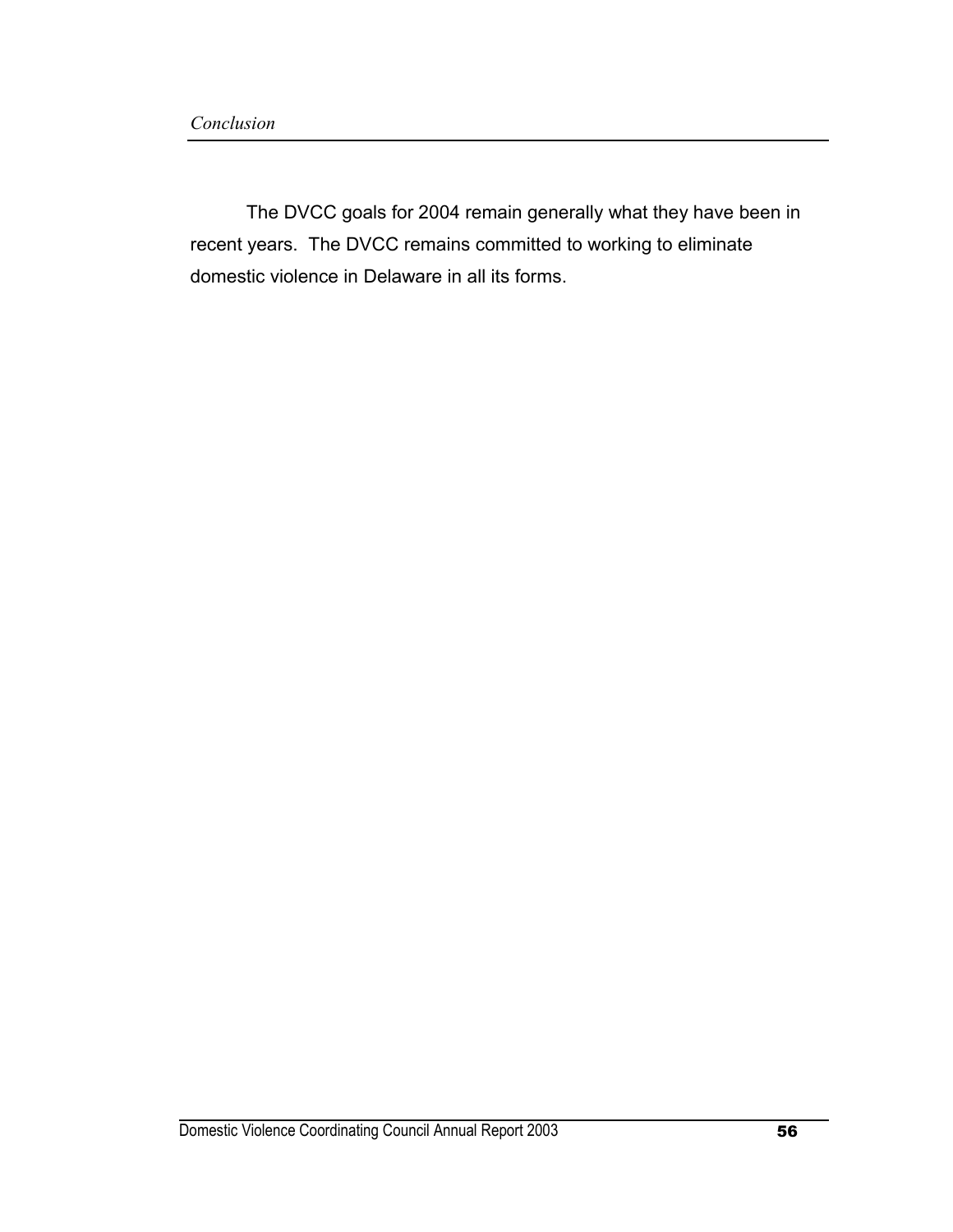*Conclusion*

The DVCC goals for 2004 remain generally what they have been in recent years. The DVCC remains committed to working to eliminate domestic violence in Delaware in all its forms.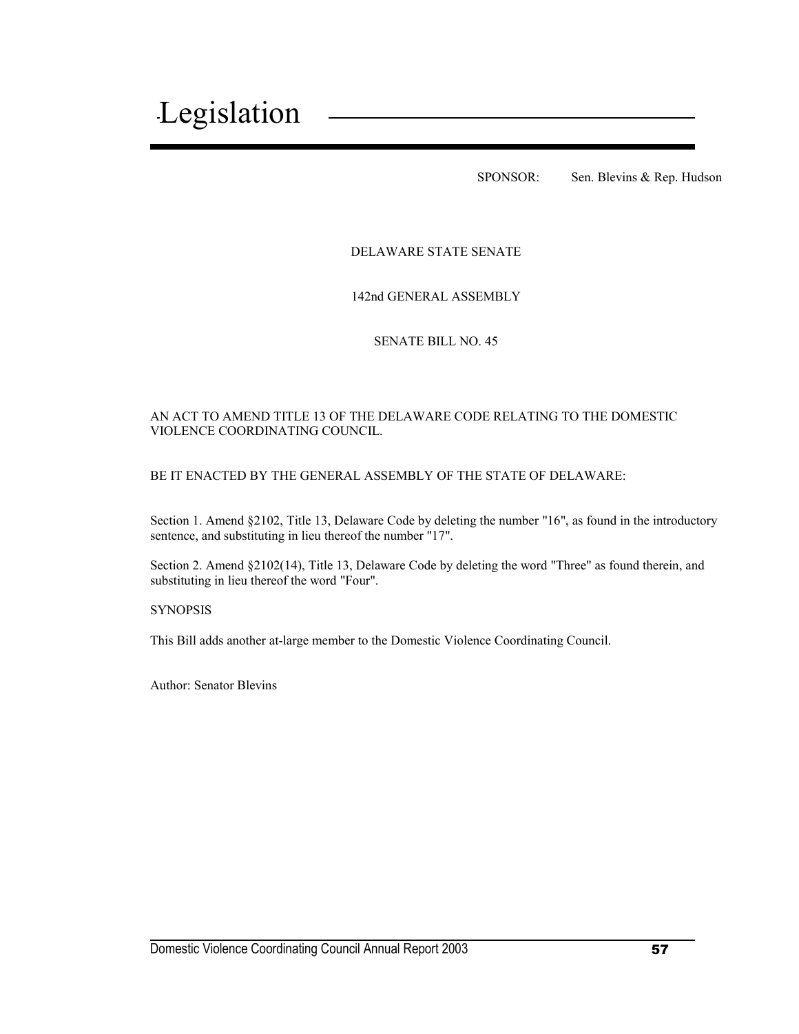# Legislation

SPONSOR: Sen. Blevins & Rep. Hudson

DELAWARE STATE SENATE

142nd GENERAL ASSEMBLY

SENATE BILL NO. 45

AN ACT TO AMEND TITLE 13 OF THE DELAWARE CODE RELATING TO THE DOMESTIC VIOLENCE COORDINATING COUNCIL.

BE IT ENACTED BY THE GENERAL ASSEMBLY OF THE STATE OF DELAWARE:

Section 1. Amend §2102, Title 13, Delaware Code by deleting the number "16", as found in the introductory sentence, and substituting in lieu thereof the number "17".

Section 2. Amend §2102(14), Title 13, Delaware Code by deleting the word "Three" as found therein, and substituting in lieu thereof the word "Four".

SYNOPSIS

This Bill adds another at-large member to the Domestic Violence Coordinating Council.

Author: Senator Blevins